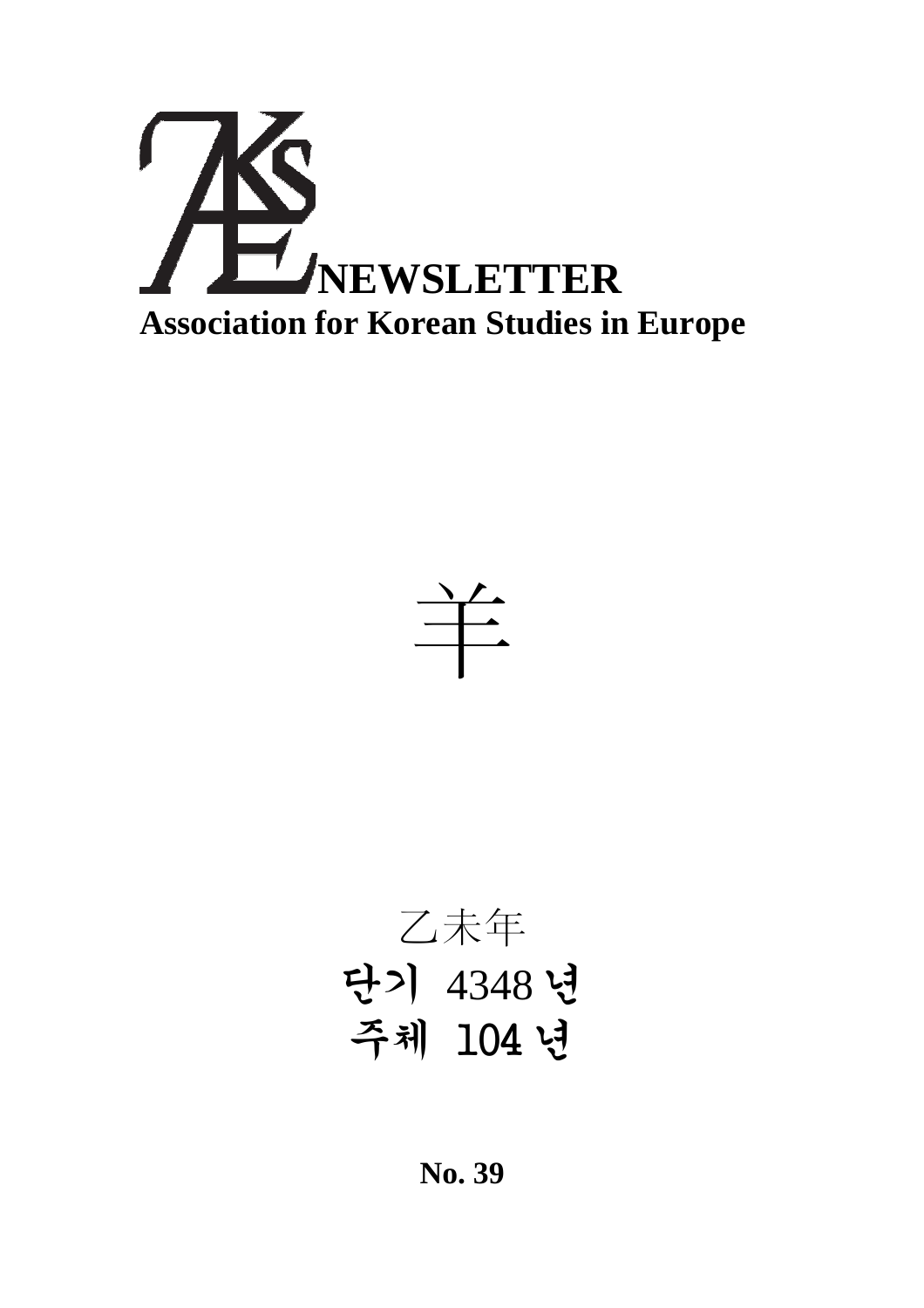# AKSE NEWSLETTER

## Association for Korean Studies in Europe

羊

乙未年

단기 4348 년

주체 104 년

**No. 39**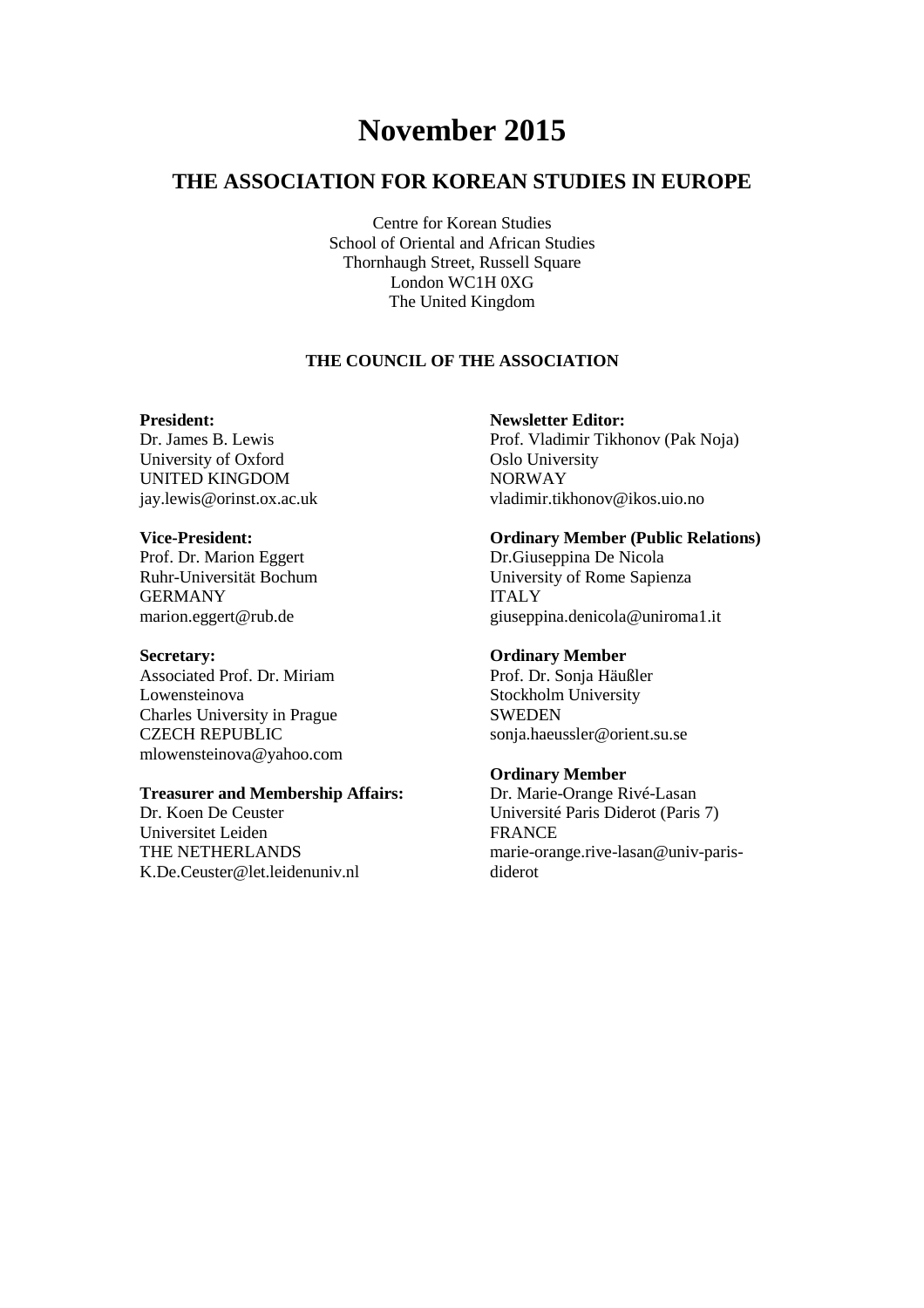# November 2015

## THE ASSOCIATION FOR KOREAN STUDIES IN EUROPE

Centre for Korean Studies
School of Oriental and African Studies
Thornhaugh Street, Russell Square
London WC1H 0XG
The United Kingdom

### THE COUNCIL OF THE ASSOCIATION

**President:**
Dr. James B. Lewis
University of Oxford
UNITED KINGDOM
jay.lewis@orinst.ox.ac.uk

**Vice-President:**
Prof. Dr. Marion Eggert
Ruhr-Universität Bochum
GERMANY
marion.eggert@rub.de

**Secretary:**
Associated Prof. Dr. Miriam Lowensteinova
Charles University in Prague
CZECH REPUBLIC
mlowensteinova@yahoo.com

**Treasurer and Membership Affairs:**
Dr. Koen De Ceuster
Universitet Leiden
THE NETHERLANDS
K.De.Ceuster@let.leidenuniv.nl

**Newsletter Editor:**
Prof. Vladimir Tikhonov (Pak Noja)
Oslo University
NORWAY
vladimir.tikhonov@ikos.uio.no

**Ordinary Member (Public Relations)**
Dr.Giuseppina De Nicola
University of Rome Sapienza
ITALY
giuseppina.denicola@uniroma1.it

**Ordinary Member**
Prof. Dr. Sonja Häußler
Stockholm University
SWEDEN
sonja.haeussler@orient.su.se

**Ordinary Member**
Dr. Marie-Orange Rivé-Lasan
Université Paris Diderot (Paris 7)
FRANCE
marie-orange.rive-lasan@univ-paris-diderot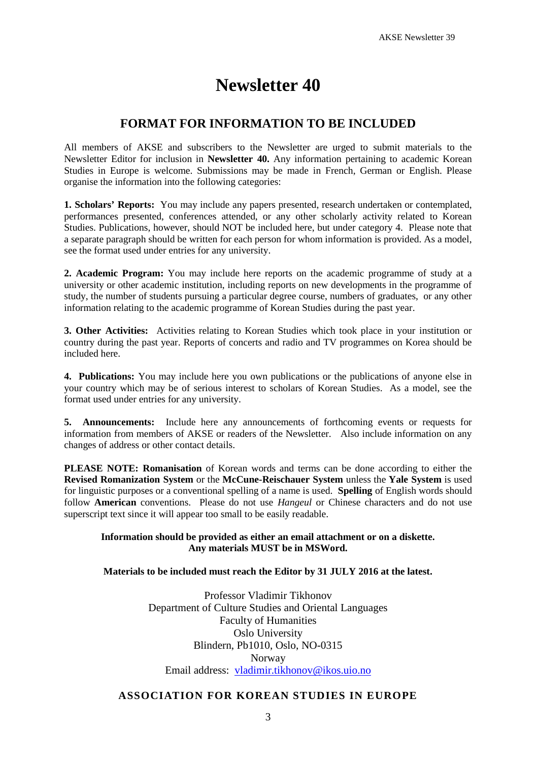# Newsletter 40

## FORMAT FOR INFORMATION TO BE INCLUDED

All members of AKSE and subscribers to the Newsletter are urged to submit materials to the Newsletter Editor for inclusion in **Newsletter 40.** Any information pertaining to academic Korean Studies in Europe is welcome. Submissions may be made in French, German or English. Please organise the information into the following categories:

**1. Scholars' Reports:** You may include any papers presented, research undertaken or contemplated, performances presented, conferences attended, or any other scholarly activity related to Korean Studies. Publications, however, should NOT be included here, but under category 4. Please note that a separate paragraph should be written for each person for whom information is provided. As a model, see the format used under entries for any university.

**2. Academic Program:** You may include here reports on the academic programme of study at a university or other academic institution, including reports on new developments in the programme of study, the number of students pursuing a particular degree course, numbers of graduates, or any other information relating to the academic programme of Korean Studies during the past year.

**3. Other Activities:** Activities relating to Korean Studies which took place in your institution or country during the past year. Reports of concerts and radio and TV programmes on Korea should be included here.

**4. Publications:** You may include here you own publications or the publications of anyone else in your country which may be of serious interest to scholars of Korean Studies. As a model, see the format used under entries for any university.

**5. Announcements:** Include here any announcements of forthcoming events or requests for information from members of AKSE or readers of the Newsletter. Also include information on any changes of address or other contact details.

**PLEASE NOTE: Romanisation** of Korean words and terms can be done according to either the **Revised Romanization System** or the **McCune-Reischauer System** unless the **Yale System** is used for linguistic purposes or a conventional spelling of a name is used. **Spelling** of English words should follow **American** conventions. Please do not use *Hangeul* or Chinese characters and do not use superscript text since it will appear too small to be easily readable.

**Information should be provided as either an email attachment or on a diskette. Any materials MUST be in MSWord.**

**Materials to be included must reach the Editor by 31 JULY 2016 at the latest.**

Professor Vladimir Tikhonov
Department of Culture Studies and Oriental Languages
Faculty of Humanities
Oslo University
Blindern, Pb1010, Oslo, NO-0315
Norway
Email address: vladimir.tikhonov@ikos.uio.no

**ASSOCIATION FOR KOREAN STUDIES IN EUROPE**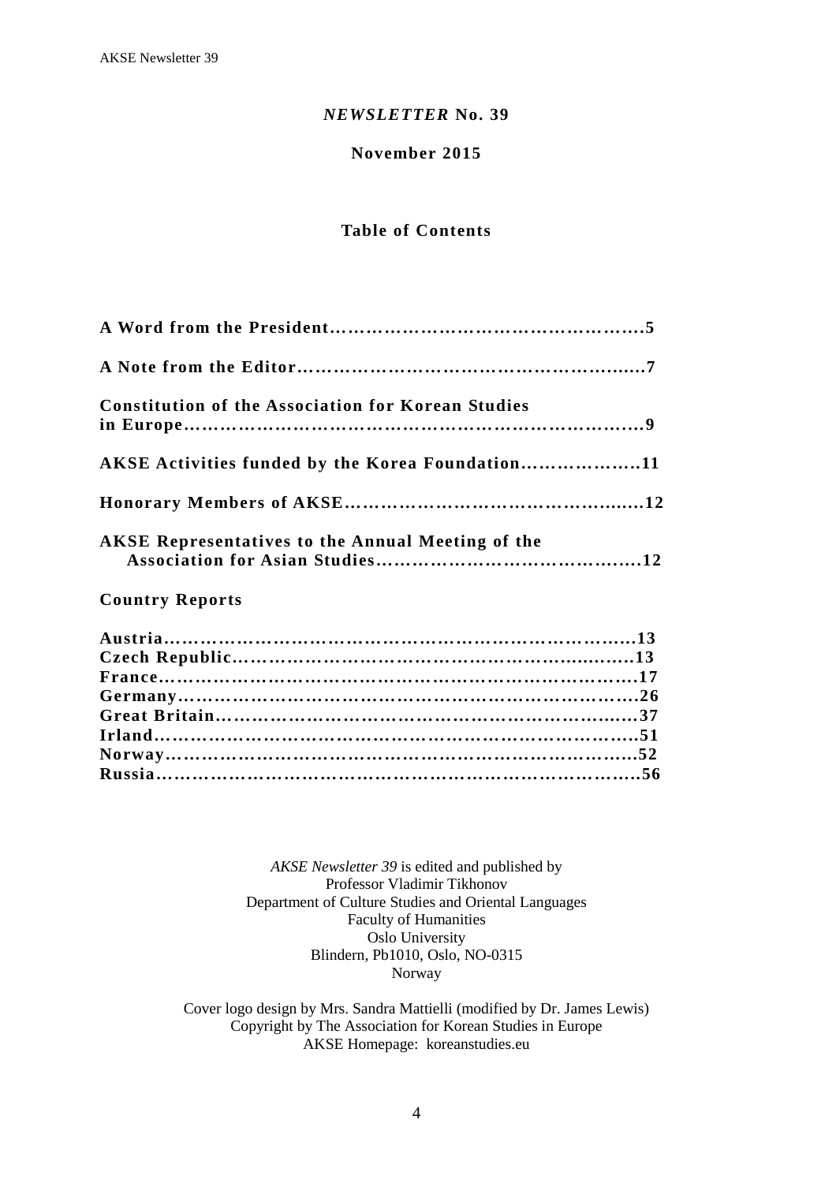***NEWSLETTER* No. 39**

**November 2015**

## Table of Contents

**A Word from the President……………………………………………5**

**A Note from the Editor…………………………………………….....7**

**Constitution of the Association for Korean Studies in Europe…………………………………………………………………9**

**AKSE Activities funded by the Korea Foundation……………….11**

**Honorary Members of AKSE…………………………………….....12**

**AKSE Representatives to the Annual Meeting of the Association for Asian Studies……………………………………12**

**Country Reports**

**Austria…………………………………………………………………13**
**Czech Republic………………………………………………..........13**
**France…………………………………………………………………17**
**Germany………………………………………………………………26**
**Great Britain……………………………………………………….....37**
**Irland…………………………………………………………………51**
**Norway………………………………………………………………..52**
**Russia…………………………………………………………………56**

*AKSE Newsletter 39* is edited and published by
Professor Vladimir Tikhonov
Department of Culture Studies and Oriental Languages
Faculty of Humanities
Oslo University
Blindern, Pb1010, Oslo, NO-0315
Norway

Cover logo design by Mrs. Sandra Mattielli (modified by Dr. James Lewis)
Copyright by The Association for Korean Studies in Europe
AKSE Homepage: koreanstudies.eu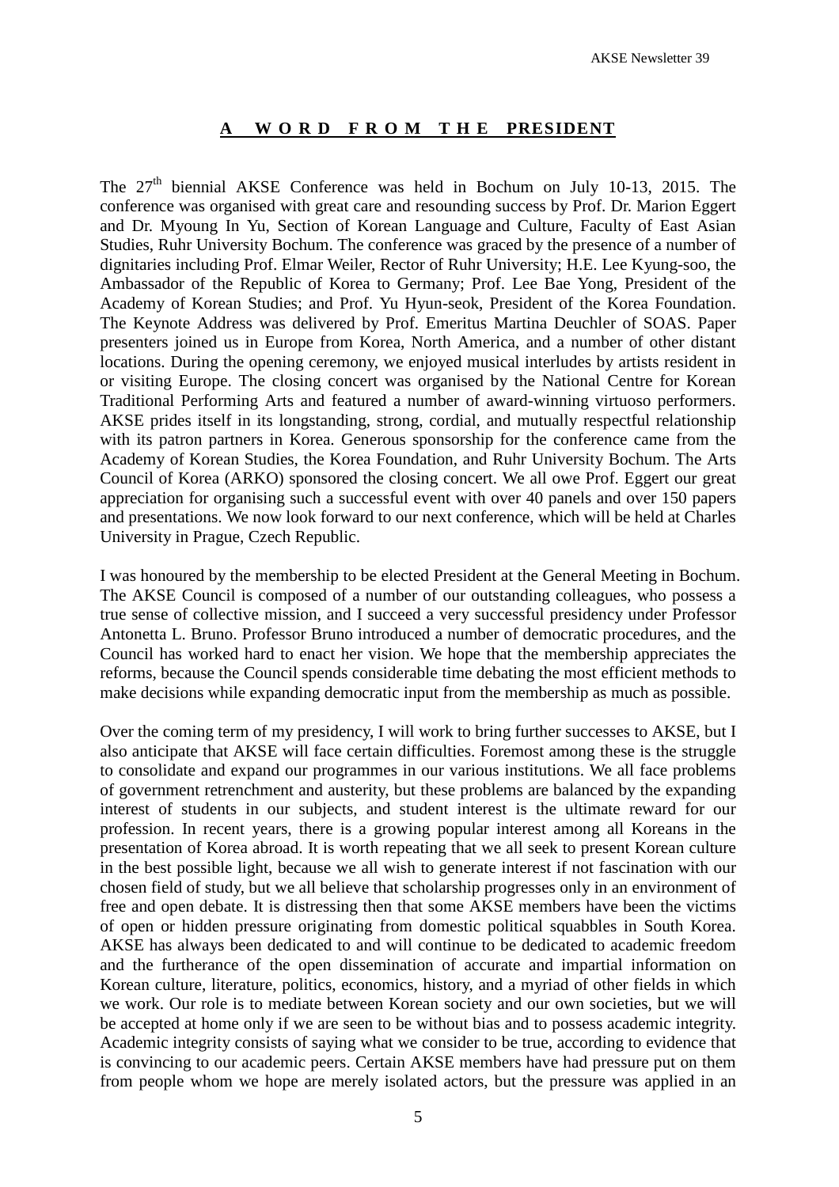## A WORD FROM THE PRESIDENT

The 27th biennial AKSE Conference was held in Bochum on July 10-13, 2015. The conference was organised with great care and resounding success by Prof. Dr. Marion Eggert and Dr. Myoung In Yu, Section of Korean Language and Culture, Faculty of East Asian Studies, Ruhr University Bochum. The conference was graced by the presence of a number of dignitaries including Prof. Elmar Weiler, Rector of Ruhr University; H.E. Lee Kyung-soo, the Ambassador of the Republic of Korea to Germany; Prof. Lee Bae Yong, President of the Academy of Korean Studies; and Prof. Yu Hyun-seok, President of the Korea Foundation. The Keynote Address was delivered by Prof. Emeritus Martina Deuchler of SOAS. Paper presenters joined us in Europe from Korea, North America, and a number of other distant locations. During the opening ceremony, we enjoyed musical interludes by artists resident in or visiting Europe. The closing concert was organised by the National Centre for Korean Traditional Performing Arts and featured a number of award-winning virtuoso performers. AKSE prides itself in its longstanding, strong, cordial, and mutually respectful relationship with its patron partners in Korea. Generous sponsorship for the conference came from the Academy of Korean Studies, the Korea Foundation, and Ruhr University Bochum. The Arts Council of Korea (ARKO) sponsored the closing concert. We all owe Prof. Eggert our great appreciation for organising such a successful event with over 40 panels and over 150 papers and presentations. We now look forward to our next conference, which will be held at Charles University in Prague, Czech Republic.

I was honoured by the membership to be elected President at the General Meeting in Bochum. The AKSE Council is composed of a number of our outstanding colleagues, who possess a true sense of collective mission, and I succeed a very successful presidency under Professor Antonetta L. Bruno. Professor Bruno introduced a number of democratic procedures, and the Council has worked hard to enact her vision. We hope that the membership appreciates the reforms, because the Council spends considerable time debating the most efficient methods to make decisions while expanding democratic input from the membership as much as possible.

Over the coming term of my presidency, I will work to bring further successes to AKSE, but I also anticipate that AKSE will face certain difficulties. Foremost among these is the struggle to consolidate and expand our programmes in our various institutions. We all face problems of government retrenchment and austerity, but these problems are balanced by the expanding interest of students in our subjects, and student interest is the ultimate reward for our profession. In recent years, there is a growing popular interest among all Koreans in the presentation of Korea abroad. It is worth repeating that we all seek to present Korean culture in the best possible light, because we all wish to generate interest if not fascination with our chosen field of study, but we all believe that scholarship progresses only in an environment of free and open debate. It is distressing then that some AKSE members have been the victims of open or hidden pressure originating from domestic political squabbles in South Korea. AKSE has always been dedicated to and will continue to be dedicated to academic freedom and the furtherance of the open dissemination of accurate and impartial information on Korean culture, literature, politics, economics, history, and a myriad of other fields in which we work. Our role is to mediate between Korean society and our own societies, but we will be accepted at home only if we are seen to be without bias and to possess academic integrity. Academic integrity consists of saying what we consider to be true, according to evidence that is convincing to our academic peers. Certain AKSE members have had pressure put on them from people whom we hope are merely isolated actors, but the pressure was applied in an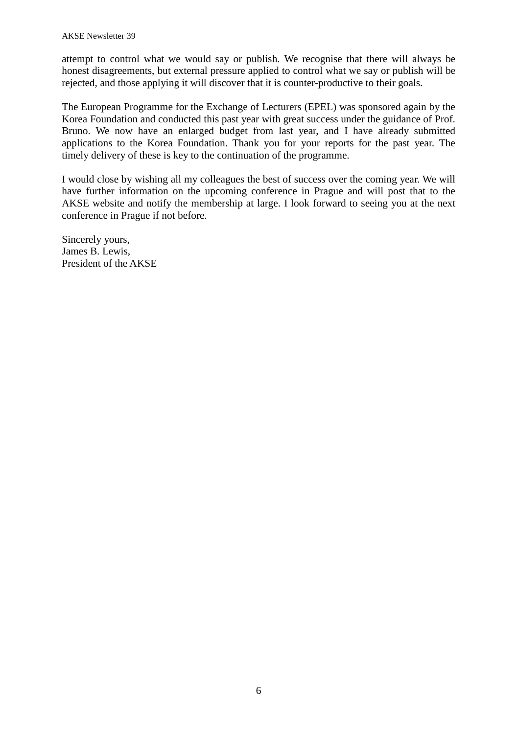attempt to control what we would say or publish. We recognise that there will always be honest disagreements, but external pressure applied to control what we say or publish will be rejected, and those applying it will discover that it is counter-productive to their goals.

The European Programme for the Exchange of Lecturers (EPEL) was sponsored again by the Korea Foundation and conducted this past year with great success under the guidance of Prof. Bruno. We now have an enlarged budget from last year, and I have already submitted applications to the Korea Foundation. Thank you for your reports for the past year. The timely delivery of these is key to the continuation of the programme.

I would close by wishing all my colleagues the best of success over the coming year. We will have further information on the upcoming conference in Prague and will post that to the AKSE website and notify the membership at large. I look forward to seeing you at the next conference in Prague if not before.

Sincerely yours,
James B. Lewis,
President of the AKSE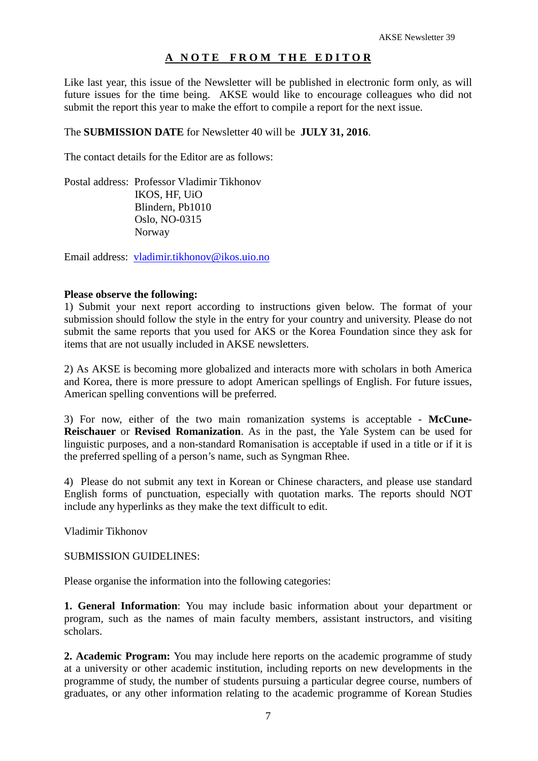## A NOTE FROM THE EDITOR

Like last year, this issue of the Newsletter will be published in electronic form only, as will future issues for the time being. AKSE would like to encourage colleagues who did not submit the report this year to make the effort to compile a report for the next issue.

The **SUBMISSION DATE** for Newsletter 40 will be **JULY 31, 2016**.

The contact details for the Editor are as follows:

Postal address: Professor Vladimir Tikhonov
IKOS, HF, UiO
Blindern, Pb1010
Oslo, NO-0315
Norway

Email address: vladimir.tikhonov@ikos.uio.no

**Please observe the following:**

1) Submit your next report according to instructions given below. The format of your submission should follow the style in the entry for your country and university. Please do not submit the same reports that you used for AKS or the Korea Foundation since they ask for items that are not usually included in AKSE newsletters.

2) As AKSE is becoming more globalized and interacts more with scholars in both America and Korea, there is more pressure to adopt American spellings of English. For future issues, American spelling conventions will be preferred.

3) For now, either of the two main romanization systems is acceptable - **McCune-Reischauer** or **Revised Romanization**. As in the past, the Yale System can be used for linguistic purposes, and a non-standard Romanisation is acceptable if used in a title or if it is the preferred spelling of a person's name, such as Syngman Rhee.

4) Please do not submit any text in Korean or Chinese characters, and please use standard English forms of punctuation, especially with quotation marks. The reports should NOT include any hyperlinks as they make the text difficult to edit.

Vladimir Tikhonov

SUBMISSION GUIDELINES:

Please organise the information into the following categories:

**1. General Information**: You may include basic information about your department or program, such as the names of main faculty members, assistant instructors, and visiting scholars.

**2. Academic Program:** You may include here reports on the academic programme of study at a university or other academic institution, including reports on new developments in the programme of study, the number of students pursuing a particular degree course, numbers of graduates, or any other information relating to the academic programme of Korean Studies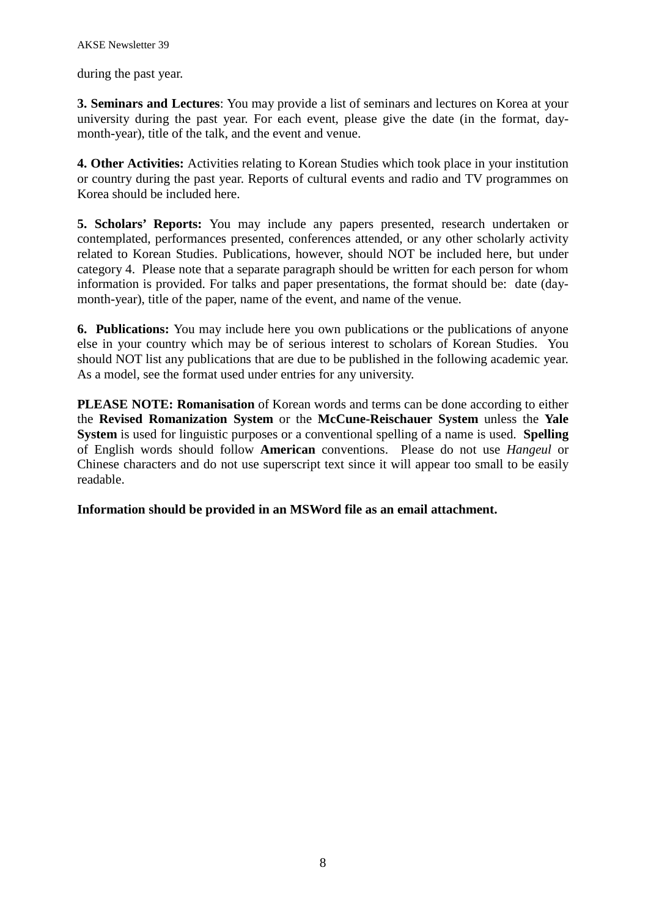during the past year.

**3. Seminars and Lectures**: You may provide a list of seminars and lectures on Korea at your university during the past year. For each event, please give the date (in the format, day-month-year), title of the talk, and the event and venue.

**4. Other Activities:** Activities relating to Korean Studies which took place in your institution or country during the past year. Reports of cultural events and radio and TV programmes on Korea should be included here.

**5. Scholars' Reports:** You may include any papers presented, research undertaken or contemplated, performances presented, conferences attended, or any other scholarly activity related to Korean Studies. Publications, however, should NOT be included here, but under category 4. Please note that a separate paragraph should be written for each person for whom information is provided. For talks and paper presentations, the format should be: date (day-month-year), title of the paper, name of the event, and name of the venue.

**6. Publications:** You may include here you own publications or the publications of anyone else in your country which may be of serious interest to scholars of Korean Studies. You should NOT list any publications that are due to be published in the following academic year. As a model, see the format used under entries for any university.

**PLEASE NOTE: Romanisation** of Korean words and terms can be done according to either the **Revised Romanization System** or the **McCune-Reischauer System** unless the **Yale System** is used for linguistic purposes or a conventional spelling of a name is used. **Spelling** of English words should follow **American** conventions. Please do not use *Hangeul* or Chinese characters and do not use superscript text since it will appear too small to be easily readable.

**Information should be provided in an MSWord file as an email attachment.**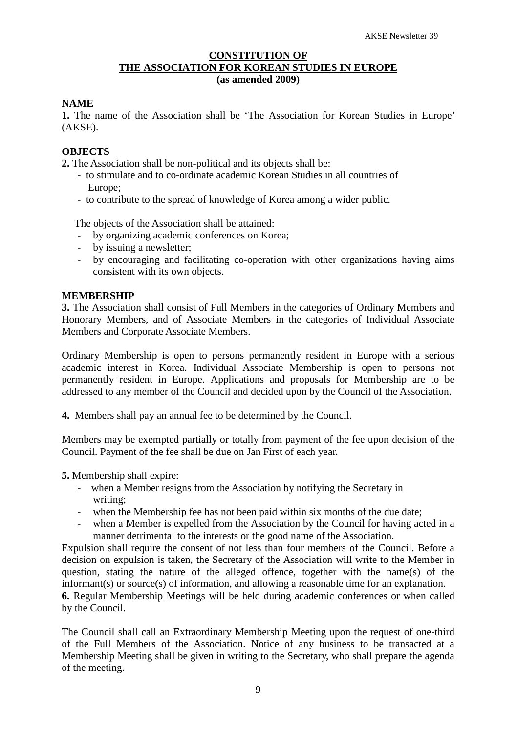# CONSTITUTION OF THE ASSOCIATION FOR KOREAN STUDIES IN EUROPE
**(as amended 2009)**

## NAME

**1.** The name of the Association shall be 'The Association for Korean Studies in Europe' (AKSE).

## OBJECTS

**2.** The Association shall be non-political and its objects shall be:

- to stimulate and to co-ordinate academic Korean Studies in all countries of Europe;
- to contribute to the spread of knowledge of Korea among a wider public.

The objects of the Association shall be attained:

- by organizing academic conferences on Korea;
- by issuing a newsletter;
- by encouraging and facilitating co-operation with other organizations having aims consistent with its own objects.

## MEMBERSHIP

**3.** The Association shall consist of Full Members in the categories of Ordinary Members and Honorary Members, and of Associate Members in the categories of Individual Associate Members and Corporate Associate Members.

Ordinary Membership is open to persons permanently resident in Europe with a serious academic interest in Korea. Individual Associate Membership is open to persons not permanently resident in Europe. Applications and proposals for Membership are to be addressed to any member of the Council and decided upon by the Council of the Association.

**4.** Members shall pay an annual fee to be determined by the Council.

Members may be exempted partially or totally from payment of the fee upon decision of the Council. Payment of the fee shall be due on Jan First of each year.

**5.** Membership shall expire:

- when a Member resigns from the Association by notifying the Secretary in writing;
- when the Membership fee has not been paid within six months of the due date;
- when a Member is expelled from the Association by the Council for having acted in a manner detrimental to the interests or the good name of the Association.

Expulsion shall require the consent of not less than four members of the Council. Before a decision on expulsion is taken, the Secretary of the Association will write to the Member in question, stating the nature of the alleged offence, together with the name(s) of the informant(s) or source(s) of information, and allowing a reasonable time for an explanation.

**6.** Regular Membership Meetings will be held during academic conferences or when called by the Council.

The Council shall call an Extraordinary Membership Meeting upon the request of one-third of the Full Members of the Association. Notice of any business to be transacted at a Membership Meeting shall be given in writing to the Secretary, who shall prepare the agenda of the meeting.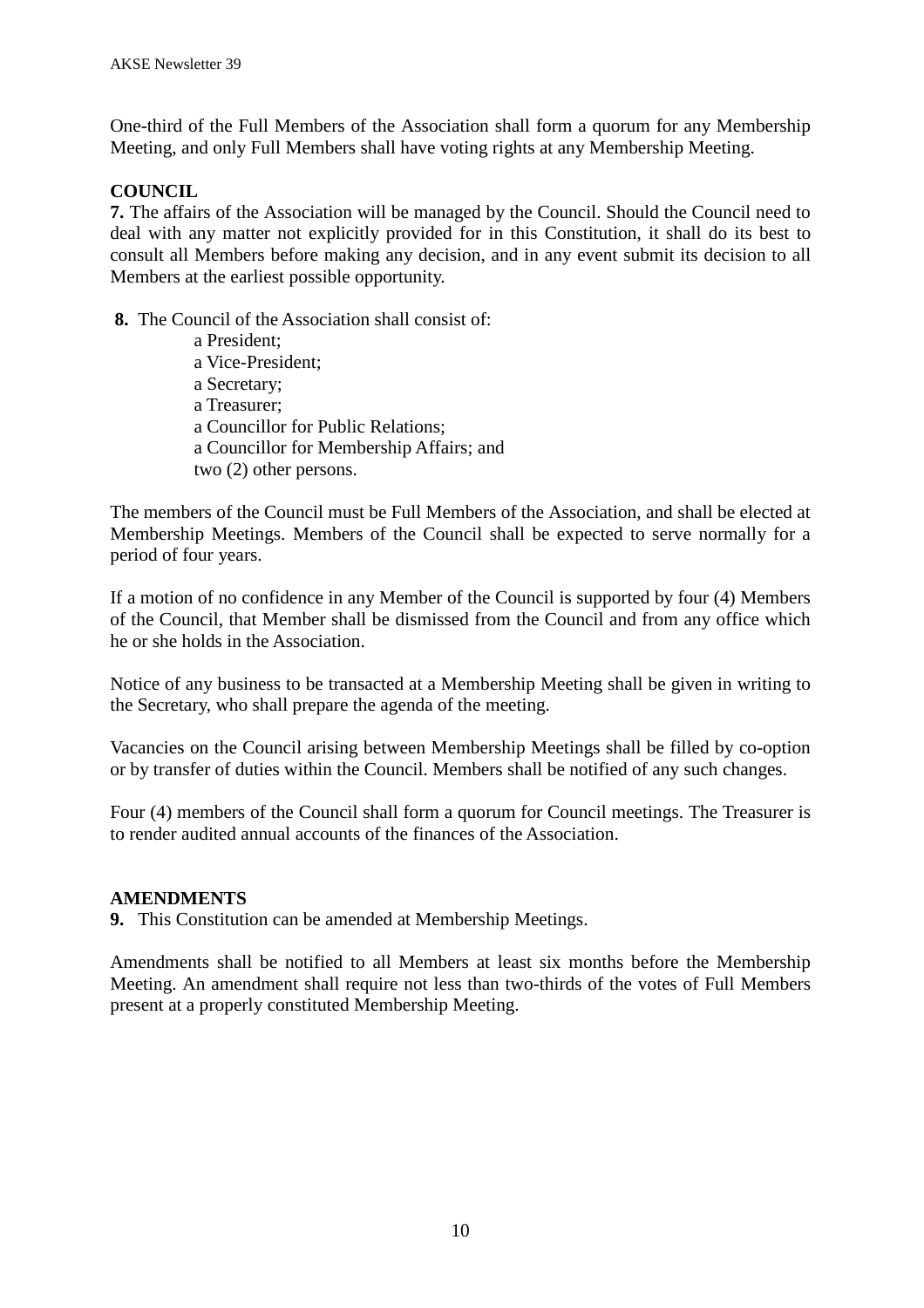One-third of the Full Members of the Association shall form a quorum for any Membership Meeting, and only Full Members shall have voting rights at any Membership Meeting.

**COUNCIL**

**7.** The affairs of the Association will be managed by the Council. Should the Council need to deal with any matter not explicitly provided for in this Constitution, it shall do its best to consult all Members before making any decision, and in any event submit its decision to all Members at the earliest possible opportunity.

**8.** The Council of the Association shall consist of:

- a President;
- a Vice-President;
- a Secretary;
- a Treasurer;
- a Councillor for Public Relations;
- a Councillor for Membership Affairs; and
- two (2) other persons.

The members of the Council must be Full Members of the Association, and shall be elected at Membership Meetings. Members of the Council shall be expected to serve normally for a period of four years.

If a motion of no confidence in any Member of the Council is supported by four (4) Members of the Council, that Member shall be dismissed from the Council and from any office which he or she holds in the Association.

Notice of any business to be transacted at a Membership Meeting shall be given in writing to the Secretary, who shall prepare the agenda of the meeting.

Vacancies on the Council arising between Membership Meetings shall be filled by co-option or by transfer of duties within the Council. Members shall be notified of any such changes.

Four (4) members of the Council shall form a quorum for Council meetings. The Treasurer is to render audited annual accounts of the finances of the Association.

**AMENDMENTS**

**9.** This Constitution can be amended at Membership Meetings.

Amendments shall be notified to all Members at least six months before the Membership Meeting. An amendment shall require not less than two-thirds of the votes of Full Members present at a properly constituted Membership Meeting.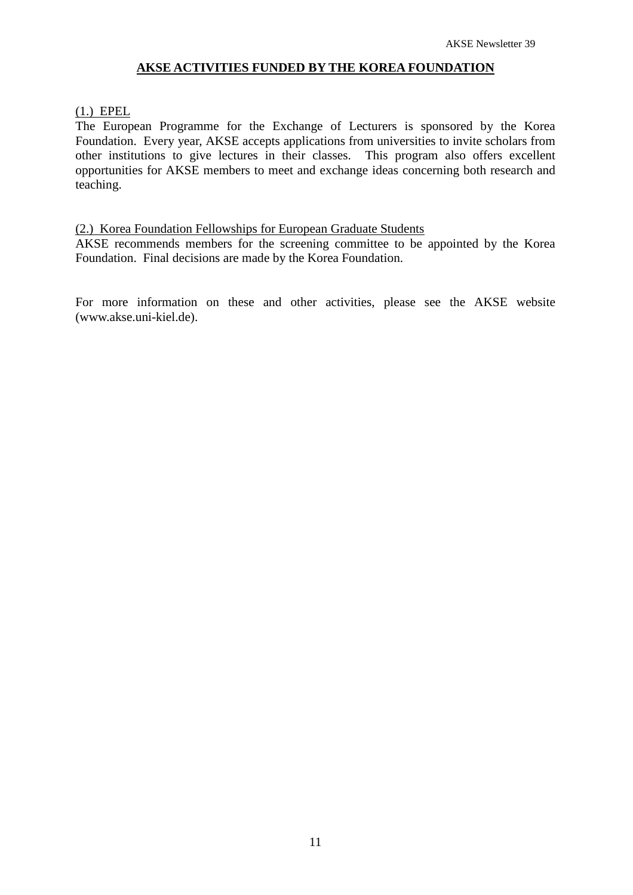## AKSE ACTIVITIES FUNDED BY THE KOREA FOUNDATION

(1.) EPEL

The European Programme for the Exchange of Lecturers is sponsored by the Korea Foundation. Every year, AKSE accepts applications from universities to invite scholars from other institutions to give lectures in their classes. This program also offers excellent opportunities for AKSE members to meet and exchange ideas concerning both research and teaching.

(2.) Korea Foundation Fellowships for European Graduate Students

AKSE recommends members for the screening committee to be appointed by the Korea Foundation. Final decisions are made by the Korea Foundation.

For more information on these and other activities, please see the AKSE website (www.akse.uni-kiel.de).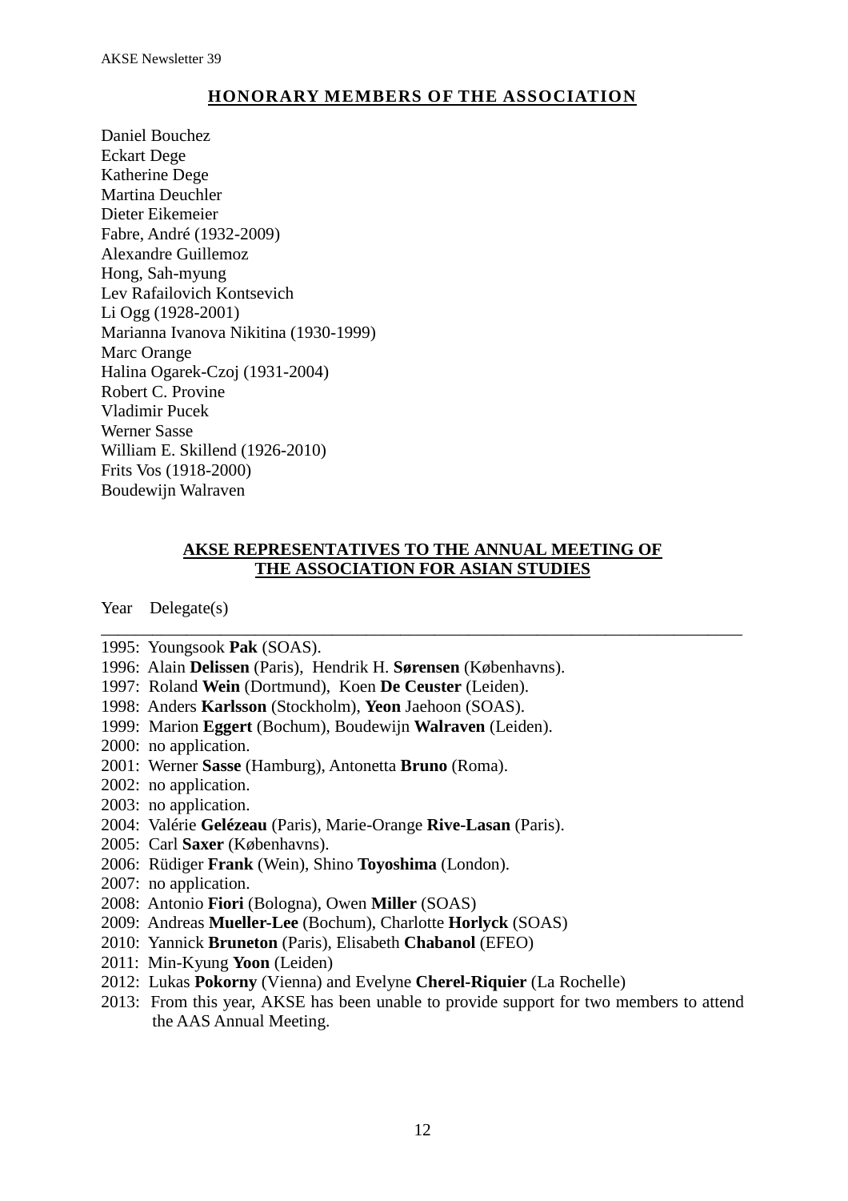## HONORARY MEMBERS OF THE ASSOCIATION

Daniel Bouchez
Eckart Dege
Katherine Dege
Martina Deuchler
Dieter Eikemeier
Fabre, André (1932-2009)
Alexandre Guillemoz
Hong, Sah-myung
Lev Rafailovich Kontsevich
Li Ogg (1928-2001)
Marianna Ivanova Nikitina (1930-1999)
Marc Orange
Halina Ogarek-Czoj (1931-2004)
Robert C. Provine
Vladimir Pucek
Werner Sasse
William E. Skillend (1926-2010)
Frits Vos (1918-2000)
Boudewijn Walraven

## AKSE REPRESENTATIVES TO THE ANNUAL MEETING OF THE ASSOCIATION FOR ASIAN STUDIES

Year Delegate(s)

---

1995: Youngsook **Pak** (SOAS).
1996: Alain **Delissen** (Paris), Hendrik H. **Sørensen** (Københavns).
1997: Roland **Wein** (Dortmund), Koen **De Ceuster** (Leiden).
1998: Anders **Karlsson** (Stockholm), **Yeon** Jaehoon (SOAS).
1999: Marion **Eggert** (Bochum), Boudewijn **Walraven** (Leiden).
2000: no application.
2001: Werner **Sasse** (Hamburg), Antonetta **Bruno** (Roma).
2002: no application.
2003: no application.
2004: Valérie **Gelézeau** (Paris), Marie-Orange **Rive-Lasan** (Paris).
2005: Carl **Saxer** (Københavns).
2006: Rüdiger **Frank** (Wein), Shino **Toyoshima** (London).
2007: no application.
2008: Antonio **Fiori** (Bologna), Owen **Miller** (SOAS)
2009: Andreas **Mueller-Lee** (Bochum), Charlotte **Horlyck** (SOAS)
2010: Yannick **Bruneton** (Paris), Elisabeth **Chabanol** (EFEO)
2011: Min-Kyung **Yoon** (Leiden)
2012: Lukas **Pokorny** (Vienna) and Evelyne **Cherel-Riquier** (La Rochelle)
2013: From this year, AKSE has been unable to provide support for two members to attend the AAS Annual Meeting.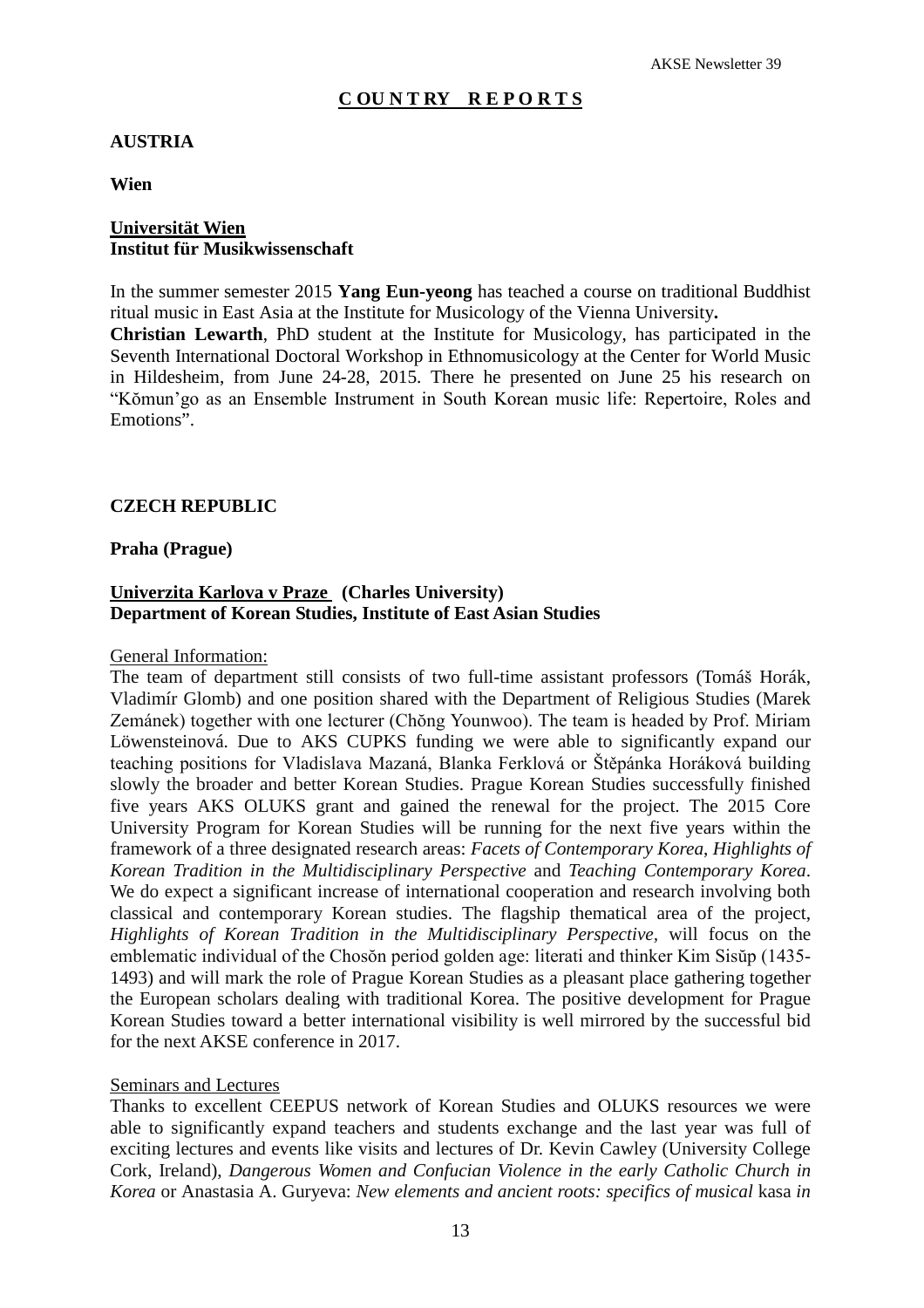# C OU N T RY  R E P O R T S

## AUSTRIA

### Wien

**Universität Wien**
**Institut für Musikwissenschaft**

In the summer semester 2015 **Yang Eun-yeong** has teached a course on traditional Buddhist ritual music in East Asia at the Institute for Musicology of the Vienna University**.**
**Christian Lewarth**, PhD student at the Institute for Musicology, has participated in the Seventh International Doctoral Workshop in Ethnomusicology at the Center for World Music in Hildesheim, from June 24-28, 2015. There he presented on June 25 his research on "Kŏmun'go as an Ensemble Instrument in South Korean music life: Repertoire, Roles and Emotions".

## CZECH REPUBLIC

### Praha (Prague)

**Univerzita Karlova v Praze (Charles University)**
**Department of Korean Studies, Institute of East Asian Studies**

General Information:
The team of department still consists of two full-time assistant professors (Tomáš Horák, Vladimír Glomb) and one position shared with the Department of Religious Studies (Marek Zemánek) together with one lecturer (Chŏng Younwoo). The team is headed by Prof. Miriam Löwensteinová. Due to AKS CUPKS funding we were able to significantly expand our teaching positions for Vladislava Mazaná, Blanka Ferklová or Štěpánka Horáková building slowly the broader and better Korean Studies. Prague Korean Studies successfully finished five years AKS OLUKS grant and gained the renewal for the project. The 2015 Core University Program for Korean Studies will be running for the next five years within the framework of a three designated research areas: *Facets of Contemporary Korea*, *Highlights of Korean Tradition in the Multidisciplinary Perspective* and *Teaching Contemporary Korea*. We do expect a significant increase of international cooperation and research involving both classical and contemporary Korean studies. The flagship thematical area of the project, *Highlights of Korean Tradition in the Multidisciplinary Perspective*, will focus on the emblematic individual of the Chosŏn period golden age: literati and thinker Kim Sisŭp (1435-1493) and will mark the role of Prague Korean Studies as a pleasant place gathering together the European scholars dealing with traditional Korea. The positive development for Prague Korean Studies toward a better international visibility is well mirrored by the successful bid for the next AKSE conference in 2017.

Seminars and Lectures
Thanks to excellent CEEPUS network of Korean Studies and OLUKS resources we were able to significantly expand teachers and students exchange and the last year was full of exciting lectures and events like visits and lectures of Dr. Kevin Cawley (University College Cork, Ireland), *Dangerous Women and Confucian Violence in the early Catholic Church in Korea* or Anastasia A. Guryeva: *New elements and ancient roots: specifics of musical* kasa *in*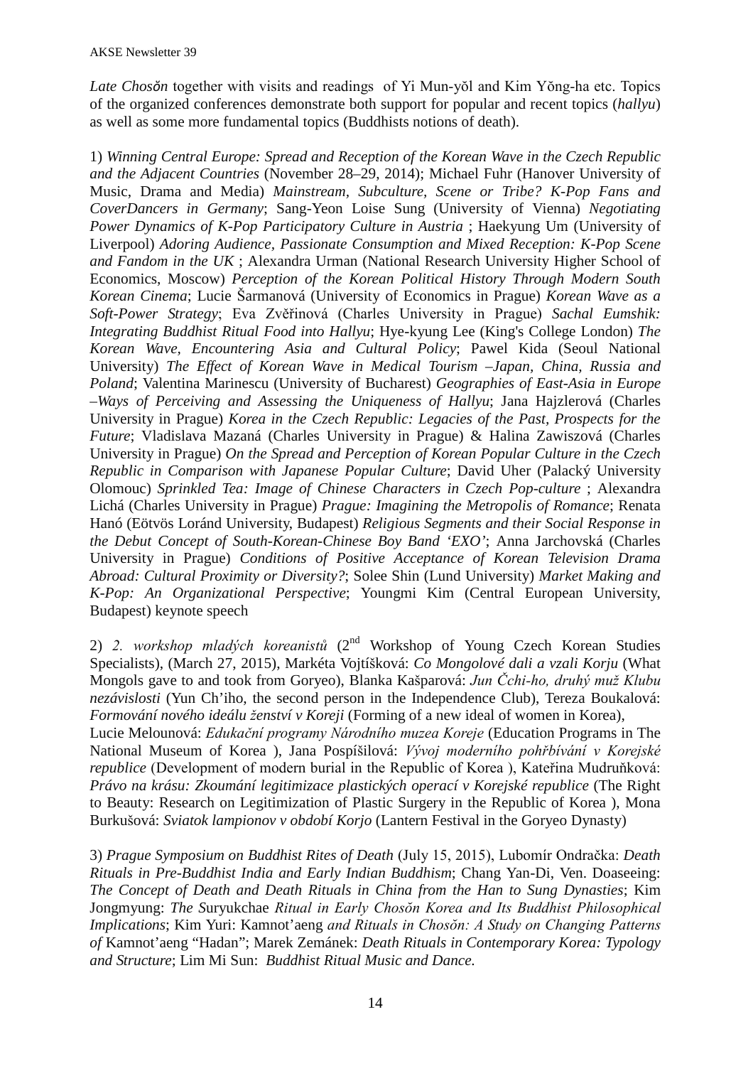*Late Chosŏn* together with visits and readings of Yi Mun-yŏl and Kim Yŏng-ha etc. Topics of the organized conferences demonstrate both support for popular and recent topics (*hallyu*) as well as some more fundamental topics (Buddhists notions of death).

1) *Winning Central Europe: Spread and Reception of the Korean Wave in the Czech Republic and the Adjacent Countries* (November 28–29, 2014); Michael Fuhr (Hanover University of Music, Drama and Media) *Mainstream, Subculture, Scene or Tribe? K-Pop Fans and CoverDancers in Germany*; Sang-Yeon Loise Sung (University of Vienna) *Negotiating Power Dynamics of K-Pop Participatory Culture in Austria* ; Haekyung Um (University of Liverpool) *Adoring Audience, Passionate Consumption and Mixed Reception: K-Pop Scene and Fandom in the UK* ; Alexandra Urman (National Research University Higher School of Economics, Moscow) *Perception of the Korean Political History Through Modern South Korean Cinema*; Lucie Šarmanová (University of Economics in Prague) *Korean Wave as a Soft-Power Strategy*; Eva Zvěřinová (Charles University in Prague) *Sachal Eumshik: Integrating Buddhist Ritual Food into Hallyu*; Hye-kyung Lee (King's College London) *The Korean Wave, Encountering Asia and Cultural Policy*; Pawel Kida (Seoul National University) *The Effect of Korean Wave in Medical Tourism –Japan, China, Russia and Poland*; Valentina Marinescu (University of Bucharest) *Geographies of East-Asia in Europe –Ways of Perceiving and Assessing the Uniqueness of Hallyu*; Jana Hajzlerová (Charles University in Prague) *Korea in the Czech Republic: Legacies of the Past, Prospects for the Future*; Vladislava Mazaná (Charles University in Prague) & Halina Zawiszová (Charles University in Prague) *On the Spread and Perception of Korean Popular Culture in the Czech Republic in Comparison with Japanese Popular Culture*; David Uher (Palacký University Olomouc) *Sprinkled Tea: Image of Chinese Characters in Czech Pop-culture* ; Alexandra Lichá (Charles University in Prague) *Prague: Imagining the Metropolis of Romance*; Renata Hanó (Eötvös Loránd University, Budapest) *Religious Segments and their Social Response in the Debut Concept of South-Korean-Chinese Boy Band 'EXO'*; Anna Jarchovská (Charles University in Prague) *Conditions of Positive Acceptance of Korean Television Drama Abroad: Cultural Proximity or Diversity?*; Solee Shin (Lund University) *Market Making and K-Pop: An Organizational Perspective*; Youngmi Kim (Central European University, Budapest) keynote speech

2) *2. workshop mladých koreanistů* (2nd Workshop of Young Czech Korean Studies Specialists), (March 27, 2015), Markéta Vojtíšková: *Co Mongolové dali a vzali Korju* (What Mongols gave to and took from Goryeo), Blanka Kašparová: *Jun Čchi-ho, druhý muž Klubu nezávislosti* (Yun Ch'iho, the second person in the Independence Club), Tereza Boukalová: *Formování nového ideálu ženství v Koreji* (Forming of a new ideal of women in Korea),
Lucie Melounová: *Edukační programy Národního muzea Koreje* (Education Programs in The National Museum of Korea ), Jana Pospíšilová: *Vývoj moderního pohřbívání v Korejské republice* (Development of modern burial in the Republic of Korea ), Kateřina Mudruňková: *Právo na krásu: Zkoumání legitimizace plastických operací v Korejské republice* (The Right to Beauty: Research on Legitimization of Plastic Surgery in the Republic of Korea ), Mona Burkušová: *Sviatok lampionov v období Korjo* (Lantern Festival in the Goryeo Dynasty)

3) *Prague Symposium on Buddhist Rites of Death* (July 15, 2015), Lubomír Ondračka: *Death Rituals in Pre-Buddhist India and Early Indian Buddhism*; Chang Yan-Di, Ven. Doaseeing: *The Concept of Death and Death Rituals in China from the Han to Sung Dynasties*; Kim Jongmyung: *The S*uryukchae *Ritual in Early Chosŏn Korea and Its Buddhist Philosophical Implications*; Kim Yuri: Kamnot'aeng *and Rituals in Chosŏn: A Study on Changing Patterns of* Kamnot'aeng "Hadan"; Marek Zemánek: *Death Rituals in Contemporary Korea: Typology and Structure*; Lim Mi Sun: *Buddhist Ritual Music and Dance.*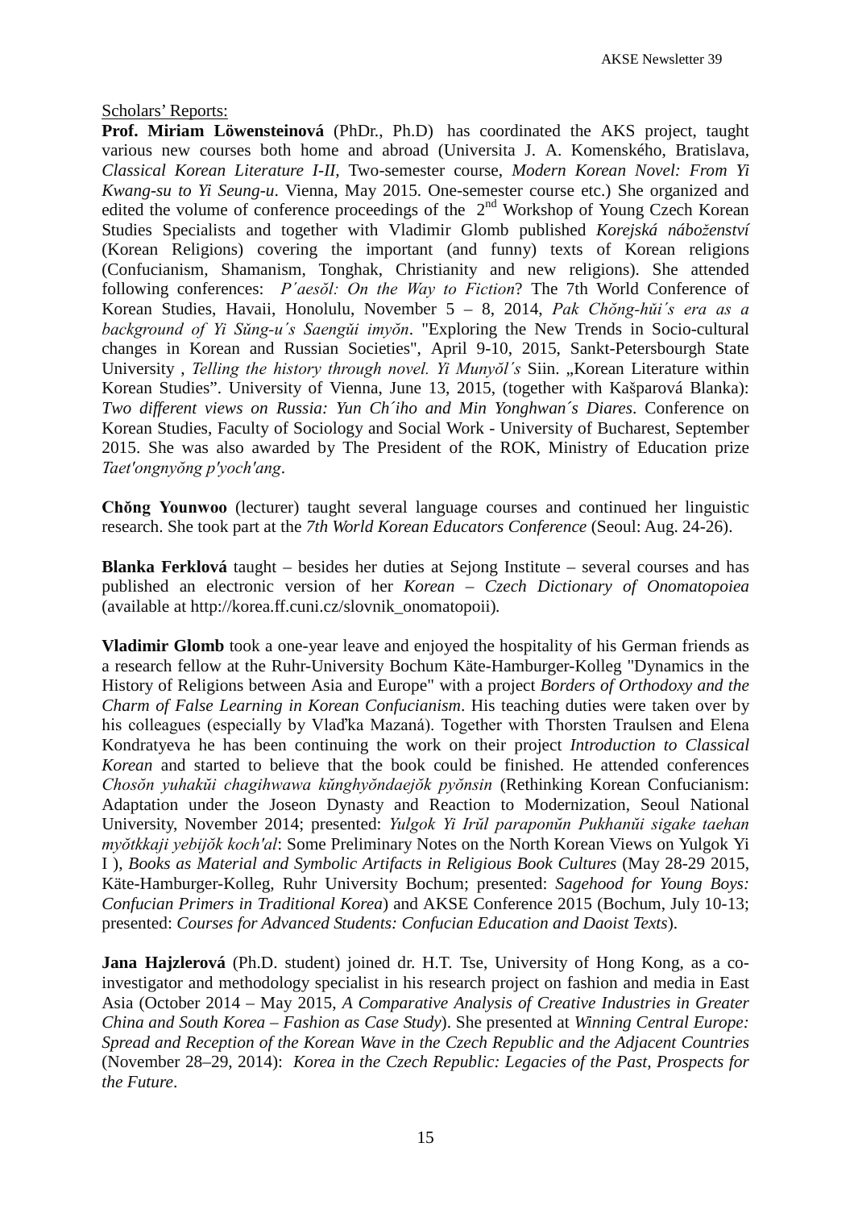Scholars' Reports:

**Prof. Miriam Löwensteinová** (PhDr., Ph.D) has coordinated the AKS project, taught various new courses both home and abroad (Universita J. A. Komenského, Bratislava, *Classical Korean Literature I-II,* Two-semester course, *Modern Korean Novel: From Yi Kwang-su to Yi Seung-u*. Vienna, May 2015. One-semester course etc.) She organized and edited the volume of conference proceedings of the 2nd Workshop of Young Czech Korean Studies Specialists and together with Vladimir Glomb published *Korejská náboženství* (Korean Religions) covering the important (and funny) texts of Korean religions (Confucianism, Shamanism, Tonghak, Christianity and new religions). She attended following conferences: *P´aesŏl: On the Way to Fiction*? The 7th World Conference of Korean Studies, Havaii, Honolulu, November 5 – 8, 2014, *Pak Chŏng-hŭi´s era as a background of Yi Sŭng-u´s Saengŭi imyŏn*. "Exploring the New Trends in Socio-cultural changes in Korean and Russian Societies", April 9-10, 2015, Sankt-Petersbourgh State University , *Telling the history through novel. Yi Munyŏl´s* Siin. „Korean Literature within Korean Studies". University of Vienna, June 13, 2015, (together with Kašparová Blanka): *Two different views on Russia: Yun Ch´iho and Min Yonghwan´s Diares*. Conference on Korean Studies, Faculty of Sociology and Social Work - University of Bucharest, September 2015. She was also awarded by The President of the ROK, Ministry of Education prize *Taet'ongnyŏng p'yoch'ang*.

**Chŏng Younwoo** (lecturer) taught several language courses and continued her linguistic research. She took part at the *7th World Korean Educators Conference* (Seoul: Aug. 24-26).

**Blanka Ferklová** taught – besides her duties at Sejong Institute – several courses and has published an electronic version of her *Korean – Czech Dictionary of Onomatopoiea* (available at http://korea.ff.cuni.cz/slovnik_onomatopoii).

**Vladimir Glomb** took a one-year leave and enjoyed the hospitality of his German friends as a research fellow at the Ruhr-University Bochum Käte-Hamburger-Kolleg "Dynamics in the History of Religions between Asia and Europe" with a project *Borders of Orthodoxy and the Charm of False Learning in Korean Confucianism*. His teaching duties were taken over by his colleagues (especially by Vlaďka Mazaná). Together with Thorsten Traulsen and Elena Kondratyeva he has been continuing the work on their project *Introduction to Classical Korean* and started to believe that the book could be finished. He attended conferences *Chosŏn yuhakŭi chagihwawa kŭnghyŏndaejŏk pyŏnsin* (Rethinking Korean Confucianism: Adaptation under the Joseon Dynasty and Reaction to Modernization, Seoul National University, November 2014; presented: *Yulgok Yi Irŭl paraponŭn Pukhanŭi sigake taehan myŏtkkaji yebijŏk koch'al*: Some Preliminary Notes on the North Korean Views on Yulgok Yi I ), *Books as Material and Symbolic Artifacts in Religious Book Cultures* (May 28-29 2015, Käte-Hamburger-Kolleg, Ruhr University Bochum; presented: *Sagehood for Young Boys: Confucian Primers in Traditional Korea*) and AKSE Conference 2015 (Bochum, July 10-13; presented: *Courses for Advanced Students: Confucian Education and Daoist Texts*).

**Jana Hajzlerová** (Ph.D. student) joined dr. H.T. Tse, University of Hong Kong, as a co-investigator and methodology specialist in his research project on fashion and media in East Asia (October 2014 – May 2015, *A Comparative Analysis of Creative Industries in Greater China and South Korea – Fashion as Case Study*). She presented at *Winning Central Europe: Spread and Reception of the Korean Wave in the Czech Republic and the Adjacent Countries* (November 28–29, 2014): *Korea in the Czech Republic: Legacies of the Past, Prospects for the Future*.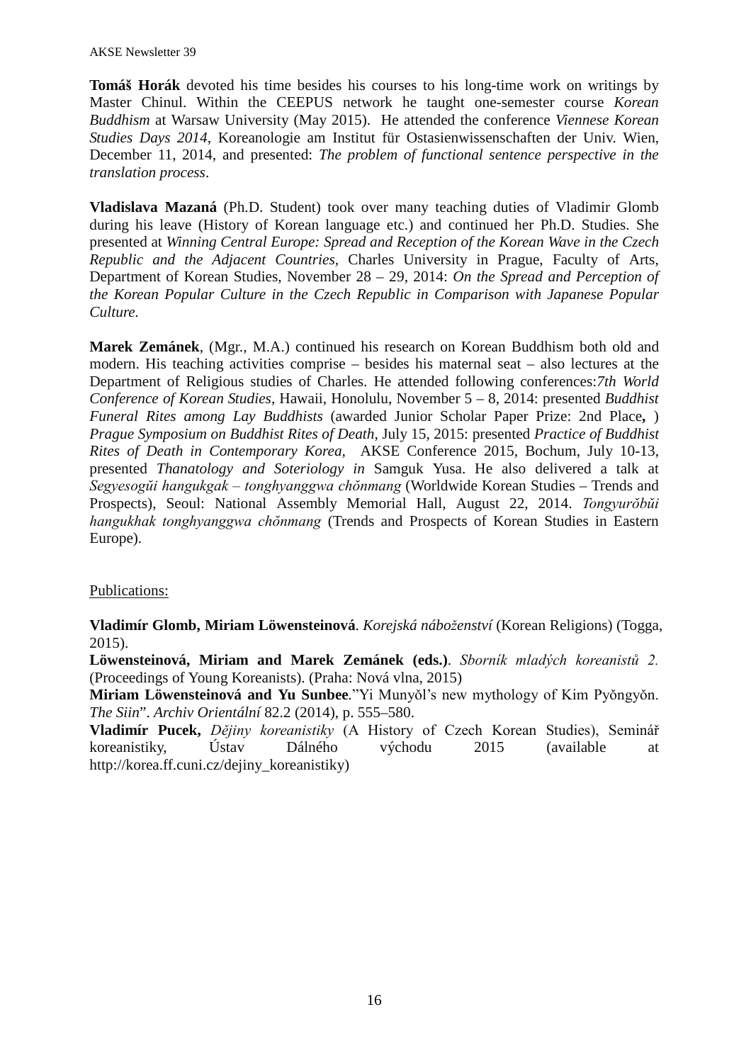**Tomáš Horák** devoted his time besides his courses to his long-time work on writings by Master Chinul. Within the CEEPUS network he taught one-semester course *Korean Buddhism* at Warsaw University (May 2015). He attended the conference *Viennese Korean Studies Days 2014*, Koreanologie am Institut für Ostasienwissenschaften der Univ. Wien, December 11, 2014, and presented: *The problem of functional sentence perspective in the translation process*.

**Vladislava Mazaná** (Ph.D. Student) took over many teaching duties of Vladimir Glomb during his leave (History of Korean language etc.) and continued her Ph.D. Studies. She presented at *Winning Central Europe: Spread and Reception of the Korean Wave in the Czech Republic and the Adjacent Countries*, Charles University in Prague, Faculty of Arts, Department of Korean Studies, November 28 – 29, 2014: *On the Spread and Perception of the Korean Popular Culture in the Czech Republic in Comparison with Japanese Popular Culture.*

**Marek Zemánek**, (Mgr., M.A.) continued his research on Korean Buddhism both old and modern. His teaching activities comprise – besides his maternal seat – also lectures at the Department of Religious studies of Charles. He attended following conferences:*7th World Conference of Korean Studies*, Hawaii, Honolulu, November 5 – 8, 2014: presented *Buddhist Funeral Rites among Lay Buddhists* (awarded Junior Scholar Paper Prize: 2nd Place**,** ) *Prague Symposium on Buddhist Rites of Death*, July 15, 2015: presented *Practice of Buddhist Rites of Death in Contemporary Korea,* AKSE Conference 2015, Bochum, July 10-13, presented *Thanatology and Soteriology in* Samguk Yusa. He also delivered a talk at *Segyesogŭi hangukgak – tonghyanggwa chŏnmang* (Worldwide Korean Studies – Trends and Prospects), Seoul: National Assembly Memorial Hall, August 22, 2014. *Tongyurŏbŭi hangukhak tonghyanggwa chŏnmang* (Trends and Prospects of Korean Studies in Eastern Europe).

Publications:

**Vladimír Glomb, Miriam Löwensteinová**. *Korejská náboženství* (Korean Religions) (Togga, 2015).
**Löwensteinová, Miriam and Marek Zemánek (eds.)**. *Sborník mladých koreanistů 2.* (Proceedings of Young Koreanists). (Praha: Nová vlna, 2015)
**Miriam Löwensteinová and Yu Sunbee**.”Yi Munyŏl’s new mythology of Kim Pyŏngyŏn. *The Siin*”. *Archiv Orientální* 82.2 (2014), p. 555–580.
**Vladimír Pucek,** *Dějiny koreanistiky* (A History of Czech Korean Studies), Seminář koreanistiky, Ústav Dálného východu 2015 (available at http://korea.ff.cuni.cz/dejiny_koreanistiky)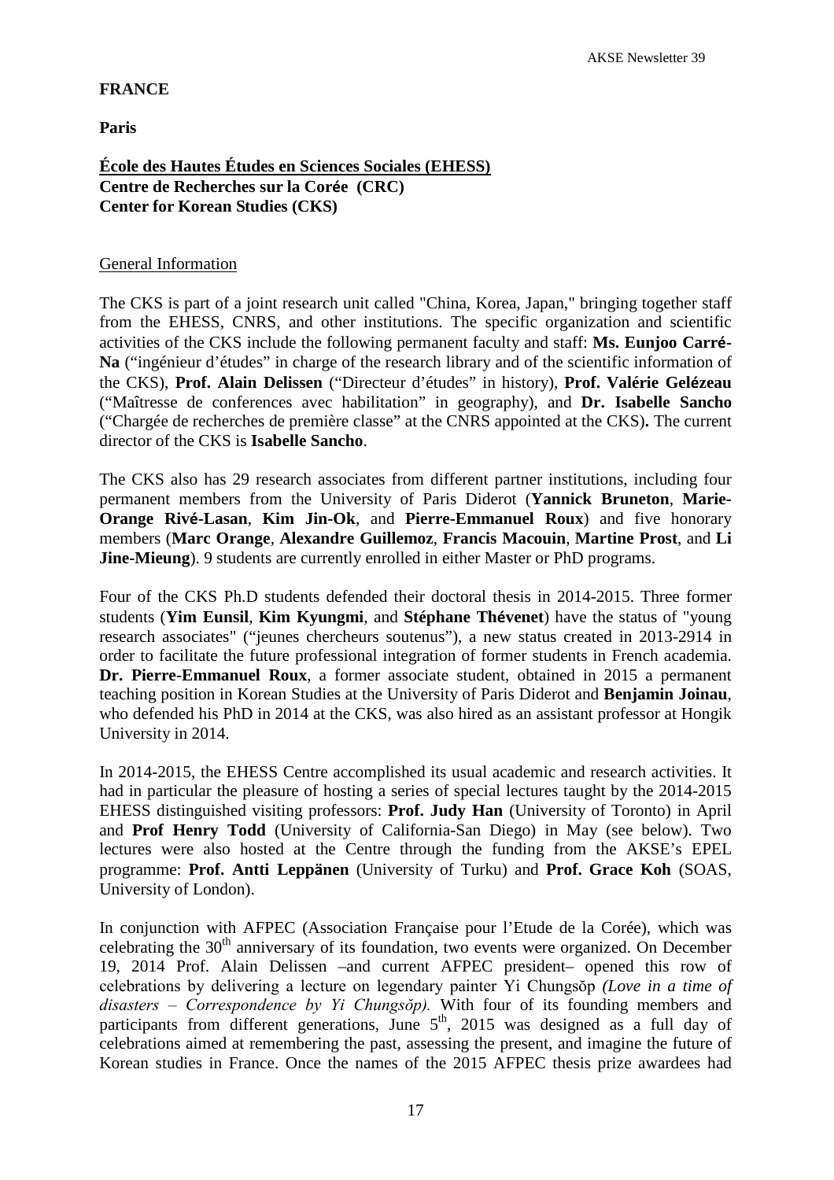**FRANCE**

**Paris**

**<u>École des Hautes Études en Sciences Sociales (EHESS)</u>**
**Centre de Recherches sur la Corée (CRC)**
**Center for Korean Studies (CKS)**

<u>General Information</u>

The CKS is part of a joint research unit called "China, Korea, Japan," bringing together staff from the EHESS, CNRS, and other institutions. The specific organization and scientific activities of the CKS include the following permanent faculty and staff: **Ms. Eunjoo Carré-Na** ("ingénieur d'études" in charge of the research library and of the scientific information of the CKS), **Prof. Alain Delissen** ("Directeur d'études" in history), **Prof. Valérie Gelézeau** ("Maîtresse de conferences avec habilitation" in geography), and **Dr. Isabelle Sancho** ("Chargée de recherches de première classe" at the CNRS appointed at the CKS)**.** The current director of the CKS is **Isabelle Sancho**.

The CKS also has 29 research associates from different partner institutions, including four permanent members from the University of Paris Diderot (**Yannick Bruneton**, **Marie-Orange Rivé-Lasan**, **Kim Jin-Ok**, and **Pierre-Emmanuel Roux**) and five honorary members (**Marc Orange**, **Alexandre Guillemoz**, **Francis Macouin**, **Martine Prost**, and **Li Jine-Mieung**). 9 students are currently enrolled in either Master or PhD programs.

Four of the CKS Ph.D students defended their doctoral thesis in 2014-2015. Three former students (**Yim Eunsil**, **Kim Kyungmi**, and **Stéphane Thévenet**) have the status of "young research associates" ("jeunes chercheurs soutenus"), a new status created in 2013-2914 in order to facilitate the future professional integration of former students in French academia. **Dr. Pierre-Emmanuel Roux**, a former associate student, obtained in 2015 a permanent teaching position in Korean Studies at the University of Paris Diderot and **Benjamin Joinau**, who defended his PhD in 2014 at the CKS, was also hired as an assistant professor at Hongik University in 2014.

In 2014-2015, the EHESS Centre accomplished its usual academic and research activities. It had in particular the pleasure of hosting a series of special lectures taught by the 2014-2015 EHESS distinguished visiting professors: **Prof. Judy Han** (University of Toronto) in April and **Prof Henry Todd** (University of California-San Diego) in May (see below). Two lectures were also hosted at the Centre through the funding from the AKSE's EPEL programme: **Prof. Antti Leppänen** (University of Turku) and **Prof. Grace Koh** (SOAS, University of London).

In conjunction with AFPEC (Association Française pour l'Etude de la Corée), which was celebrating the 30th anniversary of its foundation, two events were organized. On December 19, 2014 Prof. Alain Delissen –and current AFPEC president– opened this row of celebrations by delivering a lecture on legendary painter Yi Chungsŏp *(Love in a time of disasters – Correspondence by Yi Chungsŏp).* With four of its founding members and participants from different generations, June 5th, 2015 was designed as a full day of celebrations aimed at remembering the past, assessing the present, and imagine the future of Korean studies in France. Once the names of the 2015 AFPEC thesis prize awardees had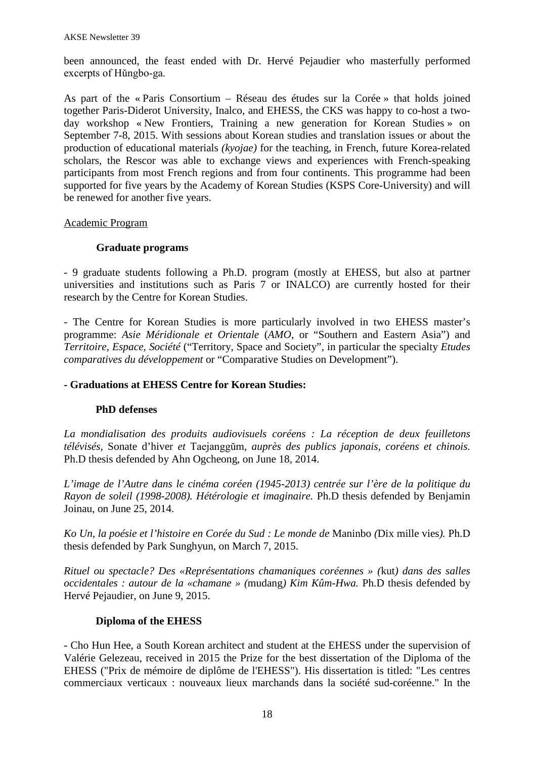been announced, the feast ended with Dr. Hervé Pejaudier who masterfully performed excerpts of Hŭngbo-ga.

As part of the « Paris Consortium – Réseau des études sur la Corée » that holds joined together Paris-Diderot University, Inalco, and EHESS, the CKS was happy to co-host a two-day workshop « New Frontiers, Training a new generation for Korean Studies » on September 7-8, 2015. With sessions about Korean studies and translation issues or about the production of educational materials *(kyojae)* for the teaching, in French, future Korea-related scholars, the Rescor was able to exchange views and experiences with French-speaking participants from most French regions and from four continents. This programme had been supported for five years by the Academy of Korean Studies (KSPS Core-University) and will be renewed for another five years.

<u>Academic Program</u>

**Graduate programs**

- 9 graduate students following a Ph.D. program (mostly at EHESS, but also at partner universities and institutions such as Paris 7 or INALCO) are currently hosted for their research by the Centre for Korean Studies.

- The Centre for Korean Studies is more particularly involved in two EHESS master's programme: *Asie Méridionale et Orientale* (*AMO*, or "Southern and Eastern Asia") and *Territoire, Espace, Société* ("Territory, Space and Society", in particular the specialty *Etudes comparatives du développement* or "Comparative Studies on Development").

**- Graduations at EHESS Centre for Korean Studies:**

**PhD defenses**

*La mondialisation des produits audiovisuels coréens : La réception de deux feuilletons télévisés,* Sonate d'hiver *et* Taejanggŭm*, auprès des publics japonais, coréens et chinois.* Ph.D thesis defended by Ahn Ogcheong, on June 18, 2014.

*L'image de l'Autre dans le cinéma coréen (1945-2013) centrée sur l'ère de la politique du Rayon de soleil (1998-2008). Hétérologie et imaginaire.* Ph.D thesis defended by Benjamin Joinau, on June 25, 2014.

*Ko Un, la poésie et l'histoire en Corée du Sud : Le monde de* Maninbo *(*Dix mille vies*).* Ph.D thesis defended by Park Sunghyun, on March 7, 2015.

*Rituel ou spectacle? Des «Représentations chamaniques coréennes » (*kut*) dans des salles occidentales : autour de la «chamane » (*mudang*) Kim Kûm-Hwa.* Ph.D thesis defended by Hervé Pejaudier, on June 9, 2015.

**Diploma of the EHESS**

- Cho Hun Hee, a South Korean architect and student at the EHESS under the supervision of Valérie Gelezeau, received in 2015 the Prize for the best dissertation of the Diploma of the EHESS ("Prix de mémoire de diplôme de l'EHESS"). His dissertation is titled: "Les centres commerciaux verticaux : nouveaux lieux marchands dans la société sud-coréenne." In the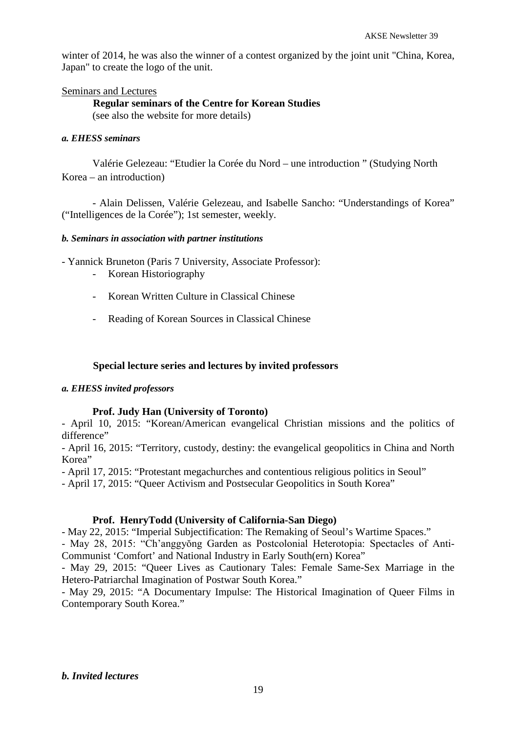winter of 2014, he was also the winner of a contest organized by the joint unit "China, Korea, Japan" to create the logo of the unit.

Seminars and Lectures

**Regular seminars of the Centre for Korean Studies**
(see also the website for more details)

***a. EHESS seminars***

Valérie Gelezeau: "Etudier la Corée du Nord – une introduction " (Studying North Korea – an introduction)

- Alain Delissen, Valérie Gelezeau, and Isabelle Sancho: "Understandings of Korea" ("Intelligences de la Corée"); 1st semester, weekly.

***b. Seminars in association with partner institutions***

- Yannick Bruneton (Paris 7 University, Associate Professor):
  - Korean Historiography
  - Korean Written Culture in Classical Chinese
  - Reading of Korean Sources in Classical Chinese

**Special lecture series and lectures by invited professors**

***a. EHESS invited professors***

**Prof. Judy Han (University of Toronto)**

- April 10, 2015: "Korean/American evangelical Christian missions and the politics of difference"
- April 16, 2015: "Territory, custody, destiny: the evangelical geopolitics in China and North Korea"
- April 17, 2015: "Protestant megachurches and contentious religious politics in Seoul"
- April 17, 2015: "Queer Activism and Postsecular Geopolitics in South Korea"

**Prof. HenryTodd (University of California-San Diego)**

- May 22, 2015: "Imperial Subjectification: The Remaking of Seoul's Wartime Spaces."
- May 28, 2015: "Ch'anggyŏng Garden as Postcolonial Heterotopia: Spectacles of Anti-Communist 'Comfort' and National Industry in Early South(ern) Korea"
- May 29, 2015: "Queer Lives as Cautionary Tales: Female Same-Sex Marriage in the Hetero-Patriarchal Imagination of Postwar South Korea."
- May 29, 2015: "A Documentary Impulse: The Historical Imagination of Queer Films in Contemporary South Korea."

***b. Invited lectures***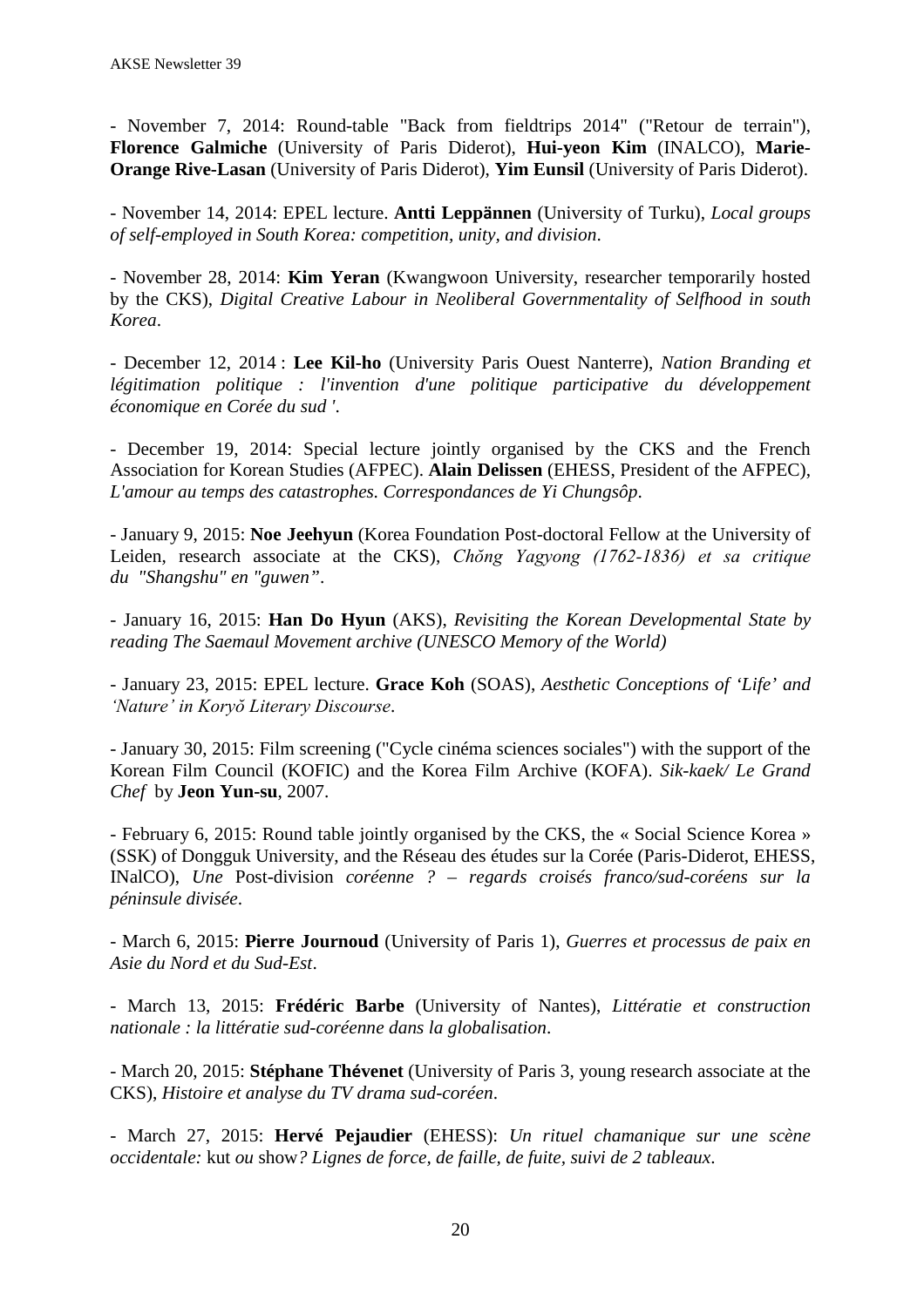- November 7, 2014: Round-table "Back from fieldtrips 2014" ("Retour de terrain"), **Florence Galmiche** (University of Paris Diderot), **Hui-yeon Kim** (INALCO), **Marie-Orange Rive-Lasan** (University of Paris Diderot), **Yim Eunsil** (University of Paris Diderot).

- November 14, 2014: EPEL lecture. **Antti Leppännen** (University of Turku), *Local groups of self-employed in South Korea: competition, unity, and division*.

- November 28, 2014: **Kim Yeran** (Kwangwoon University, researcher temporarily hosted by the CKS), *Digital Creative Labour in Neoliberal Governmentality of Selfhood in south Korea*.

- December 12, 2014 : **Lee Kil-ho** (University Paris Ouest Nanterre), *Nation Branding et légitimation politique : l'invention d'une politique participative du développement économique en Corée du sud '*.

- December 19, 2014: Special lecture jointly organised by the CKS and the French Association for Korean Studies (AFPEC). **Alain Delissen** (EHESS, President of the AFPEC), *L'amour au temps des catastrophes. Correspondances de Yi Chungsôp*.

- January 9, 2015: **Noe Jeehyun** (Korea Foundation Post-doctoral Fellow at the University of Leiden, research associate at the CKS), *Chŏng Yagyong (1762-1836) et sa critique du "Shangshu" en "guwen"*.

- January 16, 2015: **Han Do Hyun** (AKS), *Revisiting the Korean Developmental State by reading The Saemaul Movement archive (UNESCO Memory of the World)*

- January 23, 2015: EPEL lecture. **Grace Koh** (SOAS), *Aesthetic Conceptions of 'Life' and 'Nature' in Koryŏ Literary Discourse*.

- January 30, 2015: Film screening ("Cycle cinéma sciences sociales") with the support of the Korean Film Council (KOFIC) and the Korea Film Archive (KOFA). *Sik-kaek/ Le Grand Chef* by **Jeon Yun-su**, 2007.

- February 6, 2015: Round table jointly organised by the CKS, the « Social Science Korea » (SSK) of Dongguk University, and the Réseau des études sur la Corée (Paris-Diderot, EHESS, INalCO), *Une* Post-division *coréenne ? – regards croisés franco/sud-coréens sur la péninsule divisée*.

- March 6, 2015: **Pierre Journoud** (University of Paris 1), *Guerres et processus de paix en Asie du Nord et du Sud-Est*.

- March 13, 2015: **Frédéric Barbe** (University of Nantes), *Littératie et construction nationale : la littératie sud-coréenne dans la globalisation*.

- March 20, 2015: **Stéphane Thévenet** (University of Paris 3, young research associate at the CKS), *Histoire et analyse du TV drama sud-coréen*.

- March 27, 2015: **Hervé Pejaudier** (EHESS): *Un rituel chamanique sur une scène occidentale:* kut *ou* show*? Lignes de force, de faille, de fuite, suivi de 2 tableaux*.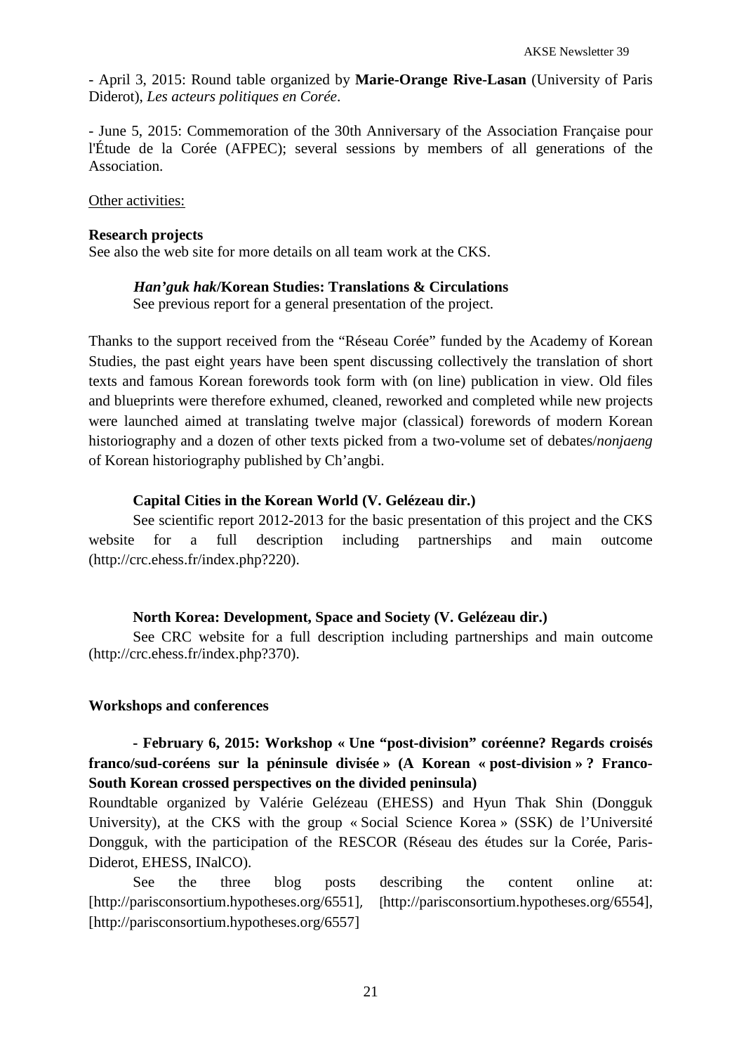- April 3, 2015: Round table organized by **Marie-Orange Rive-Lasan** (University of Paris Diderot), *Les acteurs politiques en Corée*.

- June 5, 2015: Commemoration of the 30th Anniversary of the Association Française pour l'Étude de la Corée (AFPEC); several sessions by members of all generations of the Association.

Other activities:

**Research projects**
See also the web site for more details on all team work at the CKS.

***Han'guk hak*/Korean Studies: Translations & Circulations**
See previous report for a general presentation of the project.

Thanks to the support received from the "Réseau Corée" funded by the Academy of Korean Studies, the past eight years have been spent discussing collectively the translation of short texts and famous Korean forewords took form with (on line) publication in view. Old files and blueprints were therefore exhumed, cleaned, reworked and completed while new projects were launched aimed at translating twelve major (classical) forewords of modern Korean historiography and a dozen of other texts picked from a two-volume set of debates/*nonjaeng* of Korean historiography published by Ch'angbi.

**Capital Cities in the Korean World (V. Gelézeau dir.)**
See scientific report 2012-2013 for the basic presentation of this project and the CKS website for a full description including partnerships and main outcome (http://crc.ehess.fr/index.php?220).

**North Korea: Development, Space and Society (V. Gelézeau dir.)**
See CRC website for a full description including partnerships and main outcome (http://crc.ehess.fr/index.php?370).

**Workshops and conferences**

**- February 6, 2015: Workshop « Une "post-division" coréenne? Regards croisés franco/sud-coréens sur la péninsule divisée » (A Korean « post-division » ? Franco-South Korean crossed perspectives on the divided peninsula)**
Roundtable organized by Valérie Gelézeau (EHESS) and Hyun Thak Shin (Dongguk University), at the CKS with the group « Social Science Korea » (SSK) de l'Université Dongguk, with the participation of the RESCOR (Réseau des études sur la Corée, Paris-Diderot, EHESS, INalCO).
See the three blog posts describing the content online at: [http://parisconsortium.hypotheses.org/6551], [http://parisconsortium.hypotheses.org/6554], [http://parisconsortium.hypotheses.org/6557]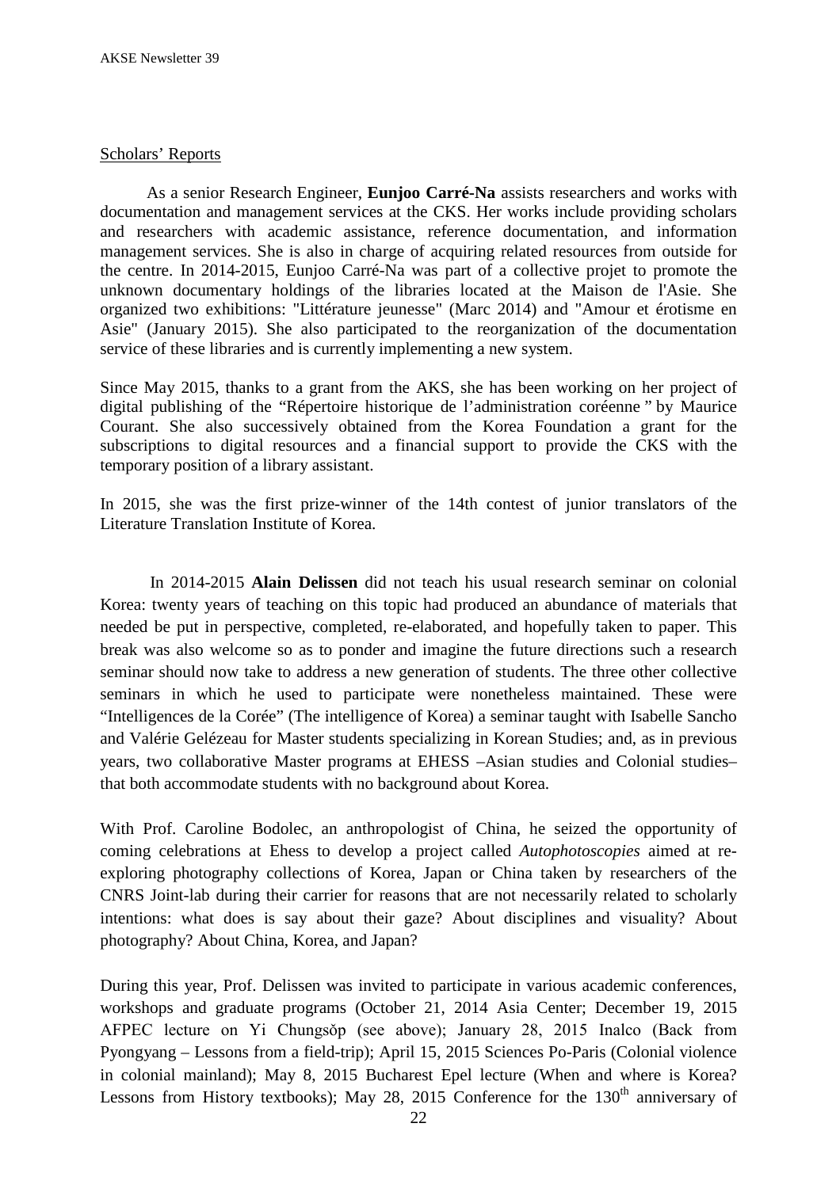Scholars' Reports

As a senior Research Engineer, **Eunjoo Carré-Na** assists researchers and works with documentation and management services at the CKS. Her works include providing scholars and researchers with academic assistance, reference documentation, and information management services. She is also in charge of acquiring related resources from outside for the centre. In 2014-2015, Eunjoo Carré-Na was part of a collective projet to promote the unknown documentary holdings of the libraries located at the Maison de l'Asie. She organized two exhibitions: "Littérature jeunesse" (Marc 2014) and "Amour et érotisme en Asie" (January 2015). She also participated to the reorganization of the documentation service of these libraries and is currently implementing a new system.

Since May 2015, thanks to a grant from the AKS, she has been working on her project of digital publishing of the "Répertoire historique de l'administration coréenne" by Maurice Courant. She also successively obtained from the Korea Foundation a grant for the subscriptions to digital resources and a financial support to provide the CKS with the temporary position of a library assistant.

In 2015, she was the first prize-winner of the 14th contest of junior translators of the Literature Translation Institute of Korea.

In 2014-2015 **Alain Delissen** did not teach his usual research seminar on colonial Korea: twenty years of teaching on this topic had produced an abundance of materials that needed be put in perspective, completed, re-elaborated, and hopefully taken to paper. This break was also welcome so as to ponder and imagine the future directions such a research seminar should now take to address a new generation of students. The three other collective seminars in which he used to participate were nonetheless maintained. These were "Intelligences de la Corée" (The intelligence of Korea) a seminar taught with Isabelle Sancho and Valérie Gelézeau for Master students specializing in Korean Studies; and, as in previous years, two collaborative Master programs at EHESS –Asian studies and Colonial studies– that both accommodate students with no background about Korea.

With Prof. Caroline Bodolec, an anthropologist of China, he seized the opportunity of coming celebrations at Ehess to develop a project called *Autophotoscopies* aimed at re-exploring photography collections of Korea, Japan or China taken by researchers of the CNRS Joint-lab during their carrier for reasons that are not necessarily related to scholarly intentions: what does is say about their gaze? About disciplines and visuality? About photography? About China, Korea, and Japan?

During this year, Prof. Delissen was invited to participate in various academic conferences, workshops and graduate programs (October 21, 2014 Asia Center; December 19, 2015 AFPEC lecture on Yi Chungsŏp (see above); January 28, 2015 Inalco (Back from Pyongyang – Lessons from a field-trip); April 15, 2015 Sciences Po-Paris (Colonial violence in colonial mainland); May 8, 2015 Bucharest Epel lecture (When and where is Korea? Lessons from History textbooks); May 28, 2015 Conference for the 130th anniversary of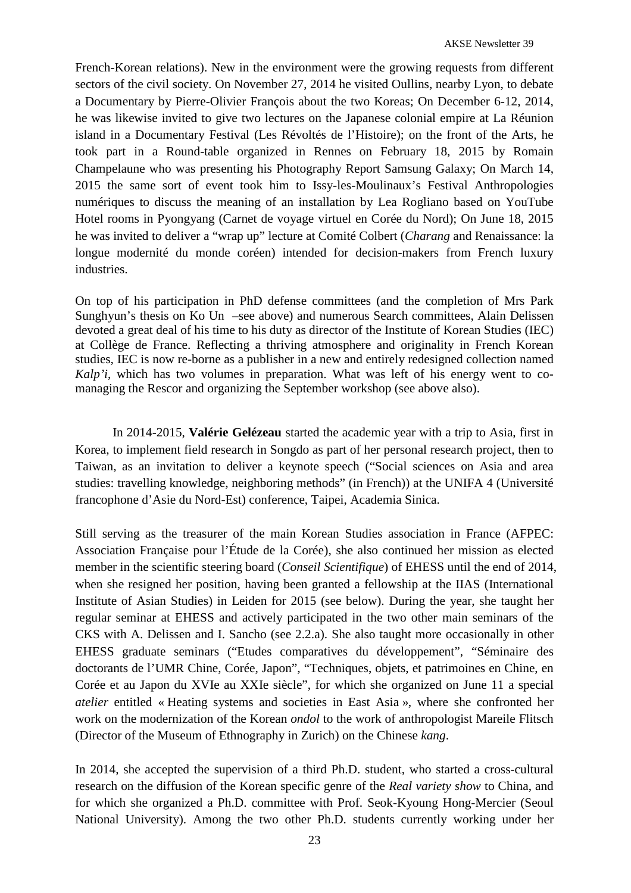French-Korean relations). New in the environment were the growing requests from different sectors of the civil society. On November 27, 2014 he visited Oullins, nearby Lyon, to debate a Documentary by Pierre-Olivier François about the two Koreas; On December 6-12, 2014, he was likewise invited to give two lectures on the Japanese colonial empire at La Réunion island in a Documentary Festival (Les Révoltés de l'Histoire); on the front of the Arts, he took part in a Round-table organized in Rennes on February 18, 2015 by Romain Champelaune who was presenting his Photography Report Samsung Galaxy; On March 14, 2015 the same sort of event took him to Issy-les-Moulinaux's Festival Anthropologies numériques to discuss the meaning of an installation by Lea Rogliano based on YouTube Hotel rooms in Pyongyang (Carnet de voyage virtuel en Corée du Nord); On June 18, 2015 he was invited to deliver a "wrap up" lecture at Comité Colbert (*Charang* and Renaissance: la longue modernité du monde coréen) intended for decision-makers from French luxury industries.

On top of his participation in PhD defense committees (and the completion of Mrs Park Sunghyun's thesis on Ko Un –see above) and numerous Search committees, Alain Delissen devoted a great deal of his time to his duty as director of the Institute of Korean Studies (IEC) at Collège de France. Reflecting a thriving atmosphere and originality in French Korean studies, IEC is now re-borne as a publisher in a new and entirely redesigned collection named *Kalp'i*, which has two volumes in preparation. What was left of his energy went to co-managing the Rescor and organizing the September workshop (see above also).

In 2014-2015, **Valérie Gelézeau** started the academic year with a trip to Asia, first in Korea, to implement field research in Songdo as part of her personal research project, then to Taiwan, as an invitation to deliver a keynote speech ("Social sciences on Asia and area studies: travelling knowledge, neighboring methods" (in French)) at the UNIFA 4 (Université francophone d'Asie du Nord-Est) conference, Taipei, Academia Sinica.

Still serving as the treasurer of the main Korean Studies association in France (AFPEC: Association Française pour l'Étude de la Corée), she also continued her mission as elected member in the scientific steering board (*Conseil Scientifique*) of EHESS until the end of 2014, when she resigned her position, having been granted a fellowship at the IIAS (International Institute of Asian Studies) in Leiden for 2015 (see below). During the year, she taught her regular seminar at EHESS and actively participated in the two other main seminars of the CKS with A. Delissen and I. Sancho (see 2.2.a). She also taught more occasionally in other EHESS graduate seminars ("Etudes comparatives du développement", "Séminaire des doctorants de l'UMR Chine, Corée, Japon", "Techniques, objets, et patrimoines en Chine, en Corée et au Japon du XVIe au XXIe siècle", for which she organized on June 11 a special *atelier* entitled « Heating systems and societies in East Asia », where she confronted her work on the modernization of the Korean *ondol* to the work of anthropologist Mareile Flitsch (Director of the Museum of Ethnography in Zurich) on the Chinese *kang*.

In 2014, she accepted the supervision of a third Ph.D. student, who started a cross-cultural research on the diffusion of the Korean specific genre of the *Real variety show* to China, and for which she organized a Ph.D. committee with Prof. Seok-Kyoung Hong-Mercier (Seoul National University). Among the two other Ph.D. students currently working under her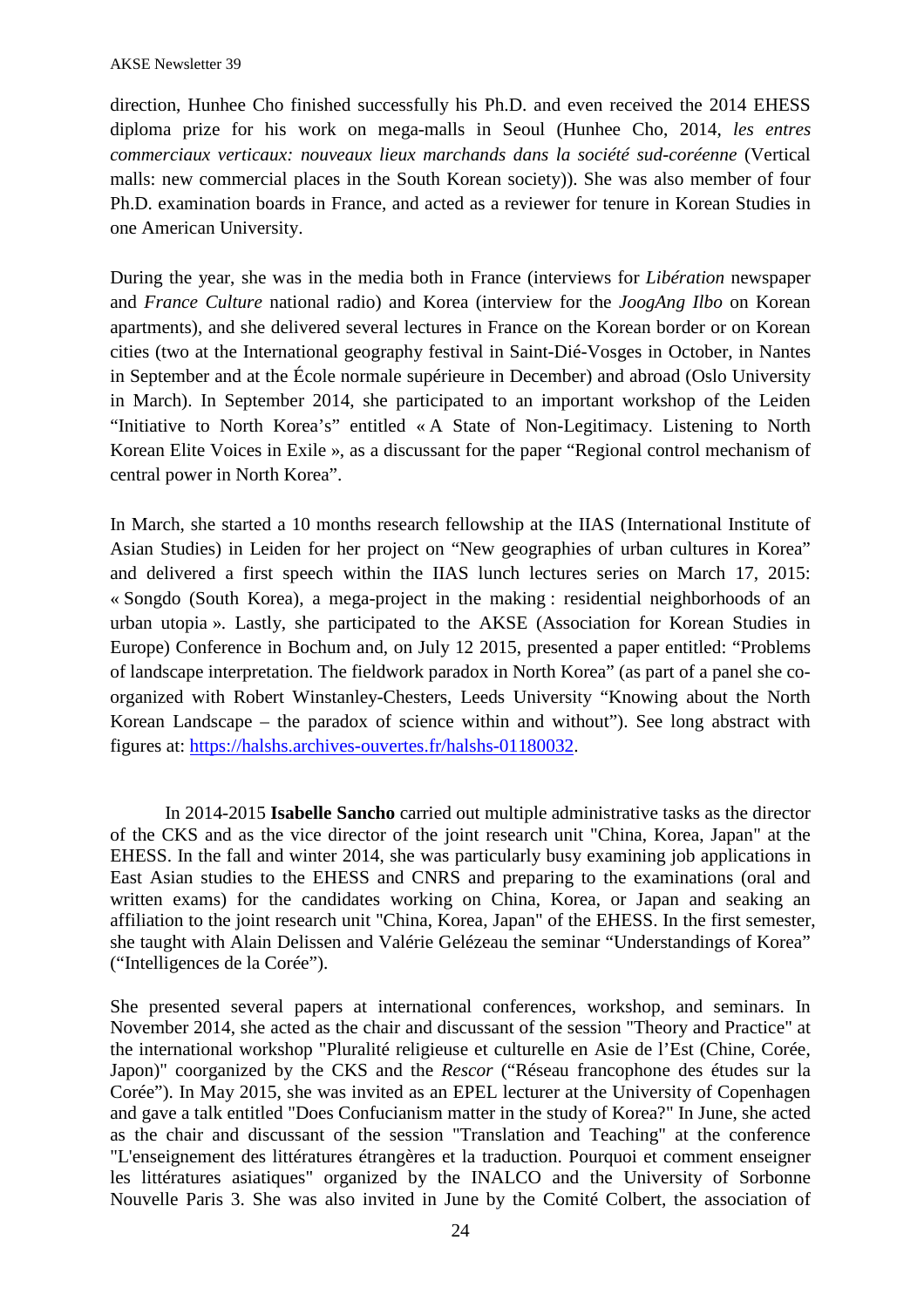direction, Hunhee Cho finished successfully his Ph.D. and even received the 2014 EHESS diploma prize for his work on mega-malls in Seoul (Hunhee Cho, 2014, *les entres commerciaux verticaux: nouveaux lieux marchands dans la société sud-coréenne* (Vertical malls: new commercial places in the South Korean society)). She was also member of four Ph.D. examination boards in France, and acted as a reviewer for tenure in Korean Studies in one American University.

During the year, she was in the media both in France (interviews for *Libération* newspaper and *France Culture* national radio) and Korea (interview for the *JoogAng Ilbo* on Korean apartments), and she delivered several lectures in France on the Korean border or on Korean cities (two at the International geography festival in Saint-Dié-Vosges in October, in Nantes in September and at the École normale supérieure in December) and abroad (Oslo University in March). In September 2014, she participated to an important workshop of the Leiden "Initiative to North Korea's" entitled « A State of Non-Legitimacy. Listening to North Korean Elite Voices in Exile », as a discussant for the paper "Regional control mechanism of central power in North Korea".

In March, she started a 10 months research fellowship at the IIAS (International Institute of Asian Studies) in Leiden for her project on "New geographies of urban cultures in Korea" and delivered a first speech within the IIAS lunch lectures series on March 17, 2015: « Songdo (South Korea), a mega-project in the making : residential neighborhoods of an urban utopia ». Lastly, she participated to the AKSE (Association for Korean Studies in Europe) Conference in Bochum and, on July 12 2015, presented a paper entitled: "Problems of landscape interpretation. The fieldwork paradox in North Korea" (as part of a panel she co-organized with Robert Winstanley-Chesters, Leeds University "Knowing about the North Korean Landscape – the paradox of science within and without"). See long abstract with figures at: https://halshs.archives-ouvertes.fr/halshs-01180032.

In 2014-2015 **Isabelle Sancho** carried out multiple administrative tasks as the director of the CKS and as the vice director of the joint research unit "China, Korea, Japan" at the EHESS. In the fall and winter 2014, she was particularly busy examining job applications in East Asian studies to the EHESS and CNRS and preparing to the examinations (oral and written exams) for the candidates working on China, Korea, or Japan and seaking an affiliation to the joint research unit "China, Korea, Japan" of the EHESS. In the first semester, she taught with Alain Delissen and Valérie Gelézeau the seminar "Understandings of Korea" ("Intelligences de la Corée").

She presented several papers at international conferences, workshop, and seminars. In November 2014, she acted as the chair and discussant of the session "Theory and Practice" at the international workshop "Pluralité religieuse et culturelle en Asie de l'Est (Chine, Corée, Japon)" coorganized by the CKS and the *Rescor* ("Réseau francophone des études sur la Corée"). In May 2015, she was invited as an EPEL lecturer at the University of Copenhagen and gave a talk entitled "Does Confucianism matter in the study of Korea?" In June, she acted as the chair and discussant of the session "Translation and Teaching" at the conference "L'enseignement des littératures étrangères et la traduction. Pourquoi et comment enseigner les littératures asiatiques" organized by the INALCO and the University of Sorbonne Nouvelle Paris 3. She was also invited in June by the Comité Colbert, the association of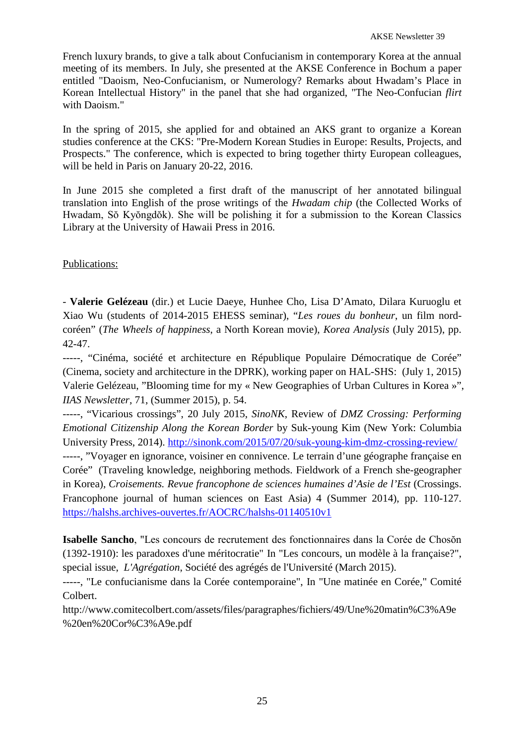French luxury brands, to give a talk about Confucianism in contemporary Korea at the annual meeting of its members. In July, she presented at the AKSE Conference in Bochum a paper entitled "Daoism, Neo-Confucianism, or Numerology? Remarks about Hwadam's Place in Korean Intellectual History" in the panel that she had organized, "The Neo-Confucian *flirt* with Daoism."

In the spring of 2015, she applied for and obtained an AKS grant to organize a Korean studies conference at the CKS: "Pre-Modern Korean Studies in Europe: Results, Projects, and Prospects." The conference, which is expected to bring together thirty European colleagues, will be held in Paris on January 20-22, 2016.

In June 2015 she completed a first draft of the manuscript of her annotated bilingual translation into English of the prose writings of the *Hwadam chip* (the Collected Works of Hwadam, Sŏ Kyŏngdŏk). She will be polishing it for a submission to the Korean Classics Library at the University of Hawaii Press in 2016.

<u>Publications:</u>

- **Valerie Gelézeau** (dir.) et Lucie Daeye, Hunhee Cho, Lisa D'Amato, Dilara Kuruoglu et Xiao Wu (students of 2014-2015 EHESS seminar), "*Les roues du bonheur*, un film nord-coréen" (*The Wheels of happiness*, a North Korean movie), *Korea Analysis* (July 2015), pp. 42-47.
-----, "Cinéma, société et architecture en République Populaire Démocratique de Corée" (Cinema, society and architecture in the DPRK), working paper on HAL-SHS: (July 1, 2015)
Valerie Gelézeau, "Blooming time for my « New Geographies of Urban Cultures in Korea »", *IIAS Newsletter*, 71, (Summer 2015), p. 54.
-----, "Vicarious crossings", 20 July 2015, *SinoNK*, Review of *DMZ Crossing: Performing Emotional Citizenship Along the Korean Border* by Suk-young Kim (New York: Columbia University Press, 2014). http://sinonk.com/2015/07/20/suk-young-kim-dmz-crossing-review/
-----, "Voyager en ignorance, voisiner en connivence. Le terrain d'une géographe française en Corée" (Traveling knowledge, neighboring methods. Fieldwork of a French she-geographer in Korea), *Croisements. Revue francophone de sciences humaines d'Asie de l'Est* (Crossings. Francophone journal of human sciences on East Asia) 4 (Summer 2014), pp. 110-127. https://halshs.archives-ouvertes.fr/AOCRC/halshs-01140510v1

**Isabelle Sancho**, "Les concours de recrutement des fonctionnaires dans la Corée de Chosŏn (1392-1910): les paradoxes d'une méritocratie" In "Les concours, un modèle à la française?", special issue, *L'Agrégation*, Société des agrégés de l'Université (March 2015).
-----, "Le confucianisme dans la Corée contemporaine", In "Une matinée en Corée," Comité Colbert.
http://www.comitecolbert.com/assets/files/paragraphes/fichiers/49/Une%20matin%C3%A9e%20en%20Cor%C3%A9e.pdf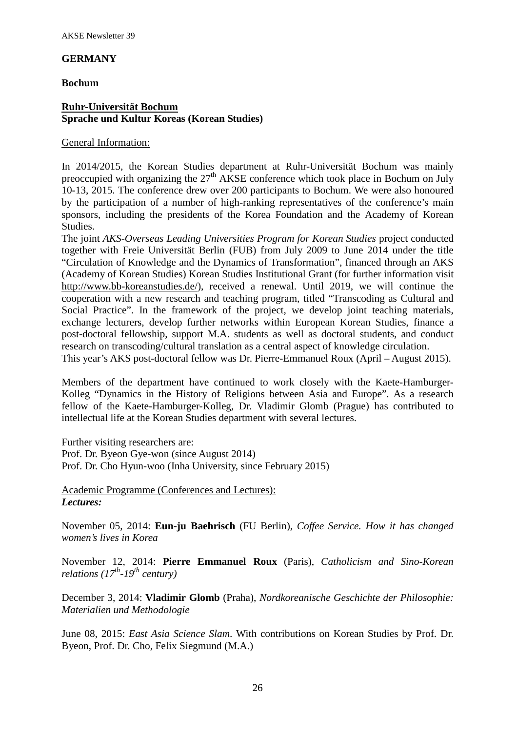## GERMANY

### Bochum

**<u>Ruhr-Universität Bochum</u>**
**Sprache und Kultur Koreas (Korean Studies)**

<u>General Information:</u>

In 2014/2015, the Korean Studies department at Ruhr-Universität Bochum was mainly preoccupied with organizing the 27th AKSE conference which took place in Bochum on July 10-13, 2015. The conference drew over 200 participants to Bochum. We were also honoured by the participation of a number of high-ranking representatives of the conference's main sponsors, including the presidents of the Korea Foundation and the Academy of Korean Studies.

The joint *AKS-Overseas Leading Universities Program for Korean Studies* project conducted together with Freie Universität Berlin (FUB) from July 2009 to June 2014 under the title "Circulation of Knowledge and the Dynamics of Transformation", financed through an AKS (Academy of Korean Studies) Korean Studies Institutional Grant (for further information visit http://www.bb-koreanstudies.de/), received a renewal. Until 2019, we will continue the cooperation with a new research and teaching program, titled "Transcoding as Cultural and Social Practice". In the framework of the project, we develop joint teaching materials, exchange lecturers, develop further networks within European Korean Studies, finance a post-doctoral fellowship, support M.A. students as well as doctoral students, and conduct research on transcoding/cultural translation as a central aspect of knowledge circulation.

This year's AKS post-doctoral fellow was Dr. Pierre-Emmanuel Roux (April – August 2015).

Members of the department have continued to work closely with the Kaete-Hamburger-Kolleg "Dynamics in the History of Religions between Asia and Europe". As a research fellow of the Kaete-Hamburger-Kolleg, Dr. Vladimir Glomb (Prague) has contributed to intellectual life at the Korean Studies department with several lectures.

Further visiting researchers are:
Prof. Dr. Byeon Gye-won (since August 2014)
Prof. Dr. Cho Hyun-woo (Inha University, since February 2015)

<u>Academic Programme (Conferences and Lectures):</u>
***Lectures:***

November 05, 2014: **Eun-ju Baehrisch** (FU Berlin), *Coffee Service. How it has changed women's lives in Korea*

November 12, 2014: **Pierre Emmanuel Roux** (Paris), *Catholicism and Sino-Korean relations (17th-19th century)*

December 3, 2014: **Vladimir Glomb** (Praha), *Nordkoreanische Geschichte der Philosophie: Materialien und Methodologie*

June 08, 2015: *East Asia Science Slam*. With contributions on Korean Studies by Prof. Dr. Byeon, Prof. Dr. Cho, Felix Siegmund (M.A.)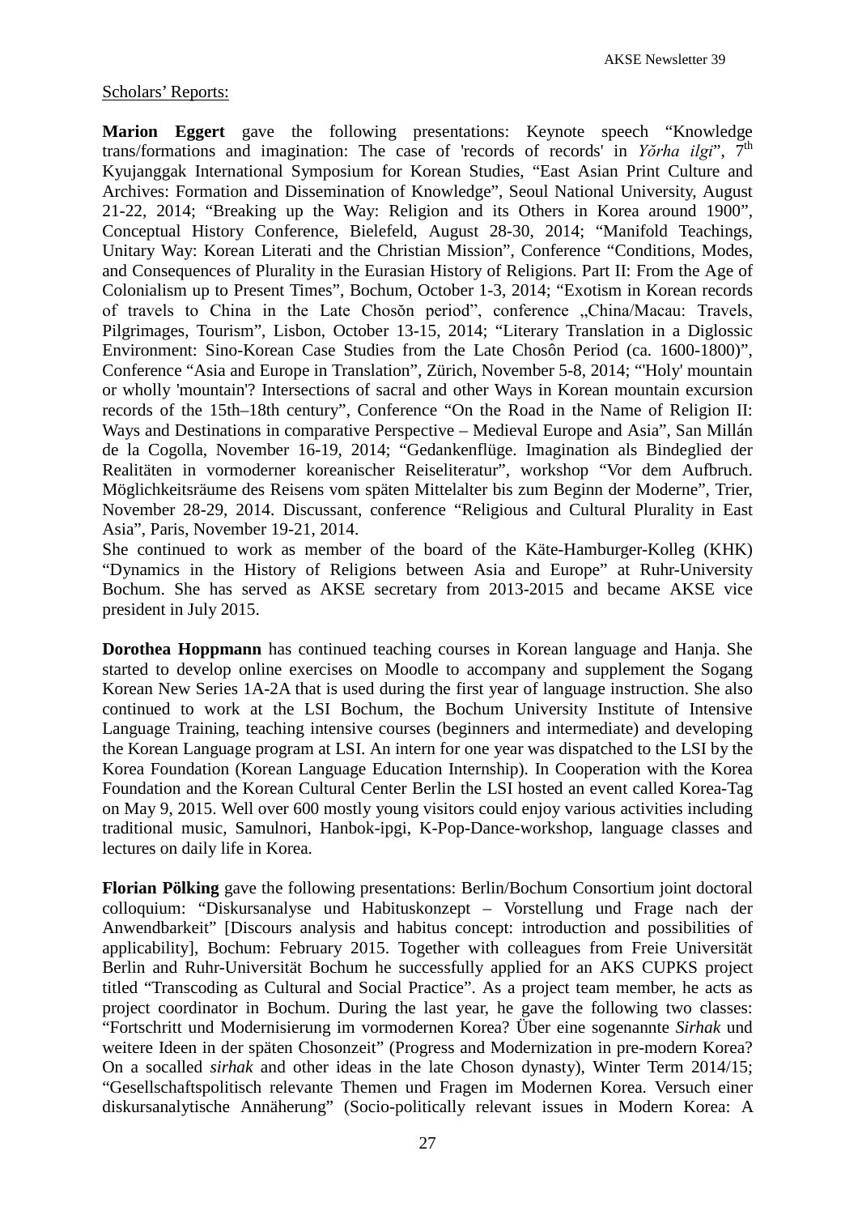Scholars' Reports:

**Marion Eggert** gave the following presentations: Keynote speech "Knowledge trans/formations and imagination: The case of 'records of records' in *Yŏrha ilgi*", 7th Kyujanggak International Symposium for Korean Studies, "East Asian Print Culture and Archives: Formation and Dissemination of Knowledge", Seoul National University, August 21-22, 2014; "Breaking up the Way: Religion and its Others in Korea around 1900", Conceptual History Conference, Bielefeld, August 28-30, 2014; "Manifold Teachings, Unitary Way: Korean Literati and the Christian Mission", Conference "Conditions, Modes, and Consequences of Plurality in the Eurasian History of Religions. Part II: From the Age of Colonialism up to Present Times", Bochum, October 1-3, 2014; "Exotism in Korean records of travels to China in the Late Chosŏn period", conference „China/Macau: Travels, Pilgrimages, Tourism", Lisbon, October 13-15, 2014; "Literary Translation in a Diglossic Environment: Sino-Korean Case Studies from the Late Chosôn Period (ca. 1600-1800)", Conference "Asia and Europe in Translation", Zürich, November 5-8, 2014; "'Holy' mountain or wholly 'mountain'? Intersections of sacral and other Ways in Korean mountain excursion records of the 15th–18th century", Conference "On the Road in the Name of Religion II: Ways and Destinations in comparative Perspective – Medieval Europe and Asia", San Millán de la Cogolla, November 16-19, 2014; "Gedankenflüge. Imagination als Bindeglied der Realitäten in vormoderner koreanischer Reiseliteratur", workshop "Vor dem Aufbruch. Möglichkeitsräume des Reisens vom späten Mittelalter bis zum Beginn der Moderne", Trier, November 28-29, 2014. Discussant, conference "Religious and Cultural Plurality in East Asia", Paris, November 19-21, 2014.
She continued to work as member of the board of the Käte-Hamburger-Kolleg (KHK) "Dynamics in the History of Religions between Asia and Europe" at Ruhr-University Bochum. She has served as AKSE secretary from 2013-2015 and became AKSE vice president in July 2015.

**Dorothea Hoppmann** has continued teaching courses in Korean language and Hanja. She started to develop online exercises on Moodle to accompany and supplement the Sogang Korean New Series 1A-2A that is used during the first year of language instruction. She also continued to work at the LSI Bochum, the Bochum University Institute of Intensive Language Training, teaching intensive courses (beginners and intermediate) and developing the Korean Language program at LSI. An intern for one year was dispatched to the LSI by the Korea Foundation (Korean Language Education Internship). In Cooperation with the Korea Foundation and the Korean Cultural Center Berlin the LSI hosted an event called Korea-Tag on May 9, 2015. Well over 600 mostly young visitors could enjoy various activities including traditional music, Samulnori, Hanbok-ipgi, K-Pop-Dance-workshop, language classes and lectures on daily life in Korea.

**Florian Pölking** gave the following presentations: Berlin/Bochum Consortium joint doctoral colloquium: "Diskursanalyse und Habituskonzept – Vorstellung und Frage nach der Anwendbarkeit" [Discours analysis and habitus concept: introduction and possibilities of applicability], Bochum: February 2015. Together with colleagues from Freie Universität Berlin and Ruhr-Universität Bochum he successfully applied for an AKS CUPKS project titled "Transcoding as Cultural and Social Practice". As a project team member, he acts as project coordinator in Bochum. During the last year, he gave the following two classes: "Fortschritt und Modernisierung im vormodernen Korea? Über eine sogenannte *Sirhak* und weitere Ideen in der späten Chosonzeit" (Progress and Modernization in pre-modern Korea? On a socalled *sirhak* and other ideas in the late Choson dynasty), Winter Term 2014/15; "Gesellschaftspolitisch relevante Themen und Fragen im Modernen Korea. Versuch einer diskursanalytische Annäherung" (Socio-politically relevant issues in Modern Korea: A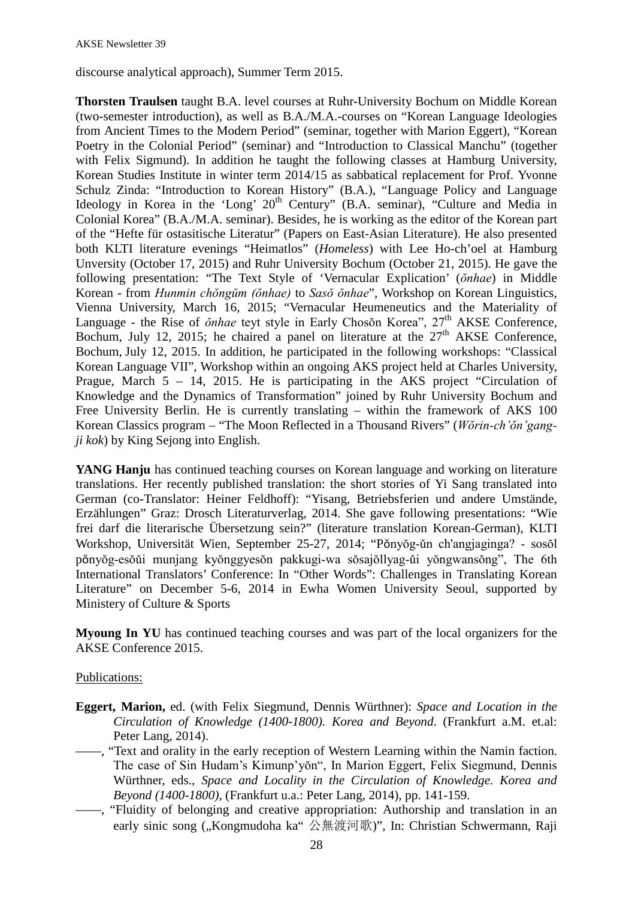discourse analytical approach), Summer Term 2015.

**Thorsten Traulsen** taught B.A. level courses at Ruhr-University Bochum on Middle Korean (two-semester introduction), as well as B.A./M.A.-courses on "Korean Language Ideologies from Ancient Times to the Modern Period" (seminar, together with Marion Eggert), "Korean Poetry in the Colonial Period" (seminar) and "Introduction to Classical Manchu" (together with Felix Sigmund). In addition he taught the following classes at Hamburg University, Korean Studies Institute in winter term 2014/15 as sabbatical replacement for Prof. Yvonne Schulz Zinda: "Introduction to Korean History" (B.A.), "Language Policy and Language Ideology in Korea in the 'Long' 20th Century" (B.A. seminar), "Culture and Media in Colonial Korea" (B.A./M.A. seminar). Besides, he is working as the editor of the Korean part of the "Hefte für ostasitische Literatur" (Papers on East-Asian Literature). He also presented both KLTI literature evenings "Heimatlos" (*Homeless*) with Lee Ho-ch'oel at Hamburg Unversity (October 17, 2015) and Ruhr University Bochum (October 21, 2015). He gave the following presentation: "The Text Style of 'Vernacular Explication' (*ŏnhae*) in Middle Korean - from *Hunmin chŏngŭm (ŏnhae)* to *Sasŏ ŏnhae*", Workshop on Korean Linguistics, Vienna University, March 16, 2015; "Vernacular Heumeneutics and the Materiality of Language - the Rise of *ŏnhae* teyt style in Early Chosŏn Korea", 27th AKSE Conference, Bochum, July 12, 2015; he chaired a panel on literature at the 27th AKSE Conference, Bochum, July 12, 2015. In addition, he participated in the following workshops: "Classical Korean Language VII", Workshop within an ongoing AKS project held at Charles University, Prague, March 5 – 14, 2015. He is participating in the AKS project "Circulation of Knowledge and the Dynamics of Transformation" joined by Ruhr University Bochum and Free University Berlin. He is currently translating – within the framework of AKS 100 Korean Classics program – "The Moon Reflected in a Thousand Rivers" (*Wŏrin-ch'ŏn'gang-ji kok*) by King Sejong into English.

**YANG Hanju** has continued teaching courses on Korean language and working on literature translations. Her recently published translation: the short stories of Yi Sang translated into German (co-Translator: Heiner Feldhoff): "Yisang, Betriebsferien und andere Umstände, Erzählungen" Graz: Drosch Literaturverlag, 2014. She gave following presentations: "Wie frei darf die literarische Übersetzung sein?" (literature translation Korean-German), KLTI Workshop, Universität Wien, September 25-27, 2014; "Pŏnyŏg-ŭn ch'angjaginga? - sosŏl pŏnyŏg-esŏŭi munjang kyŏnggyesŏn pakkugi-wa sŏsajŏllyag-ŭi yŏngwansŏng", The 6th International Translators' Conference: In "Other Words": Challenges in Translating Korean Literature" on December 5-6, 2014 in Ewha Women University Seoul, supported by Ministery of Culture & Sports

**Myoung In YU** has continued teaching courses and was part of the local organizers for the AKSE Conference 2015.

Publications:

**Eggert, Marion,** ed. (with Felix Siegmund, Dennis Würthner): *Space and Location in the Circulation of Knowledge (1400-1800). Korea and Beyond*. (Frankfurt a.M. et.al: Peter Lang, 2014).

——, "Text and orality in the early reception of Western Learning within the Namin faction. The case of Sin Hudam's Kimunp'yŏn", In Marion Eggert, Felix Siegmund, Dennis Würthner, eds., *Space and Locality in the Circulation of Knowledge. Korea and Beyond (1400-1800)*, (Frankfurt u.a.: Peter Lang, 2014), pp. 141-159.

——, "Fluidity of belonging and creative appropriation: Authorship and translation in an early sinic song („Kongmudoha ka" 公無渡河歌)", In: Christian Schwermann, Raji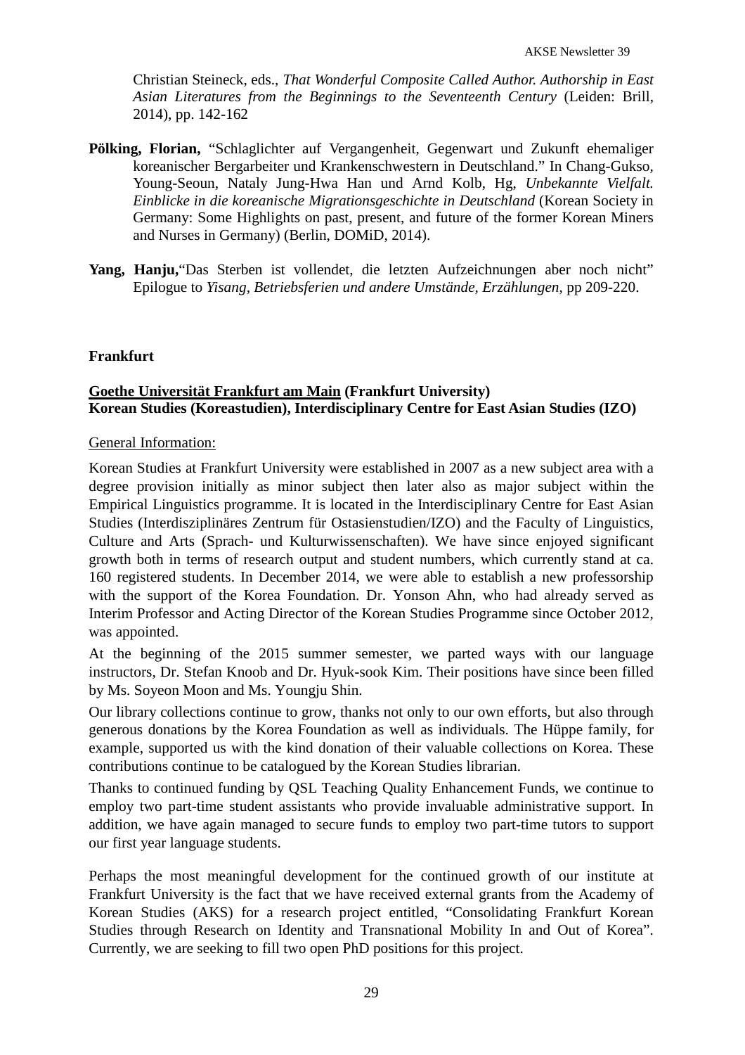Christian Steineck, eds., *That Wonderful Composite Called Author. Authorship in East Asian Literatures from the Beginnings to the Seventeenth Century* (Leiden: Brill, 2014), pp. 142-162

**Pölking, Florian,** "Schlaglichter auf Vergangenheit, Gegenwart und Zukunft ehemaliger koreanischer Bergarbeiter und Krankenschwestern in Deutschland." In Chang-Gukso, Young-Seoun, Nataly Jung-Hwa Han und Arnd Kolb, Hg, *Unbekannte Vielfalt. Einblicke in die koreanische Migrationsgeschichte in Deutschland* (Korean Society in Germany: Some Highlights on past, present, and future of the former Korean Miners and Nurses in Germany) (Berlin, DOMiD, 2014).

**Yang, Hanju,**"Das Sterben ist vollendet, die letzten Aufzeichnungen aber noch nicht" Epilogue to *Yisang, Betriebsferien und andere Umstände, Erzählungen*, pp 209-220.

**Frankfurt**

**Goethe Universität Frankfurt am Main (Frankfurt University)**
**Korean Studies (Koreastudien), Interdisciplinary Centre for East Asian Studies (IZO)**

General Information:

Korean Studies at Frankfurt University were established in 2007 as a new subject area with a degree provision initially as minor subject then later also as major subject within the Empirical Linguistics programme. It is located in the Interdisciplinary Centre for East Asian Studies (Interdisziplinäres Zentrum für Ostasienstudien/IZO) and the Faculty of Linguistics, Culture and Arts (Sprach- und Kulturwissenschaften). We have since enjoyed significant growth both in terms of research output and student numbers, which currently stand at ca. 160 registered students. In December 2014, we were able to establish a new professorship with the support of the Korea Foundation. Dr. Yonson Ahn, who had already served as Interim Professor and Acting Director of the Korean Studies Programme since October 2012, was appointed.

At the beginning of the 2015 summer semester, we parted ways with our language instructors, Dr. Stefan Knoob and Dr. Hyuk-sook Kim. Their positions have since been filled by Ms. Soyeon Moon and Ms. Youngju Shin.

Our library collections continue to grow, thanks not only to our own efforts, but also through generous donations by the Korea Foundation as well as individuals. The Hüppe family, for example, supported us with the kind donation of their valuable collections on Korea. These contributions continue to be catalogued by the Korean Studies librarian.

Thanks to continued funding by QSL Teaching Quality Enhancement Funds, we continue to employ two part-time student assistants who provide invaluable administrative support. In addition, we have again managed to secure funds to employ two part-time tutors to support our first year language students.

Perhaps the most meaningful development for the continued growth of our institute at Frankfurt University is the fact that we have received external grants from the Academy of Korean Studies (AKS) for a research project entitled, "Consolidating Frankfurt Korean Studies through Research on Identity and Transnational Mobility In and Out of Korea". Currently, we are seeking to fill two open PhD positions for this project.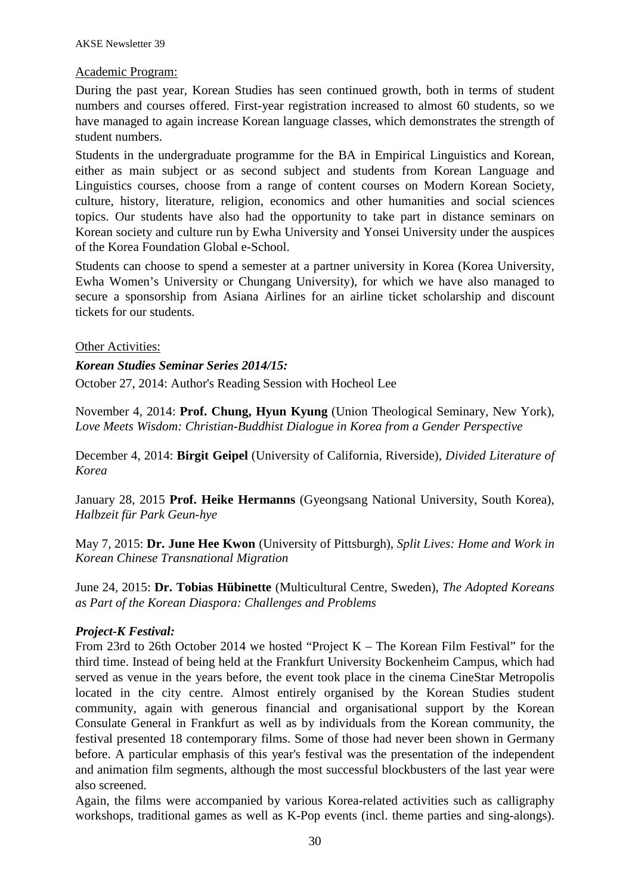Academic Program:

During the past year, Korean Studies has seen continued growth, both in terms of student numbers and courses offered. First-year registration increased to almost 60 students, so we have managed to again increase Korean language classes, which demonstrates the strength of student numbers.

Students in the undergraduate programme for the BA in Empirical Linguistics and Korean, either as main subject or as second subject and students from Korean Language and Linguistics courses, choose from a range of content courses on Modern Korean Society, culture, history, literature, religion, economics and other humanities and social sciences topics. Our students have also had the opportunity to take part in distance seminars on Korean society and culture run by Ewha University and Yonsei University under the auspices of the Korea Foundation Global e-School.

Students can choose to spend a semester at a partner university in Korea (Korea University, Ewha Women's University or Chungang University), for which we have also managed to secure a sponsorship from Asiana Airlines for an airline ticket scholarship and discount tickets for our students.

Other Activities:

***Korean Studies Seminar Series 2014/15:***

October 27, 2014: Author's Reading Session with Hocheol Lee

November 4, 2014: **Prof. Chung, Hyun Kyung** (Union Theological Seminary, New York), *Love Meets Wisdom: Christian-Buddhist Dialogue in Korea from a Gender Perspective*

December 4, 2014: **Birgit Geipel** (University of California, Riverside), *Divided Literature of Korea*

January 28, 2015 **Prof. Heike Hermanns** (Gyeongsang National University, South Korea), *Halbzeit für Park Geun-hye*

May 7, 2015: **Dr. June Hee Kwon** (University of Pittsburgh), *Split Lives: Home and Work in Korean Chinese Transnational Migration*

June 24, 2015: **Dr. Tobias Hübinette** (Multicultural Centre, Sweden), *The Adopted Koreans as Part of the Korean Diaspora: Challenges and Problems*

***Project-K Festival:***

From 23rd to 26th October 2014 we hosted "Project K – The Korean Film Festival" for the third time. Instead of being held at the Frankfurt University Bockenheim Campus, which had served as venue in the years before, the event took place in the cinema CineStar Metropolis located in the city centre. Almost entirely organised by the Korean Studies student community, again with generous financial and organisational support by the Korean Consulate General in Frankfurt as well as by individuals from the Korean community, the festival presented 18 contemporary films. Some of those had never been shown in Germany before. A particular emphasis of this year's festival was the presentation of the independent and animation film segments, although the most successful blockbusters of the last year were also screened.

Again, the films were accompanied by various Korea-related activities such as calligraphy workshops, traditional games as well as K-Pop events (incl. theme parties and sing-alongs).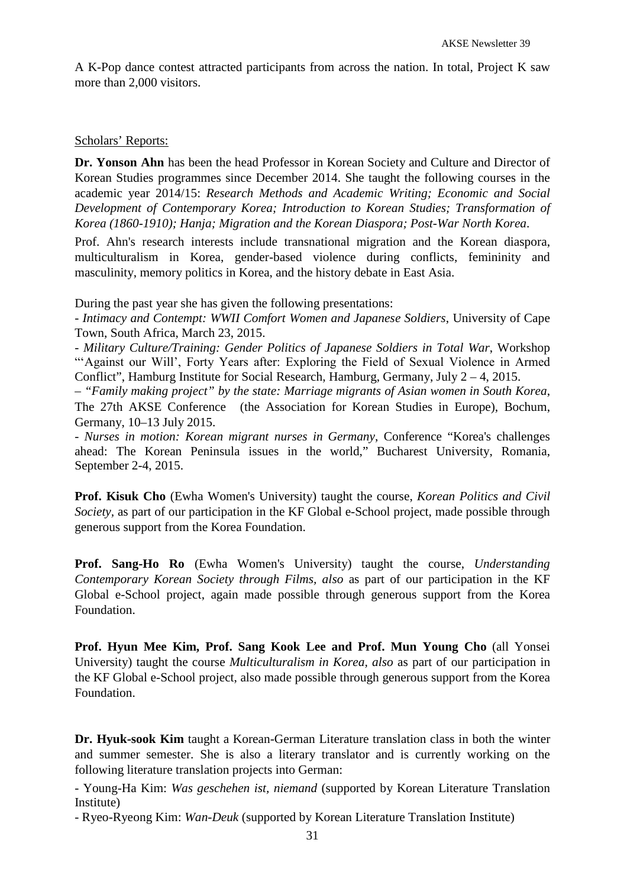A K-Pop dance contest attracted participants from across the nation. In total, Project K saw more than 2,000 visitors.

Scholars' Reports:

**Dr. Yonson Ahn** has been the head Professor in Korean Society and Culture and Director of Korean Studies programmes since December 2014. She taught the following courses in the academic year 2014/15: *Research Methods and Academic Writing; Economic and Social Development of Contemporary Korea; Introduction to Korean Studies; Transformation of Korea (1860-1910); Hanja; Migration and the Korean Diaspora; Post-War North Korea*.

Prof. Ahn's research interests include transnational migration and the Korean diaspora, multiculturalism in Korea, gender-based violence during conflicts, femininity and masculinity, memory politics in Korea, and the history debate in East Asia.

During the past year she has given the following presentations:

- *Intimacy and Contempt: WWII Comfort Women and Japanese Soldiers*, University of Cape Town, South Africa, March 23, 2015.
- *Military Culture/Training: Gender Politics of Japanese Soldiers in Total War*, Workshop "'Against our Will', Forty Years after: Exploring the Field of Sexual Violence in Armed Conflict", Hamburg Institute for Social Research, Hamburg, Germany, July 2 – 4, 2015.
- *"Family making project" by the state: Marriage migrants of Asian women in South Korea*, The 27th AKSE Conference (the Association for Korean Studies in Europe), Bochum, Germany, 10–13 July 2015.
- *Nurses in motion: Korean migrant nurses in Germany*, Conference "Korea's challenges ahead: The Korean Peninsula issues in the world," Bucharest University, Romania, September 2-4, 2015.

**Prof. Kisuk Cho** (Ewha Women's University) taught the course, *Korean Politics and Civil Society,* as part of our participation in the KF Global e-School project, made possible through generous support from the Korea Foundation.

**Prof. Sang-Ho Ro** (Ewha Women's University) taught the course, *Understanding Contemporary Korean Society through Films, also* as part of our participation in the KF Global e-School project, again made possible through generous support from the Korea Foundation.

**Prof. Hyun Mee Kim, Prof. Sang Kook Lee and Prof. Mun Young Cho** (all Yonsei University) taught the course *Multiculturalism in Korea, also* as part of our participation in the KF Global e-School project, also made possible through generous support from the Korea Foundation.

**Dr. Hyuk-sook Kim** taught a Korean-German Literature translation class in both the winter and summer semester. She is also a literary translator and is currently working on the following literature translation projects into German:

- Young-Ha Kim: *Was geschehen ist, niemand* (supported by Korean Literature Translation Institute)
- Ryeo-Ryeong Kim: *Wan-Deuk* (supported by Korean Literature Translation Institute)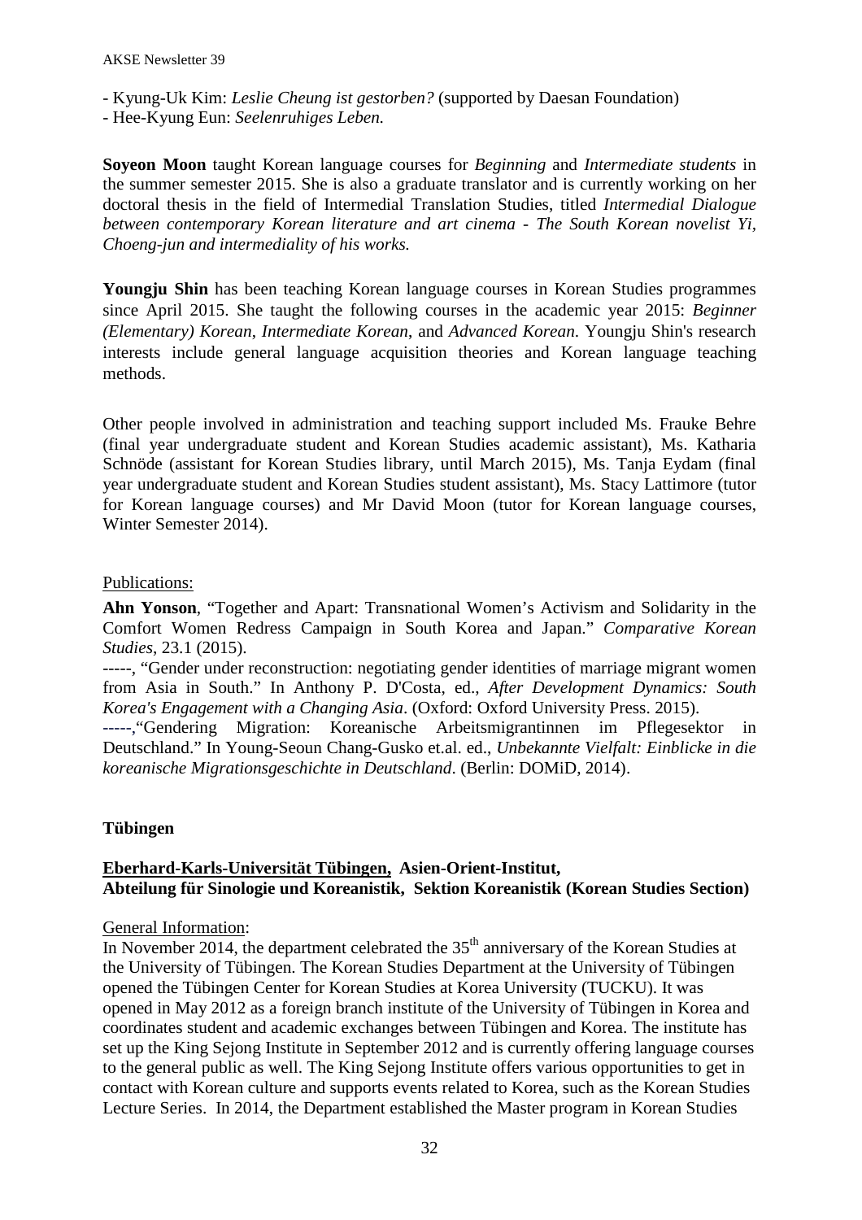- Kyung-Uk Kim: *Leslie Cheung ist gestorben?* (supported by Daesan Foundation)
- Hee-Kyung Eun: *Seelenruhiges Leben.*

**Soyeon Moon** taught Korean language courses for *Beginning* and *Intermediate students* in the summer semester 2015. She is also a graduate translator and is currently working on her doctoral thesis in the field of Intermedial Translation Studies, titled *Intermedial Dialogue between contemporary Korean literature and art cinema - The South Korean novelist Yi, Choeng-jun and intermediality of his works.*

**Youngju Shin** has been teaching Korean language courses in Korean Studies programmes since April 2015. She taught the following courses in the academic year 2015: *Beginner (Elementary) Korean*, *Intermediate Korean*, and *Advanced Korean*. Youngju Shin's research interests include general language acquisition theories and Korean language teaching methods.

Other people involved in administration and teaching support included Ms. Frauke Behre (final year undergraduate student and Korean Studies academic assistant), Ms. Katharia Schnöde (assistant for Korean Studies library, until March 2015), Ms. Tanja Eydam (final year undergraduate student and Korean Studies student assistant), Ms. Stacy Lattimore (tutor for Korean language courses) and Mr David Moon (tutor for Korean language courses, Winter Semester 2014).

Publications:

**Ahn Yonson**, "Together and Apart: Transnational Women's Activism and Solidarity in the Comfort Women Redress Campaign in South Korea and Japan." *Comparative Korean Studies*, 23.1 (2015).

-----, "Gender under reconstruction: negotiating gender identities of marriage migrant women from Asia in South." In Anthony P. D'Costa, ed., *After Development Dynamics: South Korea's Engagement with a Changing Asia*. (Oxford: Oxford University Press. 2015).

-----,"Gendering Migration: Koreanische Arbeitsmigrantinnen im Pflegesektor in Deutschland." In Young-Seoun Chang-Gusko et.al. ed., *Unbekannte Vielfalt: Einblicke in die koreanische Migrationsgeschichte in Deutschland*. (Berlin: DOMiD, 2014).

## Tübingen

### Eberhard-Karls-Universität Tübingen, Asien-Orient-Institut, Abteilung für Sinologie und Koreanistik, Sektion Koreanistik (Korean Studies Section)

General Information:

In November 2014, the department celebrated the 35th anniversary of the Korean Studies at the University of Tübingen. The Korean Studies Department at the University of Tübingen opened the Tübingen Center for Korean Studies at Korea University (TUCKU). It was opened in May 2012 as a foreign branch institute of the University of Tübingen in Korea and coordinates student and academic exchanges between Tübingen and Korea. The institute has set up the King Sejong Institute in September 2012 and is currently offering language courses to the general public as well. The King Sejong Institute offers various opportunities to get in contact with Korean culture and supports events related to Korea, such as the Korean Studies Lecture Series. In 2014, the Department established the Master program in Korean Studies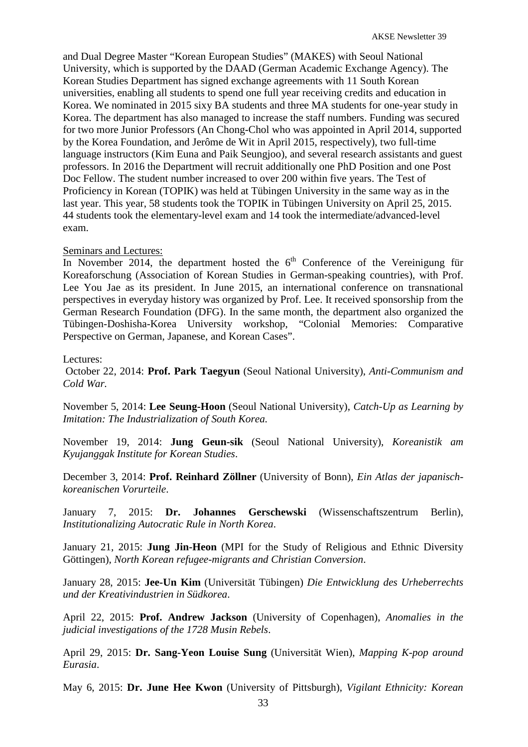and Dual Degree Master "Korean European Studies" (MAKES) with Seoul National University, which is supported by the DAAD (German Academic Exchange Agency). The Korean Studies Department has signed exchange agreements with 11 South Korean universities, enabling all students to spend one full year receiving credits and education in Korea. We nominated in 2015 sixy BA students and three MA students for one-year study in Korea. The department has also managed to increase the staff numbers. Funding was secured for two more Junior Professors (An Chong-Chol who was appointed in April 2014, supported by the Korea Foundation, and Jerôme de Wit in April 2015, respectively), two full-time language instructors (Kim Euna and Paik Seungjoo), and several research assistants and guest professors. In 2016 the Department will recruit additionally one PhD Position and one Post Doc Fellow. The student number increased to over 200 within five years. The Test of Proficiency in Korean (TOPIK) was held at Tübingen University in the same way as in the last year. This year, 58 students took the TOPIK in Tübingen University on April 25, 2015. 44 students took the elementary-level exam and 14 took the intermediate/advanced-level exam.

Seminars and Lectures:

In November 2014, the department hosted the 6th Conference of the Vereinigung für Koreaforschung (Association of Korean Studies in German-speaking countries), with Prof. Lee You Jae as its president. In June 2015, an international conference on transnational perspectives in everyday history was organized by Prof. Lee. It received sponsorship from the German Research Foundation (DFG). In the same month, the department also organized the Tübingen-Doshisha-Korea University workshop, "Colonial Memories: Comparative Perspective on German, Japanese, and Korean Cases".

Lectures:

October 22, 2014: **Prof. Park Taegyun** (Seoul National University), *Anti-Communism and Cold War.*

November 5, 2014: **Lee Seung-Hoon** (Seoul National University), *Catch-Up as Learning by Imitation: The Industrialization of South Korea.*

November 19, 2014: **Jung Geun-sik** (Seoul National University), *Koreanistik am Kyujanggak Institute for Korean Studies*.

December 3, 2014: **Prof. Reinhard Zöllner** (University of Bonn), *Ein Atlas der japanisch-koreanischen Vorurteile*.

January 7, 2015: **Dr. Johannes Gerschewski** (Wissenschaftszentrum Berlin), *Institutionalizing Autocratic Rule in North Korea*.

January 21, 2015: **Jung Jin-Heon** (MPI for the Study of Religious and Ethnic Diversity Göttingen), *North Korean refugee-migrants and Christian Conversion*.

January 28, 2015: **Jee-Un Kim** (Universität Tübingen) *Die Entwicklung des Urheberrechts und der Kreativindustrien in Südkorea*.

April 22, 2015: **Prof. Andrew Jackson** (University of Copenhagen), *Anomalies in the judicial investigations of the 1728 Musin Rebels*.

April 29, 2015: **Dr. Sang-Yeon Louise Sung** (Universität Wien), *Mapping K-pop around Eurasia*.

May 6, 2015: **Dr. June Hee Kwon** (University of Pittsburgh), *Vigilant Ethnicity: Korean*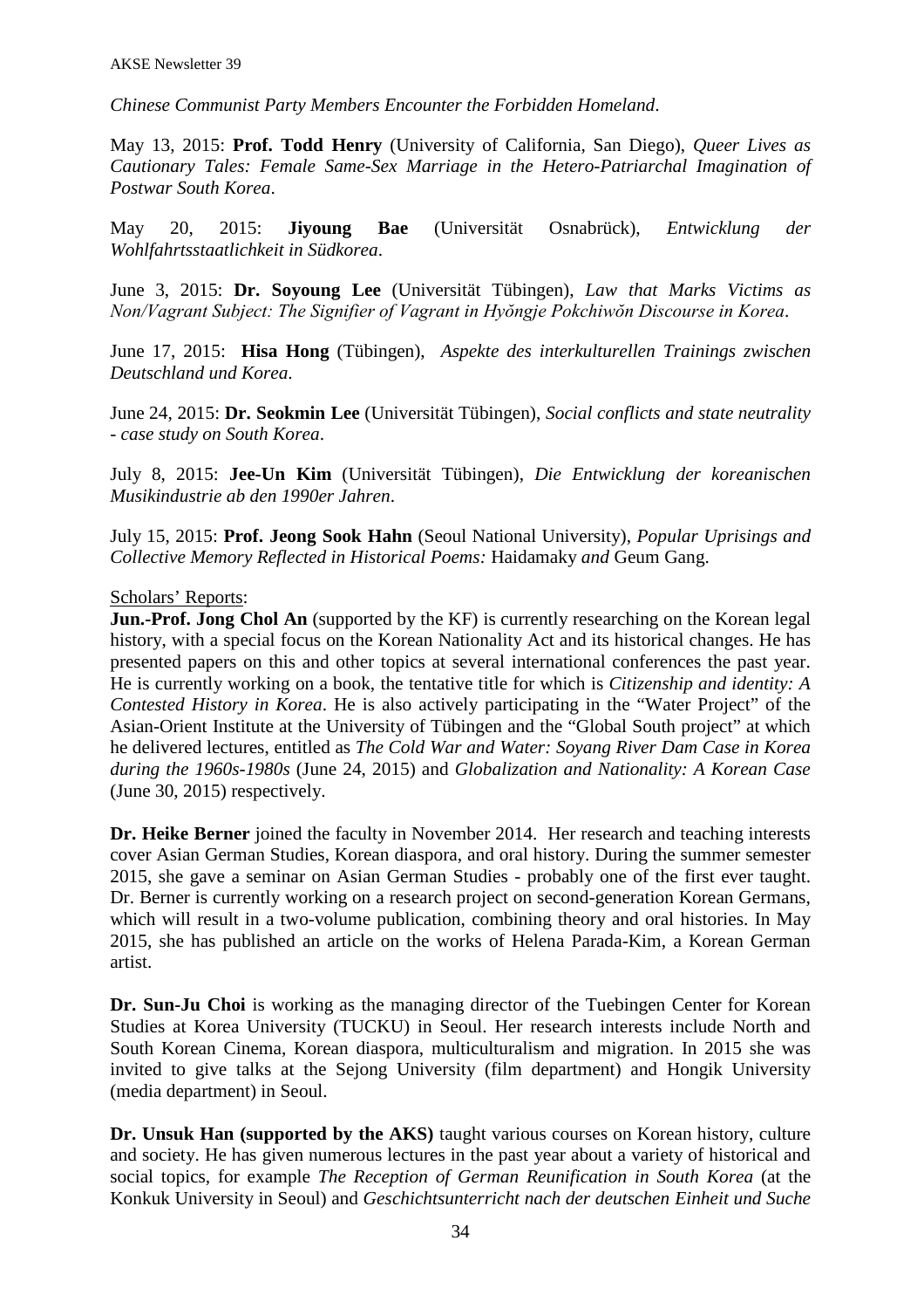*Chinese Communist Party Members Encounter the Forbidden Homeland*.

May 13, 2015: **Prof. Todd Henry** (University of California, San Diego), *Queer Lives as Cautionary Tales: Female Same-Sex Marriage in the Hetero-Patriarchal Imagination of Postwar South Korea*.

May 20, 2015: **Jiyoung Bae** (Universität Osnabrück), *Entwicklung der Wohlfahrtsstaatlichkeit in Südkorea*.

June 3, 2015: **Dr. Soyoung Lee** (Universität Tübingen), *Law that Marks Victims as Non/Vagrant Subject: The Signifier of Vagrant in Hyŏngje Pokchiwŏn Discourse in Korea*.

June 17, 2015: **Hisa Hong** (Tübingen), *Aspekte des interkulturellen Trainings zwischen Deutschland und Korea*.

June 24, 2015: **Dr. Seokmin Lee** (Universität Tübingen), *Social conflicts and state neutrality - case study on South Korea*.

July 8, 2015: **Jee-Un Kim** (Universität Tübingen), *Die Entwicklung der koreanischen Musikindustrie ab den 1990er Jahren*.

July 15, 2015: **Prof. Jeong Sook Hahn** (Seoul National University), *Popular Uprisings and Collective Memory Reflected in Historical Poems:* Haidamaky *and* Geum Gang.

Scholars' Reports:

**Jun.-Prof. Jong Chol An** (supported by the KF) is currently researching on the Korean legal history, with a special focus on the Korean Nationality Act and its historical changes. He has presented papers on this and other topics at several international conferences the past year. He is currently working on a book, the tentative title for which is *Citizenship and identity: A Contested History in Korea*. He is also actively participating in the "Water Project" of the Asian-Orient Institute at the University of Tübingen and the "Global South project" at which he delivered lectures, entitled as *The Cold War and Water: Soyang River Dam Case in Korea during the 1960s-1980s* (June 24, 2015) and *Globalization and Nationality: A Korean Case* (June 30, 2015) respectively.

**Dr. Heike Berner** joined the faculty in November 2014. Her research and teaching interests cover Asian German Studies, Korean diaspora, and oral history. During the summer semester 2015, she gave a seminar on Asian German Studies - probably one of the first ever taught. Dr. Berner is currently working on a research project on second-generation Korean Germans, which will result in a two-volume publication, combining theory and oral histories. In May 2015, she has published an article on the works of Helena Parada-Kim, a Korean German artist.

**Dr. Sun-Ju Choi** is working as the managing director of the Tuebingen Center for Korean Studies at Korea University (TUCKU) in Seoul. Her research interests include North and South Korean Cinema, Korean diaspora, multiculturalism and migration. In 2015 she was invited to give talks at the Sejong University (film department) and Hongik University (media department) in Seoul.

**Dr. Unsuk Han (supported by the AKS)** taught various courses on Korean history, culture and society. He has given numerous lectures in the past year about a variety of historical and social topics, for example *The Reception of German Reunification in South Korea* (at the Konkuk University in Seoul) and *Geschichtsunterricht nach der deutschen Einheit und Suche*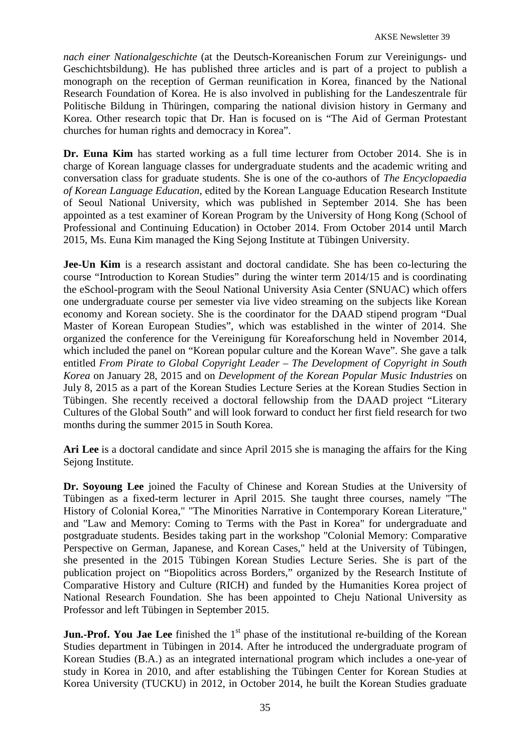*nach einer Nationalgeschichte* (at the Deutsch-Koreanischen Forum zur Vereinigungs- und Geschichtsbildung). He has published three articles and is part of a project to publish a monograph on the reception of German reunification in Korea, financed by the National Research Foundation of Korea. He is also involved in publishing for the Landeszentrale für Politische Bildung in Thüringen, comparing the national division history in Germany and Korea. Other research topic that Dr. Han is focused on is "The Aid of German Protestant churches for human rights and democracy in Korea".

**Dr. Euna Kim** has started working as a full time lecturer from October 2014. She is in charge of Korean language classes for undergraduate students and the academic writing and conversation class for graduate students. She is one of the co-authors of *The Encyclopaedia of Korean Language Education*, edited by the Korean Language Education Research Institute of Seoul National University, which was published in September 2014. She has been appointed as a test examiner of Korean Program by the University of Hong Kong (School of Professional and Continuing Education) in October 2014. From October 2014 until March 2015, Ms. Euna Kim managed the King Sejong Institute at Tübingen University.

**Jee-Un Kim** is a research assistant and doctoral candidate. She has been co-lecturing the course "Introduction to Korean Studies" during the winter term 2014/15 and is coordinating the eSchool-program with the Seoul National University Asia Center (SNUAC) which offers one undergraduate course per semester via live video streaming on the subjects like Korean economy and Korean society. She is the coordinator for the DAAD stipend program "Dual Master of Korean European Studies", which was established in the winter of 2014. She organized the conference for the Vereinigung für Koreaforschung held in November 2014, which included the panel on "Korean popular culture and the Korean Wave". She gave a talk entitled *From Pirate to Global Copyright Leader – The Development of Copyright in South Korea* on January 28, 2015 and on *Development of the Korean Popular Music Industries* on July 8, 2015 as a part of the Korean Studies Lecture Series at the Korean Studies Section in Tübingen. She recently received a doctoral fellowship from the DAAD project "Literary Cultures of the Global South" and will look forward to conduct her first field research for two months during the summer 2015 in South Korea.

**Ari Lee** is a doctoral candidate and since April 2015 she is managing the affairs for the King Sejong Institute.

**Dr. Soyoung Lee** joined the Faculty of Chinese and Korean Studies at the University of Tübingen as a fixed-term lecturer in April 2015. She taught three courses, namely "The History of Colonial Korea," "The Minorities Narrative in Contemporary Korean Literature," and "Law and Memory: Coming to Terms with the Past in Korea" for undergraduate and postgraduate students. Besides taking part in the workshop "Colonial Memory: Comparative Perspective on German, Japanese, and Korean Cases," held at the University of Tübingen, she presented in the 2015 Tübingen Korean Studies Lecture Series. She is part of the publication project on "Biopolitics across Borders," organized by the Research Institute of Comparative History and Culture (RICH) and funded by the Humanities Korea project of National Research Foundation. She has been appointed to Cheju National University as Professor and left Tübingen in September 2015.

**Jun.-Prof. You Jae Lee** finished the 1st phase of the institutional re-building of the Korean Studies department in Tübingen in 2014. After he introduced the undergraduate program of Korean Studies (B.A.) as an integrated international program which includes a one-year of study in Korea in 2010, and after establishing the Tübingen Center for Korean Studies at Korea University (TUCKU) in 2012, in October 2014, he built the Korean Studies graduate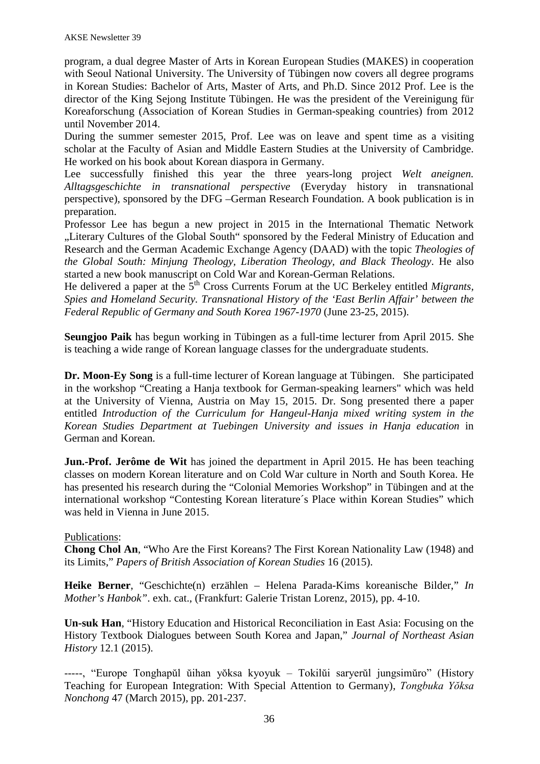program, a dual degree Master of Arts in Korean European Studies (MAKES) in cooperation with Seoul National University. The University of Tübingen now covers all degree programs in Korean Studies: Bachelor of Arts, Master of Arts, and Ph.D. Since 2012 Prof. Lee is the director of the King Sejong Institute Tübingen. He was the president of the Vereinigung für Koreaforschung (Association of Korean Studies in German-speaking countries) from 2012 until November 2014.
During the summer semester 2015, Prof. Lee was on leave and spent time as a visiting scholar at the Faculty of Asian and Middle Eastern Studies at the University of Cambridge. He worked on his book about Korean diaspora in Germany.
Lee successfully finished this year the three years-long project *Welt aneignen. Alltagsgeschichte in transnational perspective* (Everyday history in transnational perspective), sponsored by the DFG –German Research Foundation. A book publication is in preparation.
Professor Lee has begun a new project in 2015 in the International Thematic Network „Literary Cultures of the Global South“ sponsored by the Federal Ministry of Education and Research and the German Academic Exchange Agency (DAAD) with the topic *Theologies of the Global South: Minjung Theology, Liberation Theology, and Black Theology*. He also started a new book manuscript on Cold War and Korean-German Relations.
He delivered a paper at the 5th Cross Currents Forum at the UC Berkeley entitled *Migrants, Spies and Homeland Security. Transnational History of the 'East Berlin Affair' between the Federal Republic of Germany and South Korea 1967-1970* (June 23-25, 2015).

**Seungjoo Paik** has begun working in Tübingen as a full-time lecturer from April 2015. She is teaching a wide range of Korean language classes for the undergraduate students.

**Dr. Moon-Ey Song** is a full-time lecturer of Korean language at Tübingen. She participated in the workshop "Creating a Hanja textbook for German-speaking learners" which was held at the University of Vienna, Austria on May 15, 2015. Dr. Song presented there a paper entitled *Introduction of the Curriculum for Hangeul-Hanja mixed writing system in the Korean Studies Department at Tuebingen University and issues in Hanja education* in German and Korean.

**Jun.-Prof. Jerôme de Wit** has joined the department in April 2015. He has been teaching classes on modern Korean literature and on Cold War culture in North and South Korea. He has presented his research during the "Colonial Memories Workshop" in Tübingen and at the international workshop "Contesting Korean literature´s Place within Korean Studies" which was held in Vienna in June 2015.

Publications:

**Chong Chol An**, "Who Are the First Koreans? The First Korean Nationality Law (1948) and its Limits," *Papers of British Association of Korean Studies* 16 (2015).

**Heike Berner**, "Geschichte(n) erzählen – Helena Parada-Kims koreanische Bilder," *In Mother's Hanbok"*. exh. cat., (Frankfurt: Galerie Tristan Lorenz, 2015), pp. 4-10.

**Un-suk Han**, "History Education and Historical Reconciliation in East Asia: Focusing on the History Textbook Dialogues between South Korea and Japan," *Journal of Northeast Asian History* 12.1 (2015).

-----, "Europe Tonghapŭl ŭihan yŏksa kyoyuk – Tokilŭi saryerŭl jungsimŭro" (History Teaching for European Integration: With Special Attention to Germany), *Tongbuka Yŏksa Nonchong* 47 (March 2015), pp. 201-237.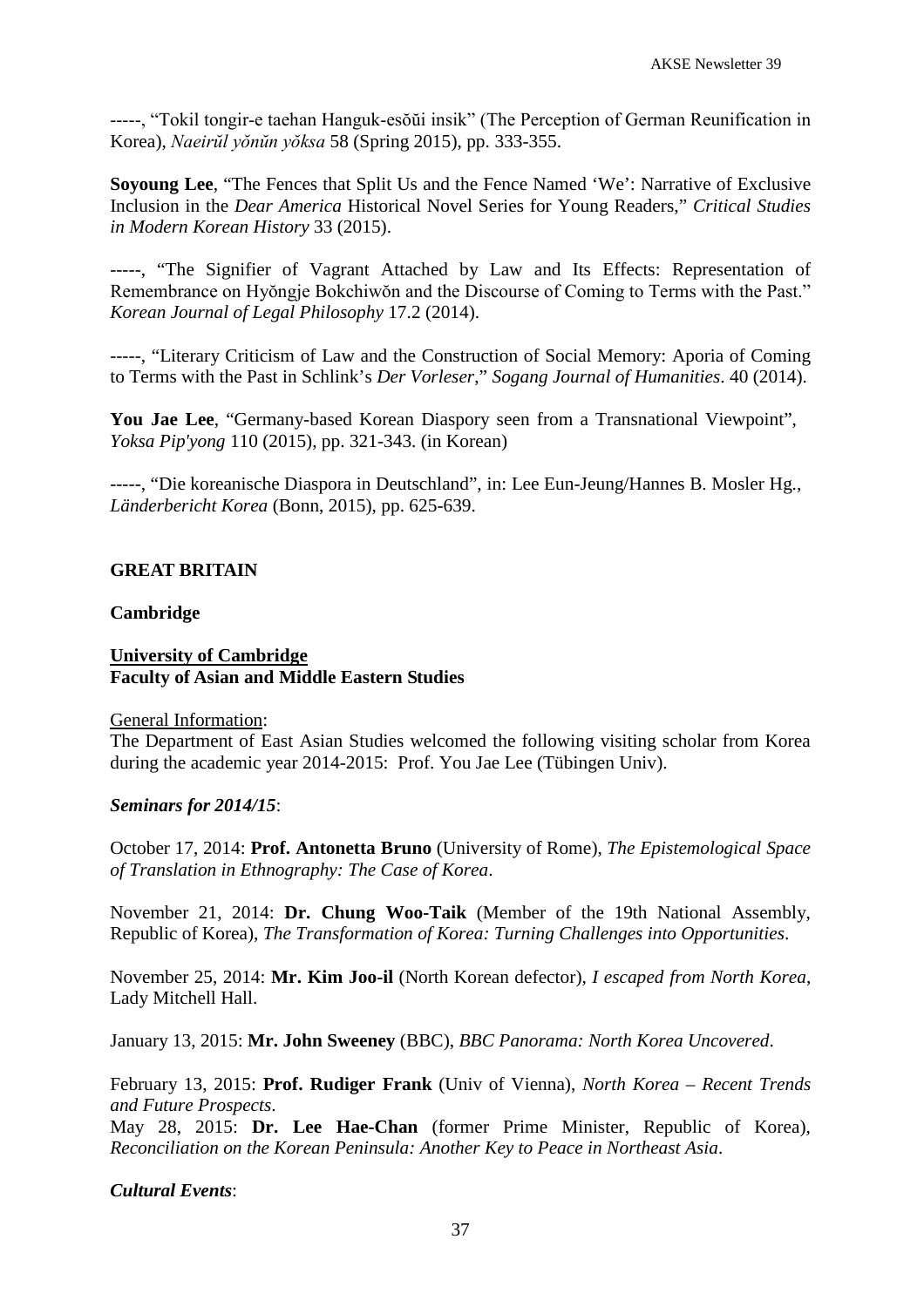-----, "Tokil tongir-e taehan Hanguk-esŏŭi insik" (The Perception of German Reunification in Korea), *Naeirŭl yŏnŭn yŏksa* 58 (Spring 2015), pp. 333-355.

**Soyoung Lee**, "The Fences that Split Us and the Fence Named 'We': Narrative of Exclusive Inclusion in the *Dear America* Historical Novel Series for Young Readers," *Critical Studies in Modern Korean History* 33 (2015).

-----, "The Signifier of Vagrant Attached by Law and Its Effects: Representation of Remembrance on Hyŏngje Bokchiwŏn and the Discourse of Coming to Terms with the Past." *Korean Journal of Legal Philosophy* 17.2 (2014).

-----, "Literary Criticism of Law and the Construction of Social Memory: Aporia of Coming to Terms with the Past in Schlink's *Der Vorleser*," *Sogang Journal of Humanities*. 40 (2014).

**You Jae Lee**, "Germany-based Korean Diaspory seen from a Transnational Viewpoint", *Yoksa Pip'yong* 110 (2015), pp. 321-343. (in Korean)

-----, "Die koreanische Diaspora in Deutschland", in: Lee Eun-Jeung/Hannes B. Mosler Hg., *Länderbericht Korea* (Bonn, 2015), pp. 625-639.

## GREAT BRITAIN

### Cambridge

**University of Cambridge**
**Faculty of Asian and Middle Eastern Studies**

General Information:
The Department of East Asian Studies welcomed the following visiting scholar from Korea during the academic year 2014-2015: Prof. You Jae Lee (Tübingen Univ).

***Seminars for 2014/15***:

October 17, 2014: **Prof. Antonetta Bruno** (University of Rome), *The Epistemological Space of Translation in Ethnography: The Case of Korea*.

November 21, 2014: **Dr. Chung Woo-Taik** (Member of the 19th National Assembly, Republic of Korea), *The Transformation of Korea: Turning Challenges into Opportunities*.

November 25, 2014: **Mr. Kim Joo-il** (North Korean defector), *I escaped from North Korea*, Lady Mitchell Hall.

January 13, 2015: **Mr. John Sweeney** (BBC), *BBC Panorama: North Korea Uncovered*.

February 13, 2015: **Prof. Rudiger Frank** (Univ of Vienna), *North Korea – Recent Trends and Future Prospects*.
May 28, 2015: **Dr. Lee Hae-Chan** (former Prime Minister, Republic of Korea), *Reconciliation on the Korean Peninsula: Another Key to Peace in Northeast Asia*.

***Cultural Events***: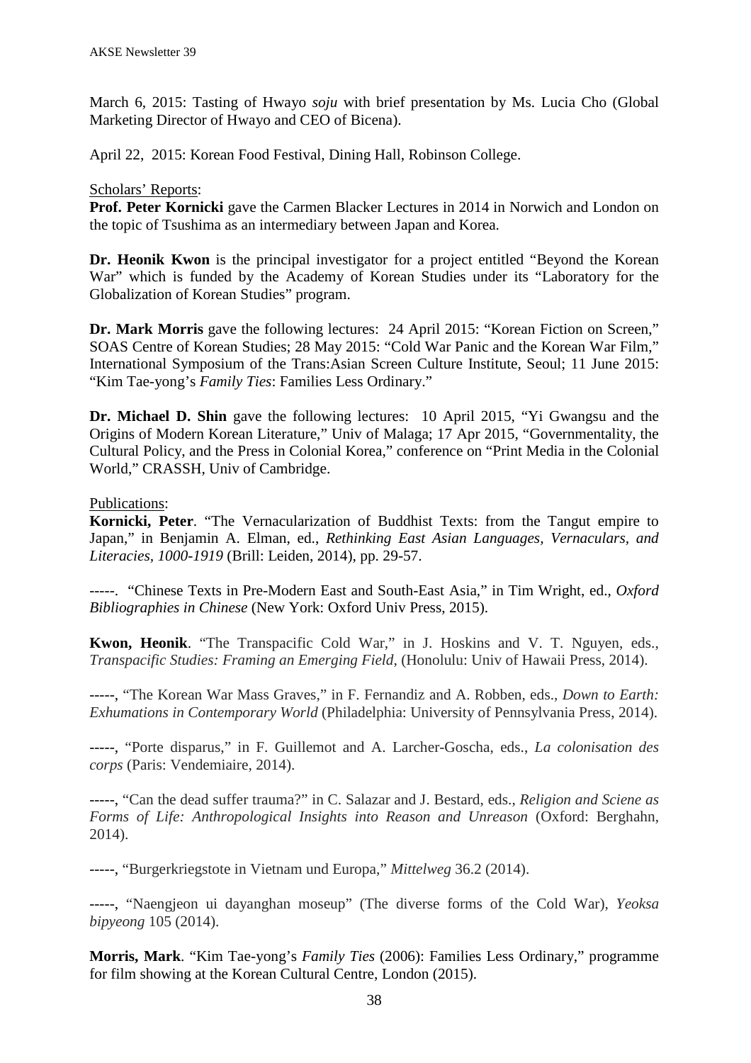March 6, 2015: Tasting of Hwayo *soju* with brief presentation by Ms. Lucia Cho (Global Marketing Director of Hwayo and CEO of Bicena).

April 22, 2015: Korean Food Festival, Dining Hall, Robinson College.

Scholars' Reports:

**Prof. Peter Kornicki** gave the Carmen Blacker Lectures in 2014 in Norwich and London on the topic of Tsushima as an intermediary between Japan and Korea.

**Dr. Heonik Kwon** is the principal investigator for a project entitled "Beyond the Korean War" which is funded by the Academy of Korean Studies under its "Laboratory for the Globalization of Korean Studies" program.

**Dr. Mark Morris** gave the following lectures: 24 April 2015: "Korean Fiction on Screen," SOAS Centre of Korean Studies; 28 May 2015: "Cold War Panic and the Korean War Film," International Symposium of the Trans:Asian Screen Culture Institute, Seoul; 11 June 2015: "Kim Tae-yong's *Family Ties*: Families Less Ordinary."

**Dr. Michael D. Shin** gave the following lectures: 10 April 2015, "Yi Gwangsu and the Origins of Modern Korean Literature," Univ of Malaga; 17 Apr 2015, "Governmentality, the Cultural Policy, and the Press in Colonial Korea," conference on "Print Media in the Colonial World," CRASSH, Univ of Cambridge.

Publications:

**Kornicki, Peter**. "The Vernacularization of Buddhist Texts: from the Tangut empire to Japan," in Benjamin A. Elman, ed., *Rethinking East Asian Languages, Vernaculars, and Literacies, 1000-1919* (Brill: Leiden, 2014), pp. 29-57.

-----. "Chinese Texts in Pre-Modern East and South-East Asia," in Tim Wright, ed., *Oxford Bibliographies in Chinese* (New York: Oxford Univ Press, 2015).

**Kwon, Heonik**. "The Transpacific Cold War," in J. Hoskins and V. T. Nguyen, eds., *Transpacific Studies: Framing an Emerging Field*, (Honolulu: Univ of Hawaii Press, 2014).

-----, "The Korean War Mass Graves," in F. Fernandiz and A. Robben, eds., *Down to Earth: Exhumations in Contemporary World* (Philadelphia: University of Pennsylvania Press, 2014).

-----, "Porte disparus," in F. Guillemot and A. Larcher-Goscha, eds., *La colonisation des corps* (Paris: Vendemiaire, 2014).

-----, "Can the dead suffer trauma?" in C. Salazar and J. Bestard, eds., *Religion and Sciene as Forms of Life: Anthropological Insights into Reason and Unreason* (Oxford: Berghahn, 2014).

-----, "Burgerkriegstote in Vietnam und Europa," *Mittelweg* 36.2 (2014).

-----, "Naengjeon ui dayanghan moseup" (The diverse forms of the Cold War), *Yeoksa bipyeong* 105 (2014).

**Morris, Mark**. "Kim Tae-yong's *Family Ties* (2006): Families Less Ordinary," programme for film showing at the Korean Cultural Centre, London (2015).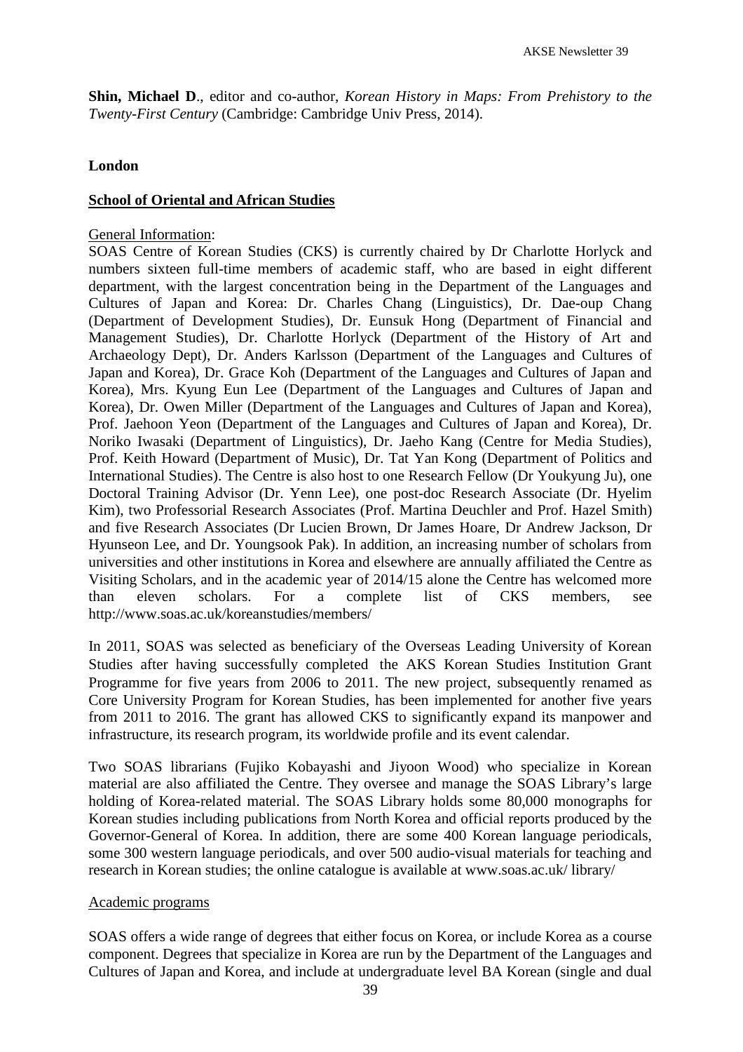**Shin, Michael D**., editor and co-author, *Korean History in Maps: From Prehistory to the Twenty-First Century* (Cambridge: Cambridge Univ Press, 2014).

## London

### School of Oriental and African Studies

General Information:

SOAS Centre of Korean Studies (CKS) is currently chaired by Dr Charlotte Horlyck and numbers sixteen full-time members of academic staff, who are based in eight different department, with the largest concentration being in the Department of the Languages and Cultures of Japan and Korea: Dr. Charles Chang (Linguistics), Dr. Dae-oup Chang (Department of Development Studies), Dr. Eunsuk Hong (Department of Financial and Management Studies), Dr. Charlotte Horlyck (Department of the History of Art and Archaeology Dept), Dr. Anders Karlsson (Department of the Languages and Cultures of Japan and Korea), Dr. Grace Koh (Department of the Languages and Cultures of Japan and Korea), Mrs. Kyung Eun Lee (Department of the Languages and Cultures of Japan and Korea), Dr. Owen Miller (Department of the Languages and Cultures of Japan and Korea), Prof. Jaehoon Yeon (Department of the Languages and Cultures of Japan and Korea), Dr. Noriko Iwasaki (Department of Linguistics), Dr. Jaeho Kang (Centre for Media Studies), Prof. Keith Howard (Department of Music), Dr. Tat Yan Kong (Department of Politics and International Studies). The Centre is also host to one Research Fellow (Dr Youkyung Ju), one Doctoral Training Advisor (Dr. Yenn Lee), one post-doc Research Associate (Dr. Hyelim Kim), two Professorial Research Associates (Prof. Martina Deuchler and Prof. Hazel Smith) and five Research Associates (Dr Lucien Brown, Dr James Hoare, Dr Andrew Jackson, Dr Hyunseon Lee, and Dr. Youngsook Pak). In addition, an increasing number of scholars from universities and other institutions in Korea and elsewhere are annually affiliated the Centre as Visiting Scholars, and in the academic year of 2014/15 alone the Centre has welcomed more than eleven scholars. For a complete list of CKS members, see http://www.soas.ac.uk/koreanstudies/members/

In 2011, SOAS was selected as beneficiary of the Overseas Leading University of Korean Studies after having successfully completed the AKS Korean Studies Institution Grant Programme for five years from 2006 to 2011. The new project, subsequently renamed as Core University Program for Korean Studies, has been implemented for another five years from 2011 to 2016. The grant has allowed CKS to significantly expand its manpower and infrastructure, its research program, its worldwide profile and its event calendar.

Two SOAS librarians (Fujiko Kobayashi and Jiyoon Wood) who specialize in Korean material are also affiliated the Centre. They oversee and manage the SOAS Library's large holding of Korea-related material. The SOAS Library holds some 80,000 monographs for Korean studies including publications from North Korea and official reports produced by the Governor-General of Korea. In addition, there are some 400 Korean language periodicals, some 300 western language periodicals, and over 500 audio-visual materials for teaching and research in Korean studies; the online catalogue is available at www.soas.ac.uk/ library/

Academic programs

SOAS offers a wide range of degrees that either focus on Korea, or include Korea as a course component. Degrees that specialize in Korea are run by the Department of the Languages and Cultures of Japan and Korea, and include at undergraduate level BA Korean (single and dual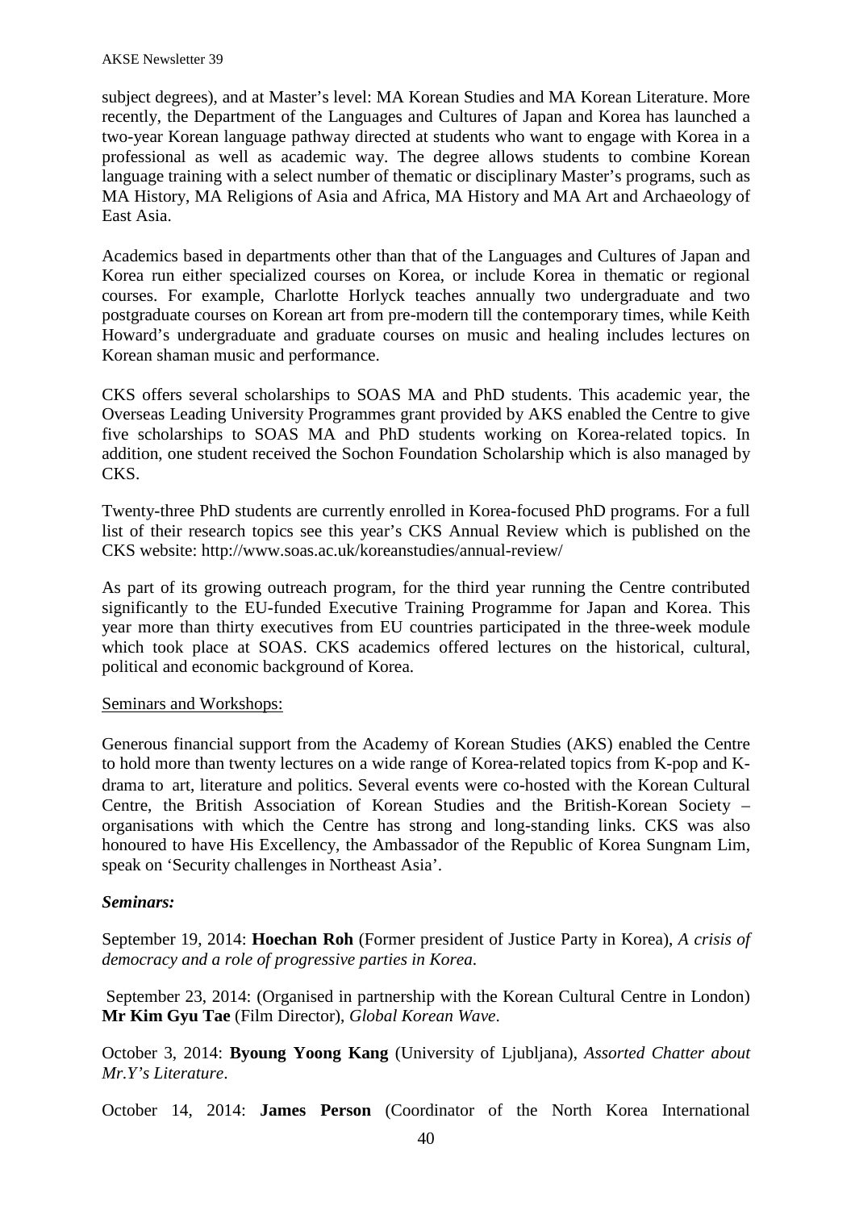subject degrees), and at Master's level: MA Korean Studies and MA Korean Literature. More recently, the Department of the Languages and Cultures of Japan and Korea has launched a two-year Korean language pathway directed at students who want to engage with Korea in a professional as well as academic way. The degree allows students to combine Korean language training with a select number of thematic or disciplinary Master's programs, such as MA History, MA Religions of Asia and Africa, MA History and MA Art and Archaeology of East Asia.

Academics based in departments other than that of the Languages and Cultures of Japan and Korea run either specialized courses on Korea, or include Korea in thematic or regional courses. For example, Charlotte Horlyck teaches annually two undergraduate and two postgraduate courses on Korean art from pre-modern till the contemporary times, while Keith Howard's undergraduate and graduate courses on music and healing includes lectures on Korean shaman music and performance.

CKS offers several scholarships to SOAS MA and PhD students. This academic year, the Overseas Leading University Programmes grant provided by AKS enabled the Centre to give five scholarships to SOAS MA and PhD students working on Korea-related topics. In addition, one student received the Sochon Foundation Scholarship which is also managed by CKS.

Twenty-three PhD students are currently enrolled in Korea-focused PhD programs. For a full list of their research topics see this year's CKS Annual Review which is published on the CKS website: http://www.soas.ac.uk/koreanstudies/annual-review/

As part of its growing outreach program, for the third year running the Centre contributed significantly to the EU-funded Executive Training Programme for Japan and Korea. This year more than thirty executives from EU countries participated in the three-week module which took place at SOAS. CKS academics offered lectures on the historical, cultural, political and economic background of Korea.

Seminars and Workshops:

Generous financial support from the Academy of Korean Studies (AKS) enabled the Centre to hold more than twenty lectures on a wide range of Korea-related topics from K-pop and K-drama to art, literature and politics. Several events were co-hosted with the Korean Cultural Centre, the British Association of Korean Studies and the British-Korean Society – organisations with which the Centre has strong and long-standing links. CKS was also honoured to have His Excellency, the Ambassador of the Republic of Korea Sungnam Lim, speak on 'Security challenges in Northeast Asia'.

***Seminars:***

September 19, 2014: **Hoechan Roh** (Former president of Justice Party in Korea), *A crisis of democracy and a role of progressive parties in Korea.*

September 23, 2014: (Organised in partnership with the Korean Cultural Centre in London) **Mr Kim Gyu Tae** (Film Director), *Global Korean Wave*.

October 3, 2014: **Byoung Yoong Kang** (University of Ljubljana), *Assorted Chatter about Mr.Y's Literature*.

October 14, 2014: **James Person** (Coordinator of the North Korea International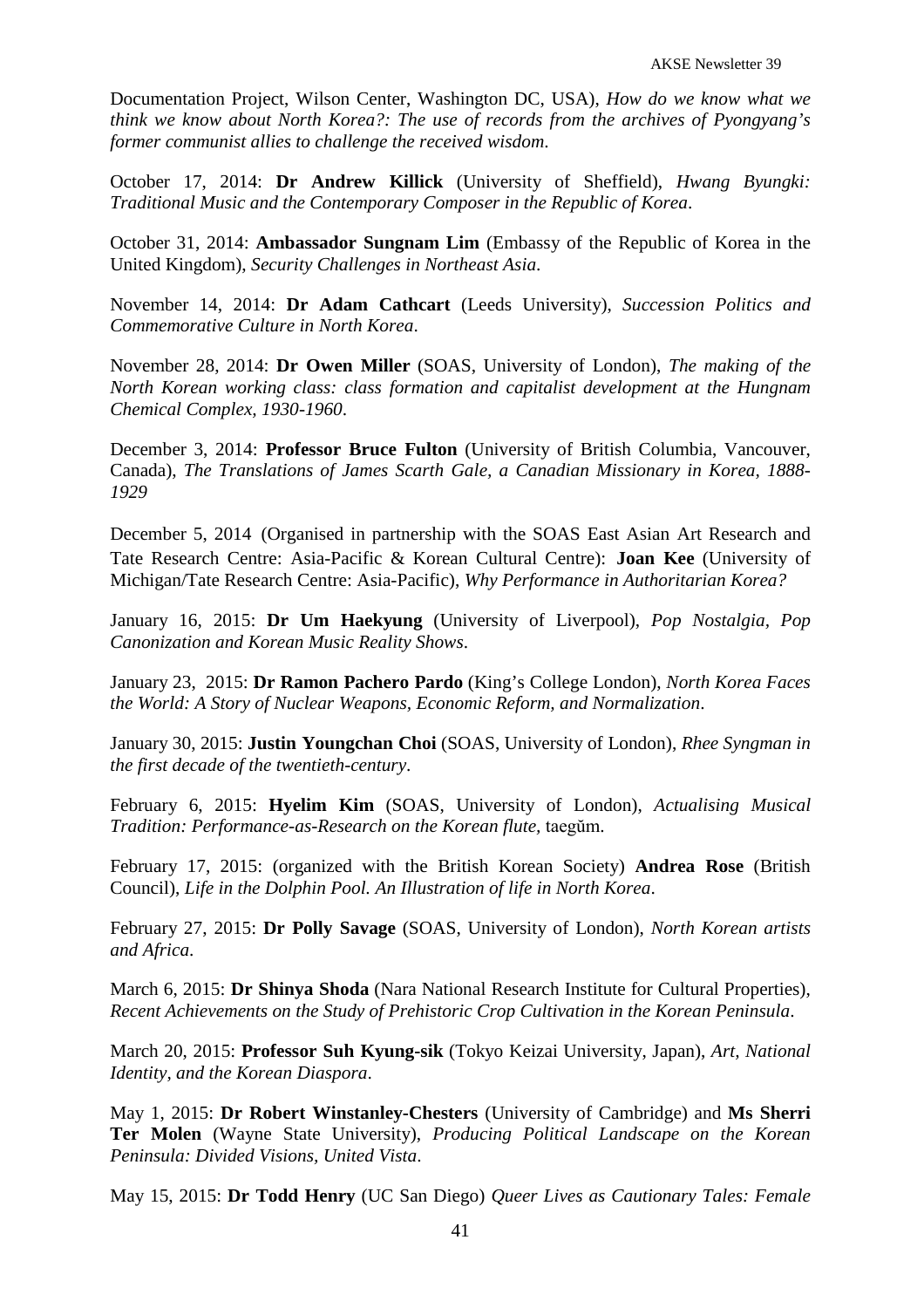Documentation Project, Wilson Center, Washington DC, USA), *How do we know what we think we know about North Korea?: The use of records from the archives of Pyongyang's former communist allies to challenge the received wisdom*.

October 17, 2014: **Dr Andrew Killick** (University of Sheffield), *Hwang Byungki: Traditional Music and the Contemporary Composer in the Republic of Korea*.

October 31, 2014: **Ambassador Sungnam Lim** (Embassy of the Republic of Korea in the United Kingdom), *Security Challenges in Northeast Asia*.

November 14, 2014: **Dr Adam Cathcart** (Leeds University), *Succession Politics and Commemorative Culture in North Korea*.

November 28, 2014: **Dr Owen Miller** (SOAS, University of London), *The making of the North Korean working class: class formation and capitalist development at the Hungnam Chemical Complex, 1930-1960*.

December 3, 2014: **Professor Bruce Fulton** (University of British Columbia, Vancouver, Canada), *The Translations of James Scarth Gale, a Canadian Missionary in Korea, 1888-1929*

December 5, 2014 (Organised in partnership with the SOAS East Asian Art Research and Tate Research Centre: Asia-Pacific & Korean Cultural Centre): **Joan Kee** (University of Michigan/Tate Research Centre: Asia-Pacific), *Why Performance in Authoritarian Korea?*

January 16, 2015: **Dr Um Haekyung** (University of Liverpool), *Pop Nostalgia, Pop Canonization and Korean Music Reality Shows*.

January 23, 2015: **Dr Ramon Pachero Pardo** (King's College London), *North Korea Faces the World: A Story of Nuclear Weapons, Economic Reform, and Normalization*.

January 30, 2015: **Justin Youngchan Choi** (SOAS, University of London), *Rhee Syngman in the first decade of the twentieth-century*.

February 6, 2015: **Hyelim Kim** (SOAS, University of London), *Actualising Musical Tradition: Performance-as-Research on the Korean flute,* taegŭm.

February 17, 2015: (organized with the British Korean Society) **Andrea Rose** (British Council), *Life in the Dolphin Pool. An Illustration of life in North Korea*.

February 27, 2015: **Dr Polly Savage** (SOAS, University of London), *North Korean artists and Africa*.

March 6, 2015: **Dr Shinya Shoda** (Nara National Research Institute for Cultural Properties), *Recent Achievements on the Study of Prehistoric Crop Cultivation in the Korean Peninsula*.

March 20, 2015: **Professor Suh Kyung-sik** (Tokyo Keizai University, Japan), *Art, National Identity, and the Korean Diaspora*.

May 1, 2015: **Dr Robert Winstanley-Chesters** (University of Cambridge) and **Ms Sherri Ter Molen** (Wayne State University), *Producing Political Landscape on the Korean Peninsula: Divided Visions, United Vista*.

May 15, 2015: **Dr Todd Henry** (UC San Diego) *Queer Lives as Cautionary Tales: Female*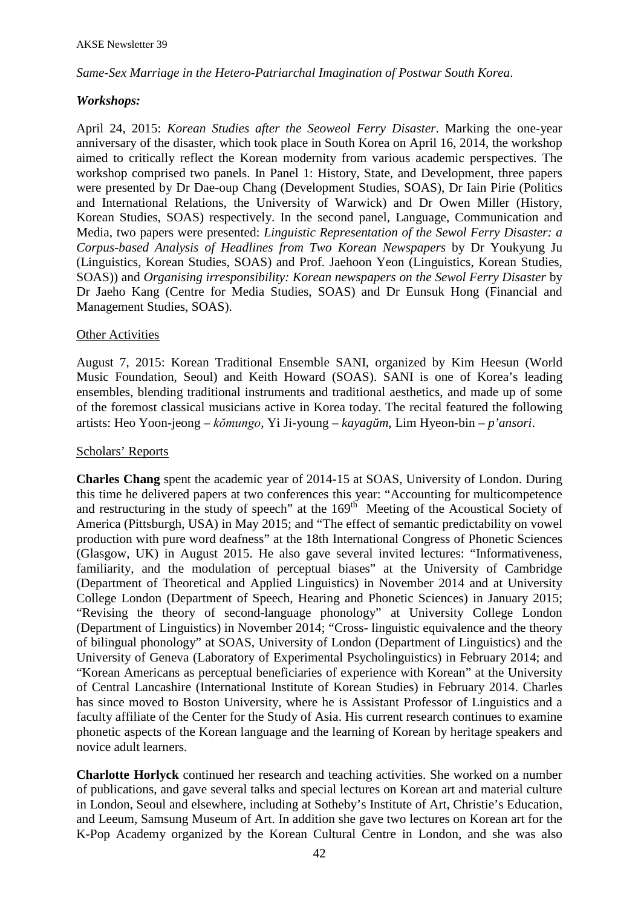*Same-Sex Marriage in the Hetero-Patriarchal Imagination of Postwar South Korea*.

***Workshops:***

April 24, 2015: *Korean Studies after the Seoweol Ferry Disaster*. Marking the one-year anniversary of the disaster, which took place in South Korea on April 16, 2014, the workshop aimed to critically reflect the Korean modernity from various academic perspectives. The workshop comprised two panels. In Panel 1: History, State, and Development, three papers were presented by Dr Dae-oup Chang (Development Studies, SOAS), Dr Iain Pirie (Politics and International Relations, the University of Warwick) and Dr Owen Miller (History, Korean Studies, SOAS) respectively. In the second panel, Language, Communication and Media, two papers were presented: *Linguistic Representation of the Sewol Ferry Disaster: a Corpus-based Analysis of Headlines from Two Korean Newspapers* by Dr Youkyung Ju (Linguistics, Korean Studies, SOAS) and Prof. Jaehoon Yeon (Linguistics, Korean Studies, SOAS)) and *Organising irresponsibility: Korean newspapers on the Sewol Ferry Disaster* by Dr Jaeho Kang (Centre for Media Studies, SOAS) and Dr Eunsuk Hong (Financial and Management Studies, SOAS).

<u>Other Activities</u>

August 7, 2015: Korean Traditional Ensemble SANI, organized by Kim Heesun (World Music Foundation, Seoul) and Keith Howard (SOAS). SANI is one of Korea's leading ensembles, blending traditional instruments and traditional aesthetics, and made up of some of the foremost classical musicians active in Korea today. The recital featured the following artists: Heo Yoon-jeong – *kŏmungo*, Yi Ji-young – *kayagŭm*, Lim Hyeon-bin – *p'ansori*.

<u>Scholars' Reports</u>

**Charles Chang** spent the academic year of 2014-15 at SOAS, University of London. During this time he delivered papers at two conferences this year: "Accounting for multicompetence and restructuring in the study of speech" at the 169th Meeting of the Acoustical Society of America (Pittsburgh, USA) in May 2015; and "The effect of semantic predictability on vowel production with pure word deafness" at the 18th International Congress of Phonetic Sciences (Glasgow, UK) in August 2015. He also gave several invited lectures: "Informativeness, familiarity, and the modulation of perceptual biases" at the University of Cambridge (Department of Theoretical and Applied Linguistics) in November 2014 and at University College London (Department of Speech, Hearing and Phonetic Sciences) in January 2015; "Revising the theory of second-language phonology" at University College London (Department of Linguistics) in November 2014; "Cross- linguistic equivalence and the theory of bilingual phonology" at SOAS, University of London (Department of Linguistics) and the University of Geneva (Laboratory of Experimental Psycholinguistics) in February 2014; and "Korean Americans as perceptual beneficiaries of experience with Korean" at the University of Central Lancashire (International Institute of Korean Studies) in February 2014. Charles has since moved to Boston University, where he is Assistant Professor of Linguistics and a faculty affiliate of the Center for the Study of Asia. His current research continues to examine phonetic aspects of the Korean language and the learning of Korean by heritage speakers and novice adult learners.

**Charlotte Horlyck** continued her research and teaching activities. She worked on a number of publications, and gave several talks and special lectures on Korean art and material culture in London, Seoul and elsewhere, including at Sotheby's Institute of Art, Christie's Education, and Leeum, Samsung Museum of Art. In addition she gave two lectures on Korean art for the K-Pop Academy organized by the Korean Cultural Centre in London, and she was also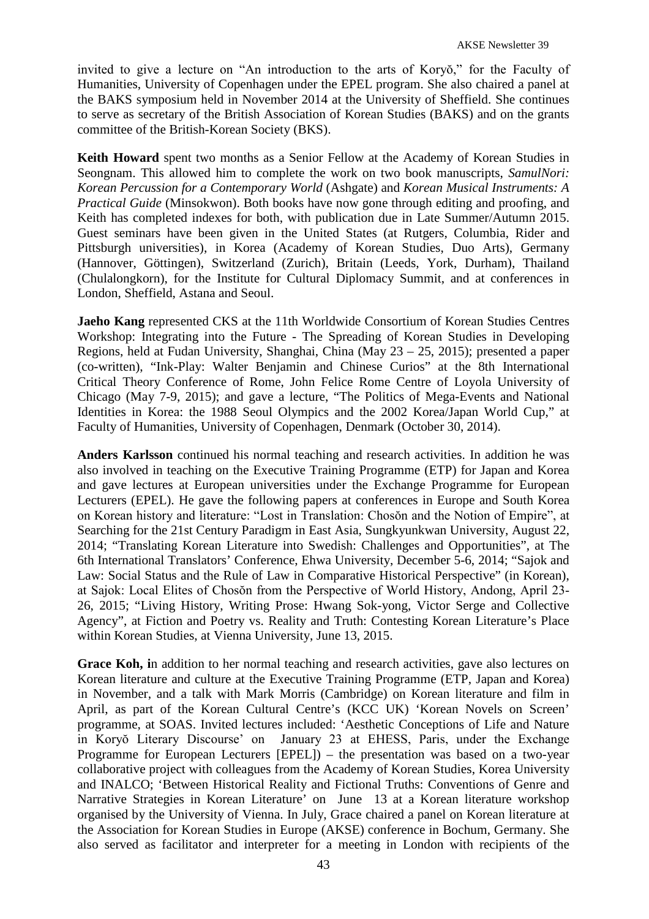invited to give a lecture on "An introduction to the arts of Koryŏ," for the Faculty of Humanities, University of Copenhagen under the EPEL program. She also chaired a panel at the BAKS symposium held in November 2014 at the University of Sheffield. She continues to serve as secretary of the British Association of Korean Studies (BAKS) and on the grants committee of the British-Korean Society (BKS).

**Keith Howard** spent two months as a Senior Fellow at the Academy of Korean Studies in Seongnam. This allowed him to complete the work on two book manuscripts, *SamulNori: Korean Percussion for a Contemporary World* (Ashgate) and *Korean Musical Instruments: A Practical Guide* (Minsokwon). Both books have now gone through editing and proofing, and Keith has completed indexes for both, with publication due in Late Summer/Autumn 2015. Guest seminars have been given in the United States (at Rutgers, Columbia, Rider and Pittsburgh universities), in Korea (Academy of Korean Studies, Duo Arts), Germany (Hannover, Göttingen), Switzerland (Zurich), Britain (Leeds, York, Durham), Thailand (Chulalongkorn), for the Institute for Cultural Diplomacy Summit, and at conferences in London, Sheffield, Astana and Seoul.

**Jaeho Kang** represented CKS at the 11th Worldwide Consortium of Korean Studies Centres Workshop: Integrating into the Future - The Spreading of Korean Studies in Developing Regions, held at Fudan University, Shanghai, China (May 23 – 25, 2015); presented a paper (co-written), "Ink-Play: Walter Benjamin and Chinese Curios" at the 8th International Critical Theory Conference of Rome, John Felice Rome Centre of Loyola University of Chicago (May 7-9, 2015); and gave a lecture, "The Politics of Mega-Events and National Identities in Korea: the 1988 Seoul Olympics and the 2002 Korea/Japan World Cup," at Faculty of Humanities, University of Copenhagen, Denmark (October 30, 2014).

**Anders Karlsson** continued his normal teaching and research activities. In addition he was also involved in teaching on the Executive Training Programme (ETP) for Japan and Korea and gave lectures at European universities under the Exchange Programme for European Lecturers (EPEL). He gave the following papers at conferences in Europe and South Korea on Korean history and literature: "Lost in Translation: Chosŏn and the Notion of Empire", at Searching for the 21st Century Paradigm in East Asia, Sungkyunkwan University, August 22, 2014; "Translating Korean Literature into Swedish: Challenges and Opportunities", at The 6th International Translators' Conference, Ehwa University, December 5-6, 2014; "Sajok and Law: Social Status and the Rule of Law in Comparative Historical Perspective" (in Korean), at Sajok: Local Elites of Chosŏn from the Perspective of World History, Andong, April 23-26, 2015; "Living History, Writing Prose: Hwang Sok-yong, Victor Serge and Collective Agency", at Fiction and Poetry vs. Reality and Truth: Contesting Korean Literature's Place within Korean Studies, at Vienna University, June 13, 2015.

**Grace Koh, i**n addition to her normal teaching and research activities, gave also lectures on Korean literature and culture at the Executive Training Programme (ETP, Japan and Korea) in November, and a talk with Mark Morris (Cambridge) on Korean literature and film in April, as part of the Korean Cultural Centre's (KCC UK) 'Korean Novels on Screen' programme, at SOAS. Invited lectures included: 'Aesthetic Conceptions of Life and Nature in Koryŏ Literary Discourse' on January 23 at EHESS, Paris, under the Exchange Programme for European Lecturers [EPEL]) – the presentation was based on a two-year collaborative project with colleagues from the Academy of Korean Studies, Korea University and INALCO; 'Between Historical Reality and Fictional Truths: Conventions of Genre and Narrative Strategies in Korean Literature' on June 13 at a Korean literature workshop organised by the University of Vienna. In July, Grace chaired a panel on Korean literature at the Association for Korean Studies in Europe (AKSE) conference in Bochum, Germany. She also served as facilitator and interpreter for a meeting in London with recipients of the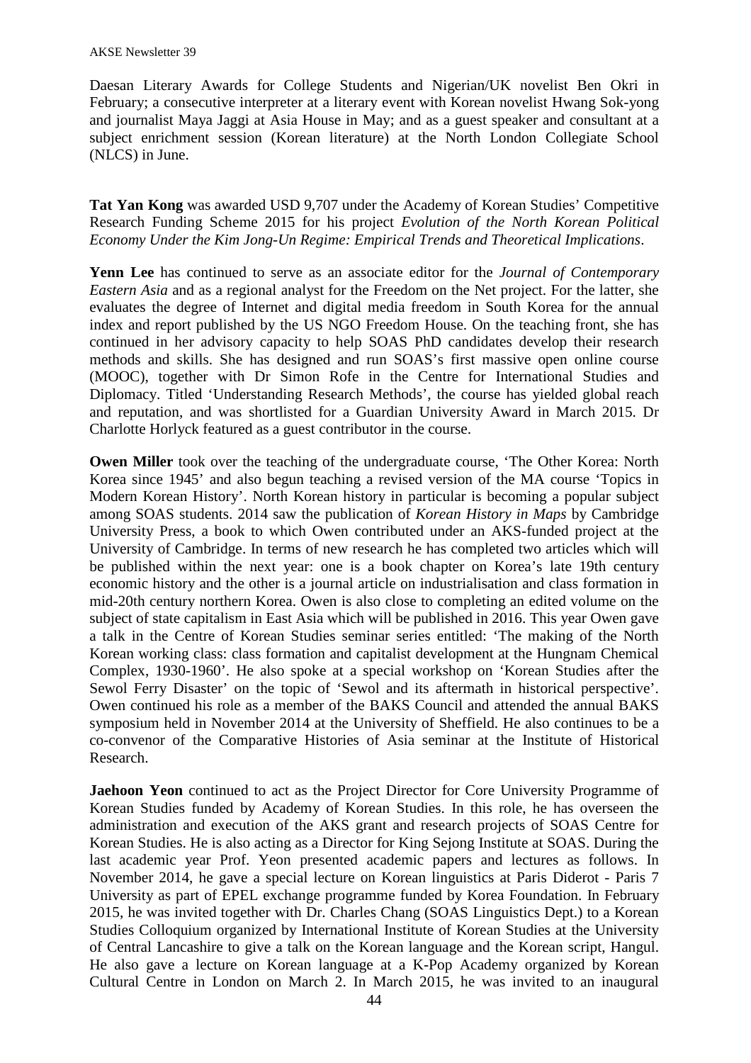Daesan Literary Awards for College Students and Nigerian/UK novelist Ben Okri in February; a consecutive interpreter at a literary event with Korean novelist Hwang Sok-yong and journalist Maya Jaggi at Asia House in May; and as a guest speaker and consultant at a subject enrichment session (Korean literature) at the North London Collegiate School (NLCS) in June.

**Tat Yan Kong** was awarded USD 9,707 under the Academy of Korean Studies' Competitive Research Funding Scheme 2015 for his project *Evolution of the North Korean Political Economy Under the Kim Jong-Un Regime: Empirical Trends and Theoretical Implications*.

**Yenn Lee** has continued to serve as an associate editor for the *Journal of Contemporary Eastern Asia* and as a regional analyst for the Freedom on the Net project. For the latter, she evaluates the degree of Internet and digital media freedom in South Korea for the annual index and report published by the US NGO Freedom House. On the teaching front, she has continued in her advisory capacity to help SOAS PhD candidates develop their research methods and skills. She has designed and run SOAS's first massive open online course (MOOC), together with Dr Simon Rofe in the Centre for International Studies and Diplomacy. Titled 'Understanding Research Methods', the course has yielded global reach and reputation, and was shortlisted for a Guardian University Award in March 2015. Dr Charlotte Horlyck featured as a guest contributor in the course.

**Owen Miller** took over the teaching of the undergraduate course, 'The Other Korea: North Korea since 1945' and also begun teaching a revised version of the MA course 'Topics in Modern Korean History'. North Korean history in particular is becoming a popular subject among SOAS students. 2014 saw the publication of *Korean History in Maps* by Cambridge University Press, a book to which Owen contributed under an AKS-funded project at the University of Cambridge. In terms of new research he has completed two articles which will be published within the next year: one is a book chapter on Korea's late 19th century economic history and the other is a journal article on industrialisation and class formation in mid-20th century northern Korea. Owen is also close to completing an edited volume on the subject of state capitalism in East Asia which will be published in 2016. This year Owen gave a talk in the Centre of Korean Studies seminar series entitled: 'The making of the North Korean working class: class formation and capitalist development at the Hungnam Chemical Complex, 1930-1960'. He also spoke at a special workshop on 'Korean Studies after the Sewol Ferry Disaster' on the topic of 'Sewol and its aftermath in historical perspective'. Owen continued his role as a member of the BAKS Council and attended the annual BAKS symposium held in November 2014 at the University of Sheffield. He also continues to be a co-convenor of the Comparative Histories of Asia seminar at the Institute of Historical Research.

**Jaehoon Yeon** continued to act as the Project Director for Core University Programme of Korean Studies funded by Academy of Korean Studies. In this role, he has overseen the administration and execution of the AKS grant and research projects of SOAS Centre for Korean Studies. He is also acting as a Director for King Sejong Institute at SOAS. During the last academic year Prof. Yeon presented academic papers and lectures as follows. In November 2014, he gave a special lecture on Korean linguistics at Paris Diderot - Paris 7 University as part of EPEL exchange programme funded by Korea Foundation. In February 2015, he was invited together with Dr. Charles Chang (SOAS Linguistics Dept.) to a Korean Studies Colloquium organized by International Institute of Korean Studies at the University of Central Lancashire to give a talk on the Korean language and the Korean script, Hangul. He also gave a lecture on Korean language at a K-Pop Academy organized by Korean Cultural Centre in London on March 2. In March 2015, he was invited to an inaugural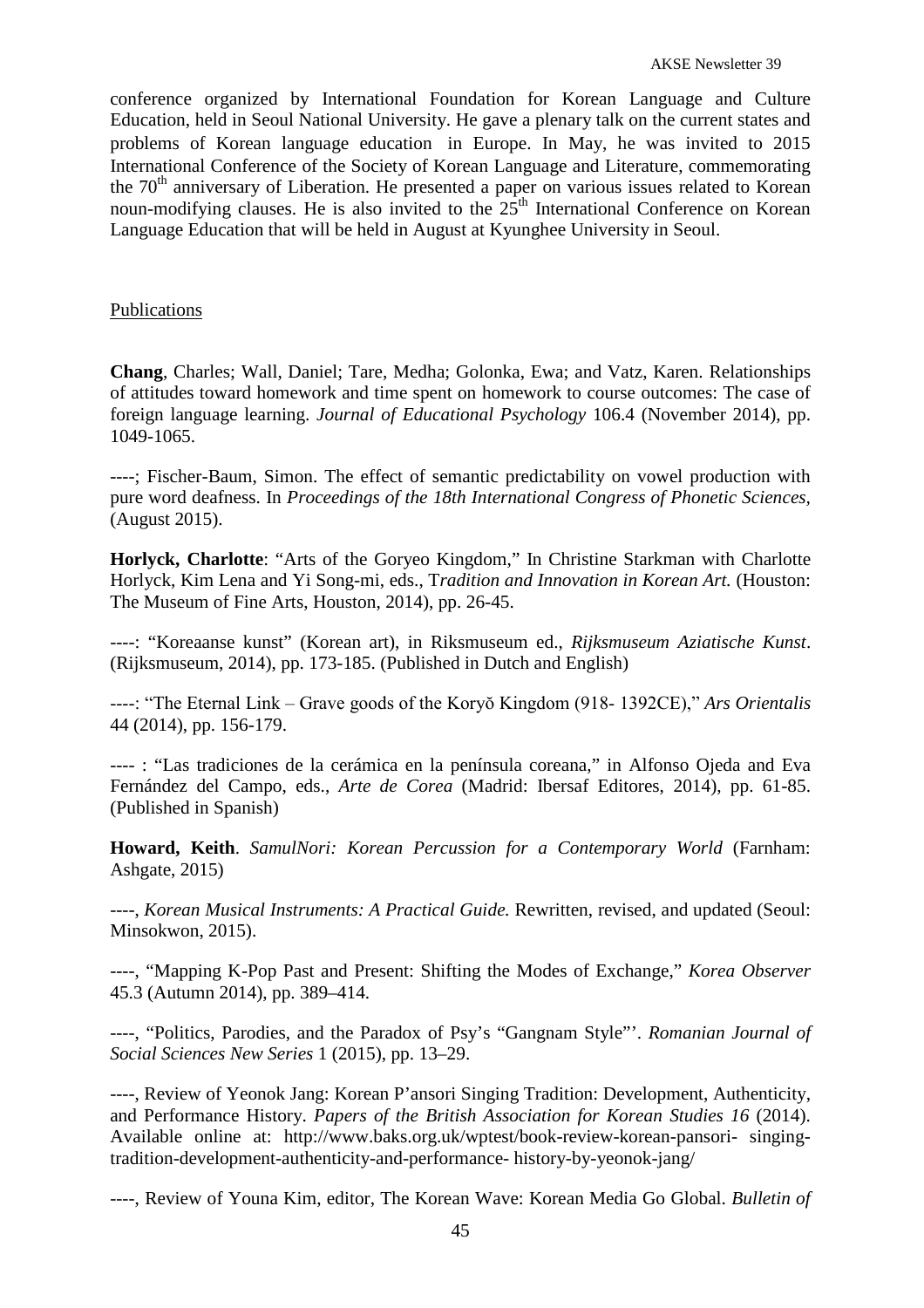conference organized by International Foundation for Korean Language and Culture Education, held in Seoul National University. He gave a plenary talk on the current states and problems of Korean language education in Europe. In May, he was invited to 2015 International Conference of the Society of Korean Language and Literature, commemorating the 70th anniversary of Liberation. He presented a paper on various issues related to Korean noun-modifying clauses. He is also invited to the 25th International Conference on Korean Language Education that will be held in August at Kyunghee University in Seoul.

Publications

**Chang**, Charles; Wall, Daniel; Tare, Medha; Golonka, Ewa; and Vatz, Karen. Relationships of attitudes toward homework and time spent on homework to course outcomes: The case of foreign language learning. *Journal of Educational Psychology* 106.4 (November 2014), pp. 1049-1065.

----; Fischer-Baum, Simon. The effect of semantic predictability on vowel production with pure word deafness. In *Proceedings of the 18th International Congress of Phonetic Sciences*, (August 2015).

**Horlyck, Charlotte**: "Arts of the Goryeo Kingdom," In Christine Starkman with Charlotte Horlyck, Kim Lena and Yi Song-mi, eds., T*radition and Innovation in Korean Art*. (Houston: The Museum of Fine Arts, Houston, 2014), pp. 26-45.

----: "Koreaanse kunst" (Korean art), in Riksmuseum ed., *Rijksmuseum Aziatische Kunst*. (Rijksmuseum, 2014), pp. 173-185. (Published in Dutch and English)

----: "The Eternal Link – Grave goods of the Koryŏ Kingdom (918- 1392CE)," *Ars Orientalis* 44 (2014), pp. 156-179.

---- : "Las tradiciones de la cerámica en la península coreana," in Alfonso Ojeda and Eva Fernández del Campo, eds., *Arte de Corea* (Madrid: Ibersaf Editores, 2014), pp. 61-85. (Published in Spanish)

**Howard, Keith**. *SamulNori: Korean Percussion for a Contemporary World* (Farnham: Ashgate, 2015)

----, *Korean Musical Instruments: A Practical Guide.* Rewritten, revised, and updated (Seoul: Minsokwon, 2015).

----, "Mapping K-Pop Past and Present: Shifting the Modes of Exchange," *Korea Observer* 45.3 (Autumn 2014), pp. 389–414.

----, "Politics, Parodies, and the Paradox of Psy's "Gangnam Style"'. *Romanian Journal of Social Sciences New Series* 1 (2015), pp. 13–29.

----, Review of Yeonok Jang: Korean P'ansori Singing Tradition: Development, Authenticity, and Performance History. *Papers of the British Association for Korean Studies 16* (2014). Available online at: http://www.baks.org.uk/wptest/book-review-korean-pansori- singing-tradition-development-authenticity-and-performance- history-by-yeonok-jang/

----, Review of Youna Kim, editor, The Korean Wave: Korean Media Go Global. *Bulletin of*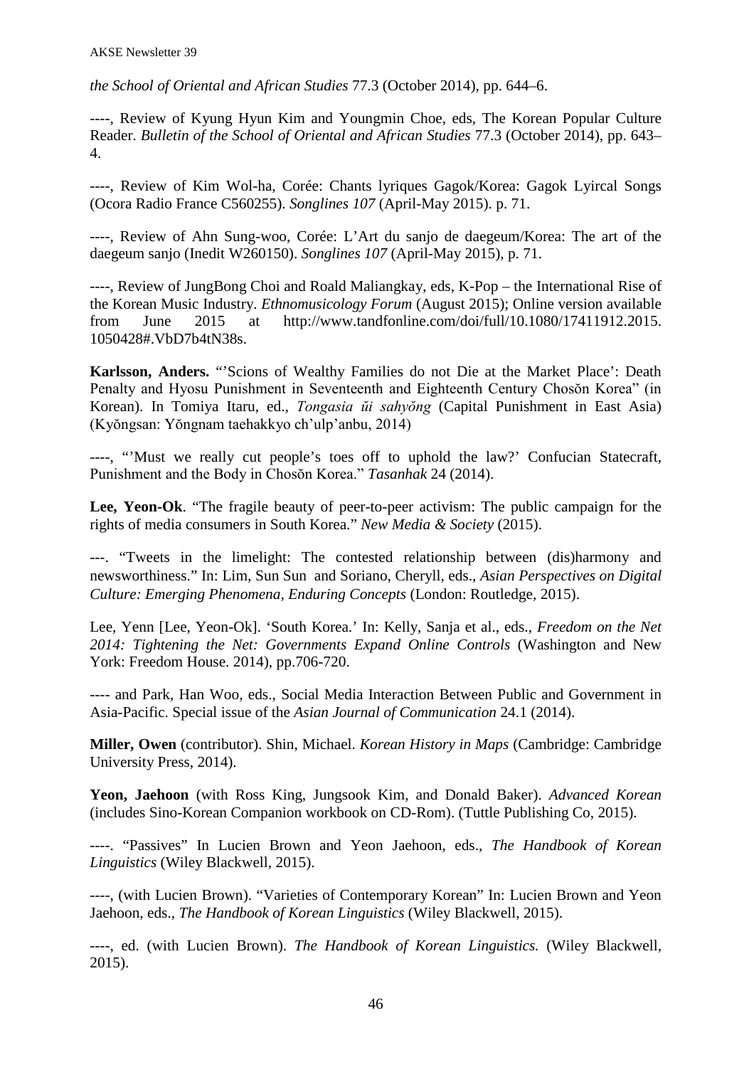*the School of Oriental and African Studies* 77.3 (October 2014), pp. 644–6.

----, Review of Kyung Hyun Kim and Youngmin Choe, eds, The Korean Popular Culture Reader. *Bulletin of the School of Oriental and African Studies* 77.3 (October 2014), pp. 643–4.

----, Review of Kim Wol-ha, Corée: Chants lyriques Gagok/Korea: Gagok Lyircal Songs (Ocora Radio France C560255). *Songlines 107* (April-May 2015). p. 71.

----, Review of Ahn Sung-woo, Corée: L'Art du sanjo de daegeum/Korea: The art of the daegeum sanjo (Inedit W260150). *Songlines 107* (April-May 2015), p. 71.

----, Review of JungBong Choi and Roald Maliangkay, eds, K-Pop – the International Rise of the Korean Music Industry. *Ethnomusicology Forum* (August 2015); Online version available from June 2015 at http://www.tandfonline.com/doi/full/10.1080/17411912.2015.1050428#.VbD7b4tN38s.

**Karlsson, Anders.** "'Scions of Wealthy Families do not Die at the Market Place': Death Penalty and Hyosu Punishment in Seventeenth and Eighteenth Century Chosŏn Korea" (in Korean). In Tomiya Itaru, ed., *Tongasia ŭi sahyŏng* (Capital Punishment in East Asia) (Kyŏngsan: Yŏngnam taehakkyo ch'ulp'anbu, 2014)

----, "'Must we really cut people's toes off to uphold the law?' Confucian Statecraft, Punishment and the Body in Chosŏn Korea." *Tasanhak* 24 (2014).

**Lee, Yeon-Ok**. "The fragile beauty of peer-to-peer activism: The public campaign for the rights of media consumers in South Korea." *New Media & Society* (2015).

---. "Tweets in the limelight: The contested relationship between (dis)harmony and newsworthiness." In: Lim, Sun Sun and Soriano, Cheryll, eds., *Asian Perspectives on Digital Culture: Emerging Phenomena, Enduring Concepts* (London: Routledge, 2015).

Lee, Yenn [Lee, Yeon-Ok]. 'South Korea.' In: Kelly, Sanja et al., eds., *Freedom on the Net 2014: Tightening the Net: Governments Expand Online Controls* (Washington and New York: Freedom House. 2014), pp.706-720.

---- and Park, Han Woo, eds., Social Media Interaction Between Public and Government in Asia-Pacific. Special issue of the *Asian Journal of Communication* 24.1 (2014).

**Miller, Owen** (contributor). Shin, Michael. *Korean History in Maps* (Cambridge: Cambridge University Press, 2014).

**Yeon, Jaehoon** (with Ross King, Jungsook Kim, and Donald Baker). *Advanced Korean* (includes Sino-Korean Companion workbook on CD-Rom). (Tuttle Publishing Co, 2015).

----. "Passives" In Lucien Brown and Yeon Jaehoon, eds., *The Handbook of Korean Linguistics* (Wiley Blackwell, 2015).

----, (with Lucien Brown). "Varieties of Contemporary Korean" In: Lucien Brown and Yeon Jaehoon, eds., *The Handbook of Korean Linguistics* (Wiley Blackwell, 2015).

----, ed. (with Lucien Brown). *The Handbook of Korean Linguistics.* (Wiley Blackwell, 2015).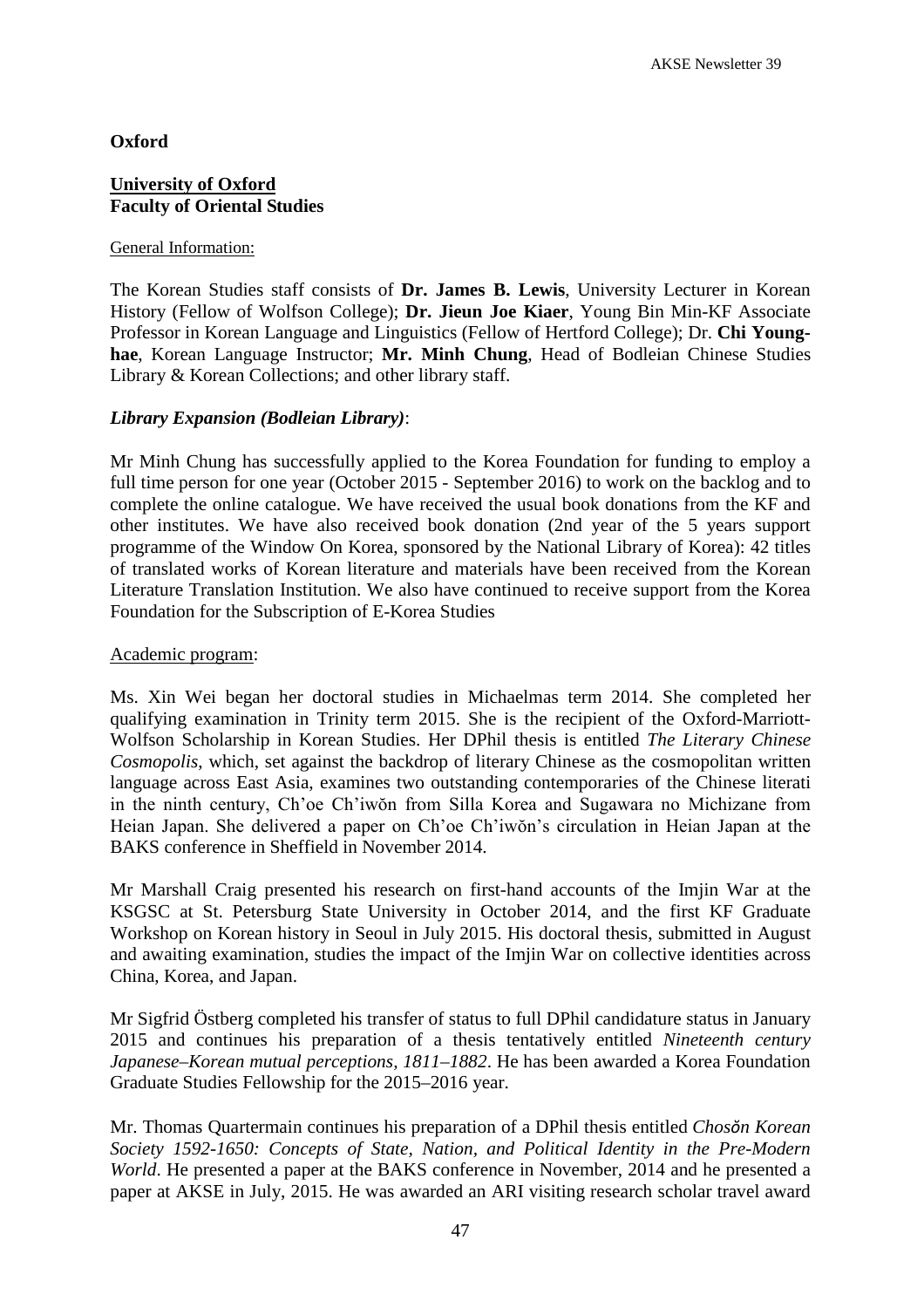## Oxford

### University of Oxford
### Faculty of Oriental Studies

General Information:

The Korean Studies staff consists of **Dr. James B. Lewis**, University Lecturer in Korean History (Fellow of Wolfson College); **Dr. Jieun Joe Kiaer**, Young Bin Min-KF Associate Professor in Korean Language and Linguistics (Fellow of Hertford College); Dr. **Chi Young-hae**, Korean Language Instructor; **Mr. Minh Chung**, Head of Bodleian Chinese Studies Library & Korean Collections; and other library staff.

***Library Expansion (Bodleian Library)***:

Mr Minh Chung has successfully applied to the Korea Foundation for funding to employ a full time person for one year (October 2015 - September 2016) to work on the backlog and to complete the online catalogue. We have received the usual book donations from the KF and other institutes. We have also received book donation (2nd year of the 5 years support programme of the Window On Korea, sponsored by the National Library of Korea): 42 titles of translated works of Korean literature and materials have been received from the Korean Literature Translation Institution. We also have continued to receive support from the Korea Foundation for the Subscription of E-Korea Studies

Academic program:

Ms. Xin Wei began her doctoral studies in Michaelmas term 2014. She completed her qualifying examination in Trinity term 2015. She is the recipient of the Oxford-Marriott-Wolfson Scholarship in Korean Studies. Her DPhil thesis is entitled *The Literary Chinese Cosmopolis*, which, set against the backdrop of literary Chinese as the cosmopolitan written language across East Asia, examines two outstanding contemporaries of the Chinese literati in the ninth century, Ch'oe Ch'iwŏn from Silla Korea and Sugawara no Michizane from Heian Japan. She delivered a paper on Ch'oe Ch'iwŏn's circulation in Heian Japan at the BAKS conference in Sheffield in November 2014.

Mr Marshall Craig presented his research on first-hand accounts of the Imjin War at the KSGSC at St. Petersburg State University in October 2014, and the first KF Graduate Workshop on Korean history in Seoul in July 2015. His doctoral thesis, submitted in August and awaiting examination, studies the impact of the Imjin War on collective identities across China, Korea, and Japan.

Mr Sigfrid Östberg completed his transfer of status to full DPhil candidature status in January 2015 and continues his preparation of a thesis tentatively entitled *Nineteenth century Japanese–Korean mutual perceptions, 1811–1882*. He has been awarded a Korea Foundation Graduate Studies Fellowship for the 2015–2016 year.

Mr. Thomas Quartermain continues his preparation of a DPhil thesis entitled *Chosŏn Korean Society 1592-1650: Concepts of State, Nation, and Political Identity in the Pre-Modern World*. He presented a paper at the BAKS conference in November, 2014 and he presented a paper at AKSE in July, 2015. He was awarded an ARI visiting research scholar travel award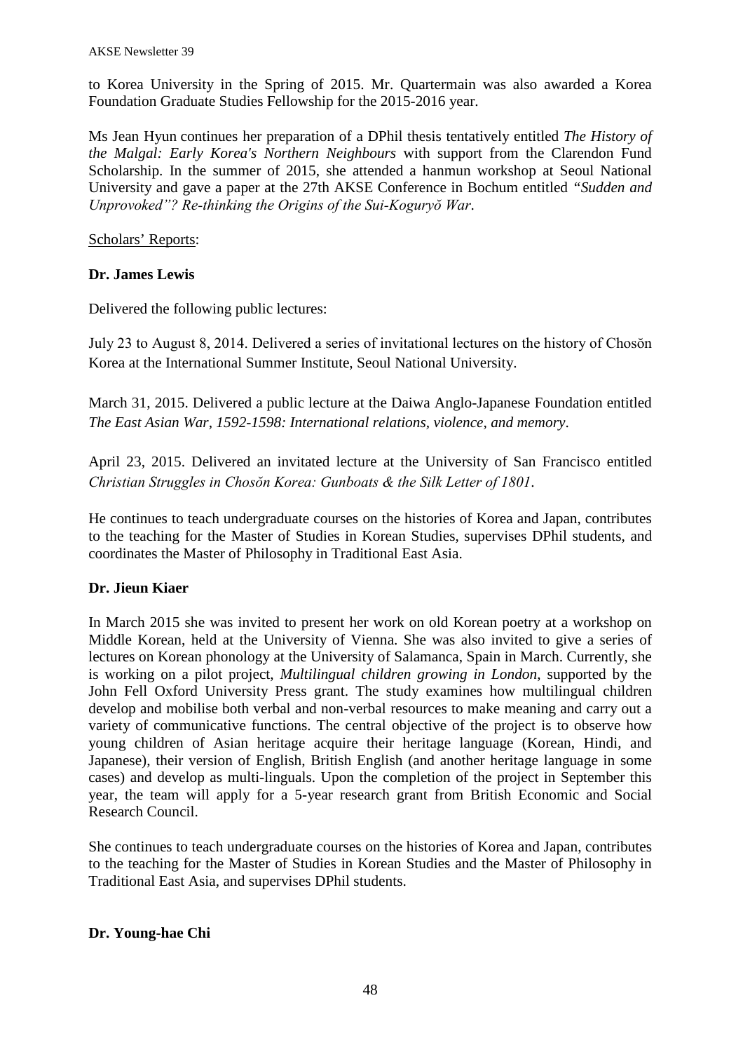to Korea University in the Spring of 2015. Mr. Quartermain was also awarded a Korea Foundation Graduate Studies Fellowship for the 2015-2016 year.

Ms Jean Hyun continues her preparation of a DPhil thesis tentatively entitled *The History of the Malgal: Early Korea's Northern Neighbours* with support from the Clarendon Fund Scholarship. In the summer of 2015, she attended a hanmun workshop at Seoul National University and gave a paper at the 27th AKSE Conference in Bochum entitled *"Sudden and Unprovoked"? Re-thinking the Origins of the Sui-Koguryŏ War*.

Scholars' Reports:

**Dr. James Lewis**

Delivered the following public lectures:

July 23 to August 8, 2014. Delivered a series of invitational lectures on the history of Chosŏn Korea at the International Summer Institute, Seoul National University.

March 31, 2015. Delivered a public lecture at the Daiwa Anglo-Japanese Foundation entitled *The East Asian War, 1592-1598: International relations, violence, and memory*.

April 23, 2015. Delivered an invitated lecture at the University of San Francisco entitled *Christian Struggles in Chosŏn Korea: Gunboats & the Silk Letter of 1801*.

He continues to teach undergraduate courses on the histories of Korea and Japan, contributes to the teaching for the Master of Studies in Korean Studies, supervises DPhil students, and coordinates the Master of Philosophy in Traditional East Asia.

**Dr. Jieun Kiaer**

In March 2015 she was invited to present her work on old Korean poetry at a workshop on Middle Korean, held at the University of Vienna. She was also invited to give a series of lectures on Korean phonology at the University of Salamanca, Spain in March. Currently, she is working on a pilot project, *Multilingual children growing in London*, supported by the John Fell Oxford University Press grant. The study examines how multilingual children develop and mobilise both verbal and non-verbal resources to make meaning and carry out a variety of communicative functions. The central objective of the project is to observe how young children of Asian heritage acquire their heritage language (Korean, Hindi, and Japanese), their version of English, British English (and another heritage language in some cases) and develop as multi-linguals. Upon the completion of the project in September this year, the team will apply for a 5-year research grant from British Economic and Social Research Council.

She continues to teach undergraduate courses on the histories of Korea and Japan, contributes to the teaching for the Master of Studies in Korean Studies and the Master of Philosophy in Traditional East Asia, and supervises DPhil students.

**Dr. Young-hae Chi**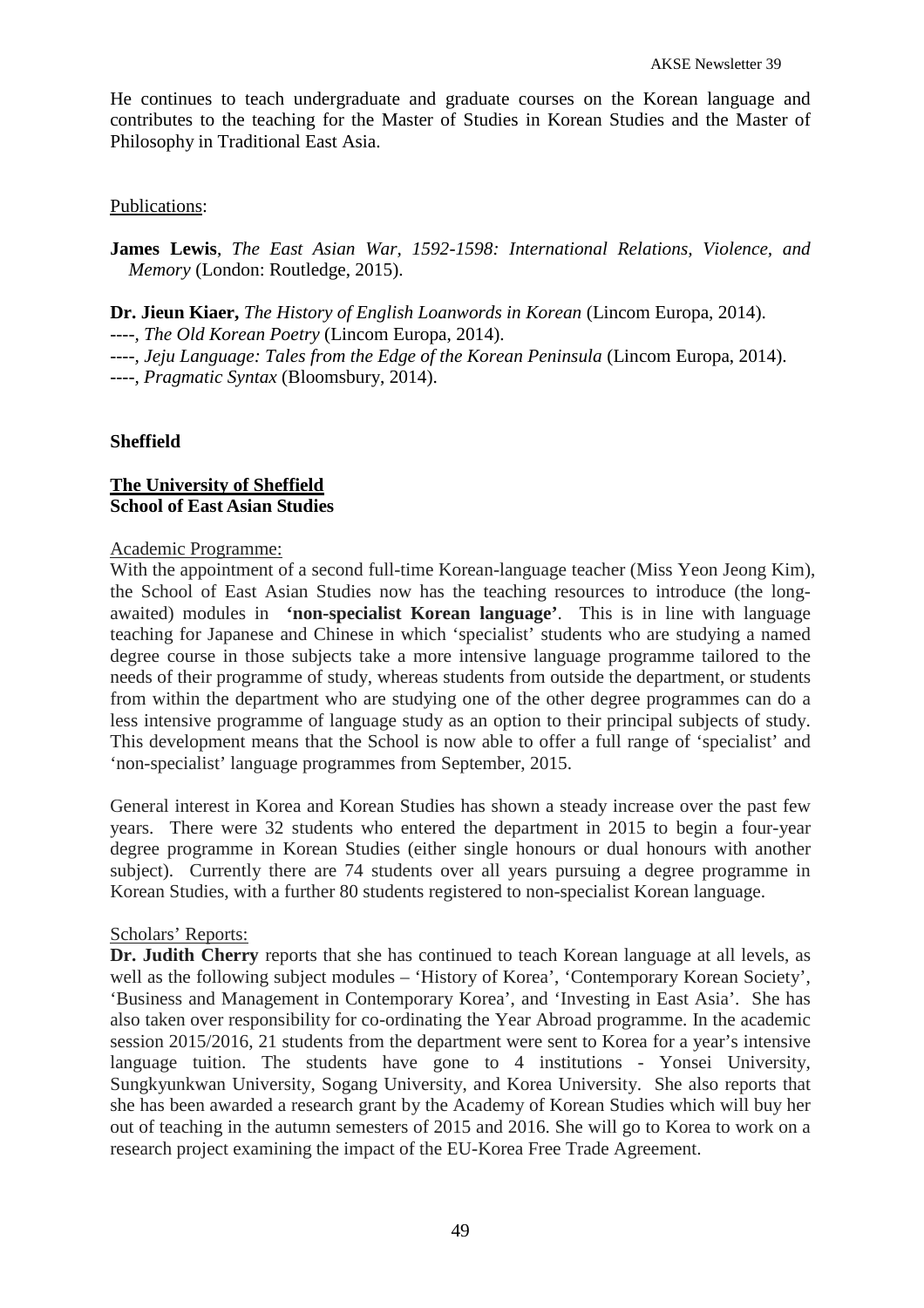He continues to teach undergraduate and graduate courses on the Korean language and contributes to the teaching for the Master of Studies in Korean Studies and the Master of Philosophy in Traditional East Asia.

Publications:

**James Lewis**, *The East Asian War, 1592-1598: International Relations, Violence, and Memory* (London: Routledge, 2015).

**Dr. Jieun Kiaer,** *The History of English Loanwords in Korean* (Lincom Europa, 2014).
----, *The Old Korean Poetry* (Lincom Europa, 2014).
----, *Jeju Language: Tales from the Edge of the Korean Peninsula* (Lincom Europa, 2014).
----, *Pragmatic Syntax* (Bloomsbury, 2014).

## Sheffield

### The University of Sheffield
### School of East Asian Studies

Academic Programme:

With the appointment of a second full-time Korean-language teacher (Miss Yeon Jeong Kim), the School of East Asian Studies now has the teaching resources to introduce (the long-awaited) modules in **'non-specialist Korean language'**. This is in line with language teaching for Japanese and Chinese in which 'specialist' students who are studying a named degree course in those subjects take a more intensive language programme tailored to the needs of their programme of study, whereas students from outside the department, or students from within the department who are studying one of the other degree programmes can do a less intensive programme of language study as an option to their principal subjects of study. This development means that the School is now able to offer a full range of 'specialist' and 'non-specialist' language programmes from September, 2015.

General interest in Korea and Korean Studies has shown a steady increase over the past few years. There were 32 students who entered the department in 2015 to begin a four-year degree programme in Korean Studies (either single honours or dual honours with another subject). Currently there are 74 students over all years pursuing a degree programme in Korean Studies, with a further 80 students registered to non-specialist Korean language.

Scholars' Reports:

**Dr. Judith Cherry** reports that she has continued to teach Korean language at all levels, as well as the following subject modules – 'History of Korea', 'Contemporary Korean Society', 'Business and Management in Contemporary Korea', and 'Investing in East Asia'. She has also taken over responsibility for co-ordinating the Year Abroad programme. In the academic session 2015/2016, 21 students from the department were sent to Korea for a year's intensive language tuition. The students have gone to 4 institutions - Yonsei University, Sungkyunkwan University, Sogang University, and Korea University. She also reports that she has been awarded a research grant by the Academy of Korean Studies which will buy her out of teaching in the autumn semesters of 2015 and 2016. She will go to Korea to work on a research project examining the impact of the EU-Korea Free Trade Agreement.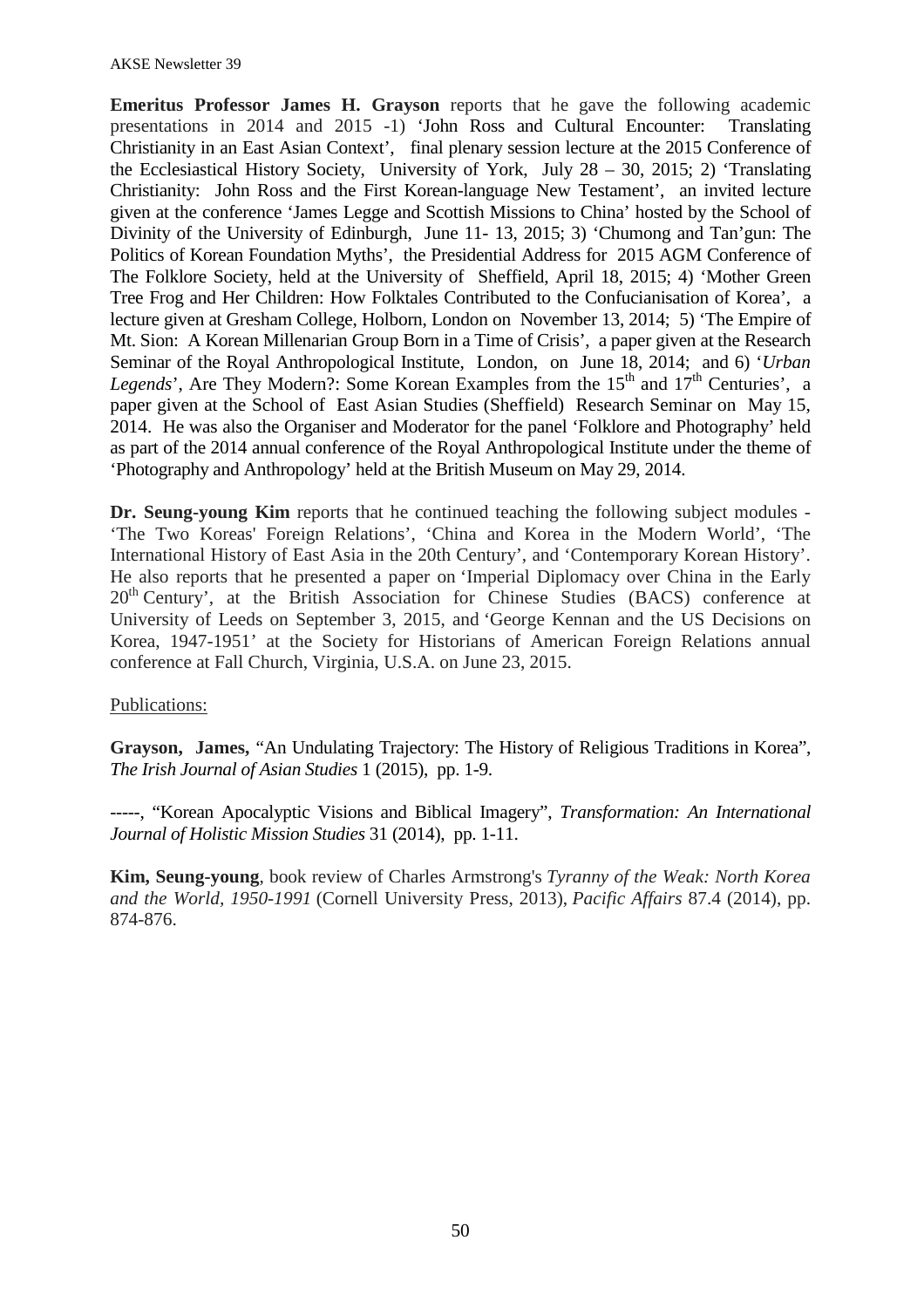**Emeritus Professor James H. Grayson** reports that he gave the following academic presentations in 2014 and 2015 -1) 'John Ross and Cultural Encounter: Translating Christianity in an East Asian Context', final plenary session lecture at the 2015 Conference of the Ecclesiastical History Society, University of York, July 28 – 30, 2015; 2) 'Translating Christianity: John Ross and the First Korean-language New Testament', an invited lecture given at the conference 'James Legge and Scottish Missions to China' hosted by the School of Divinity of the University of Edinburgh, June 11- 13, 2015; 3) 'Chumong and Tan'gun: The Politics of Korean Foundation Myths', the Presidential Address for 2015 AGM Conference of The Folklore Society, held at the University of Sheffield, April 18, 2015; 4) 'Mother Green Tree Frog and Her Children: How Folktales Contributed to the Confucianisation of Korea', a lecture given at Gresham College, Holborn, London on November 13, 2014; 5) 'The Empire of Mt. Sion: A Korean Millenarian Group Born in a Time of Crisis', a paper given at the Research Seminar of the Royal Anthropological Institute, London, on June 18, 2014; and 6) '*Urban Legends*', Are They Modern?: Some Korean Examples from the 15th and 17th Centuries', a paper given at the School of East Asian Studies (Sheffield) Research Seminar on May 15, 2014. He was also the Organiser and Moderator for the panel 'Folklore and Photography' held as part of the 2014 annual conference of the Royal Anthropological Institute under the theme of 'Photography and Anthropology' held at the British Museum on May 29, 2014.

**Dr. Seung-young Kim** reports that he continued teaching the following subject modules - 'The Two Koreas' Foreign Relations', 'China and Korea in the Modern World', 'The International History of East Asia in the 20th Century', and 'Contemporary Korean History'. He also reports that he presented a paper on 'Imperial Diplomacy over China in the Early 20th Century', at the British Association for Chinese Studies (BACS) conference at University of Leeds on September 3, 2015, and 'George Kennan and the US Decisions on Korea, 1947-1951' at the Society for Historians of American Foreign Relations annual conference at Fall Church, Virginia, U.S.A. on June 23, 2015.

Publications:

**Grayson, James,** "An Undulating Trajectory: The History of Religious Traditions in Korea", *The Irish Journal of Asian Studies* 1 (2015), pp. 1-9.

-----, "Korean Apocalyptic Visions and Biblical Imagery", *Transformation: An International Journal of Holistic Mission Studies* 31 (2014), pp. 1-11.

**Kim, Seung-young**, book review of Charles Armstrong's *Tyranny of the Weak: North Korea and the World, 1950-1991* (Cornell University Press, 2013), *Pacific Affairs* 87.4 (2014), pp. 874-876.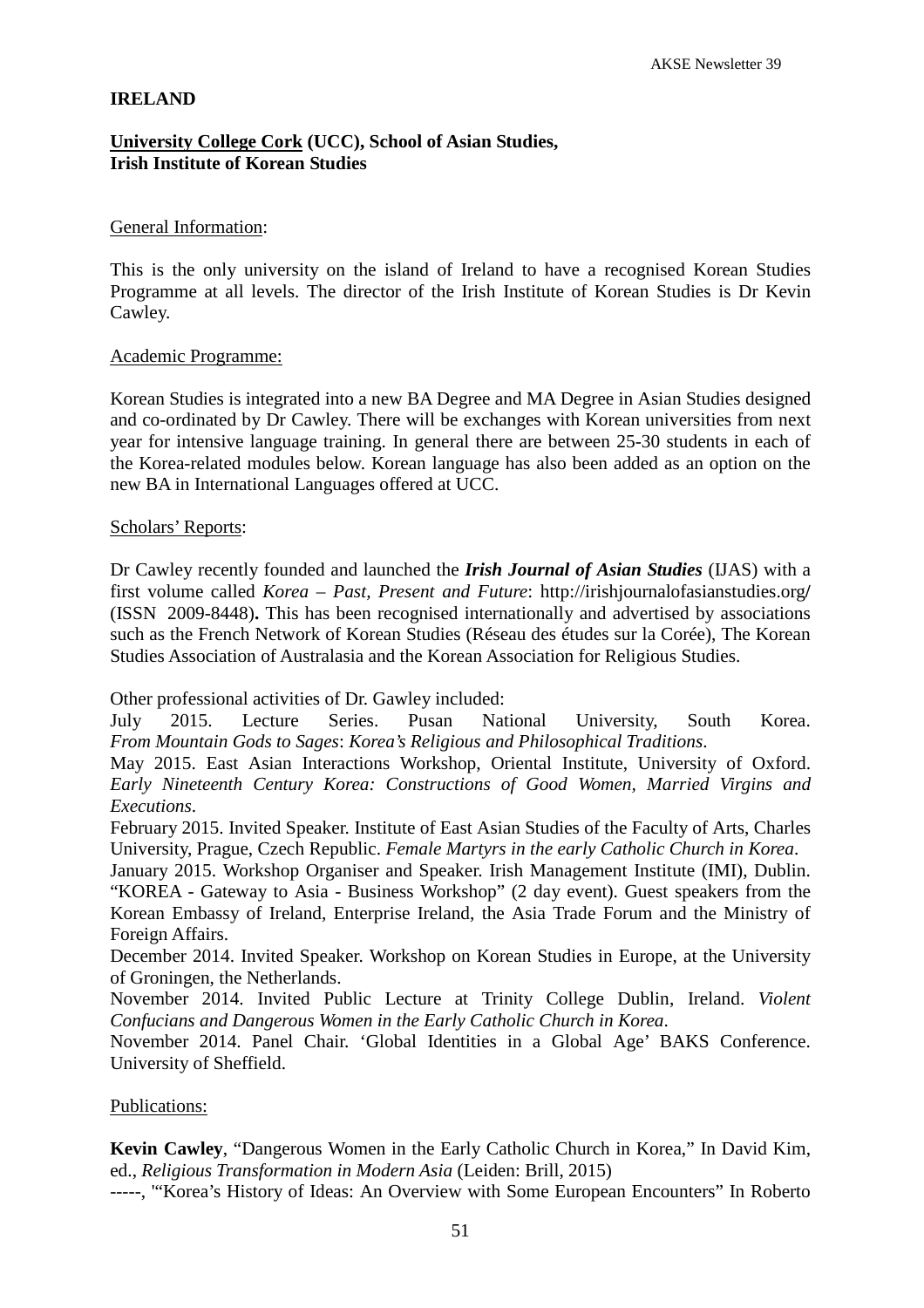**IRELAND**

**University College Cork (UCC), School of Asian Studies, Irish Institute of Korean Studies**

General Information:

This is the only university on the island of Ireland to have a recognised Korean Studies Programme at all levels. The director of the Irish Institute of Korean Studies is Dr Kevin Cawley.

Academic Programme:

Korean Studies is integrated into a new BA Degree and MA Degree in Asian Studies designed and co-ordinated by Dr Cawley. There will be exchanges with Korean universities from next year for intensive language training. In general there are between 25-30 students in each of the Korea-related modules below. Korean language has also been added as an option on the new BA in International Languages offered at UCC.

Scholars' Reports:

Dr Cawley recently founded and launched the ***Irish Journal of Asian Studies*** (IJAS) with a first volume called *Korea – Past, Present and Future*: http://irishjournalofasianstudies.org/ (ISSN 2009-8448). This has been recognised internationally and advertised by associations such as the French Network of Korean Studies (Réseau des études sur la Corée), The Korean Studies Association of Australasia and the Korean Association for Religious Studies.

Other professional activities of Dr. Gawley included:
July 2015. Lecture Series. Pusan National University, South Korea. *From Mountain Gods to Sages*: *Korea's Religious and Philosophical Traditions*.
May 2015. East Asian Interactions Workshop, Oriental Institute, University of Oxford. *Early Nineteenth Century Korea: Constructions of Good Women, Married Virgins and Executions*.
February 2015. Invited Speaker. Institute of East Asian Studies of the Faculty of Arts, Charles University, Prague, Czech Republic. *Female Martyrs in the early Catholic Church in Korea*.
January 2015. Workshop Organiser and Speaker. Irish Management Institute (IMI), Dublin. "KOREA - Gateway to Asia - Business Workshop" (2 day event). Guest speakers from the Korean Embassy of Ireland, Enterprise Ireland, the Asia Trade Forum and the Ministry of Foreign Affairs.
December 2014. Invited Speaker. Workshop on Korean Studies in Europe, at the University of Groningen, the Netherlands.
November 2014. Invited Public Lecture at Trinity College Dublin, Ireland. *Violent Confucians and Dangerous Women in the Early Catholic Church in Korea*.
November 2014. Panel Chair. 'Global Identities in a Global Age' BAKS Conference. University of Sheffield.

Publications:

**Kevin Cawley**, "Dangerous Women in the Early Catholic Church in Korea," In David Kim, ed., *Religious Transformation in Modern Asia* (Leiden: Brill, 2015)
-----, '"Korea's History of Ideas: An Overview with Some European Encounters" In Roberto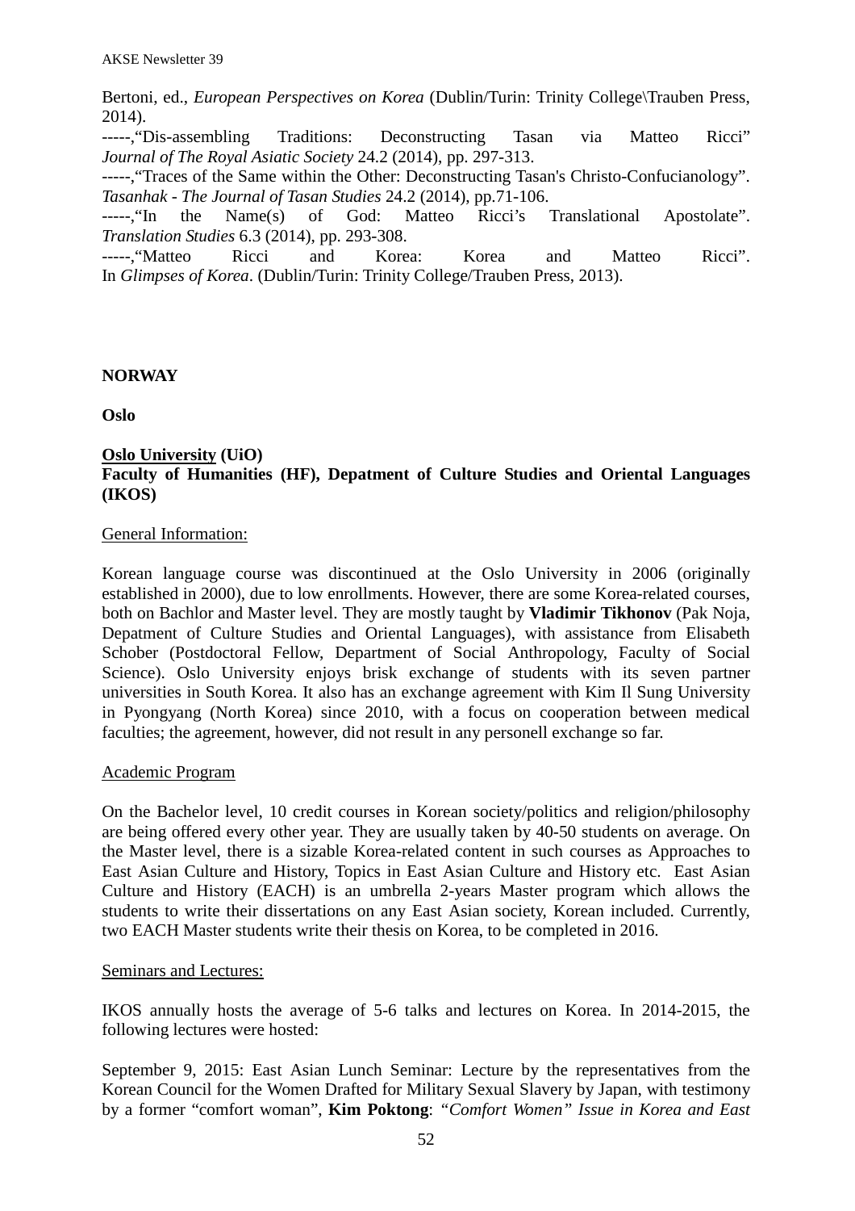Bertoni, ed., *European Perspectives on Korea* (Dublin/Turin: Trinity College\Trauben Press, 2014).

-----,"Dis-assembling Traditions: Deconstructing Tasan via Matteo Ricci" *Journal of The Royal Asiatic Society* 24.2 (2014), pp. 297-313.

-----,"Traces of the Same within the Other: Deconstructing Tasan's Christo-Confucianology". *Tasanhak - The Journal of Tasan Studies* 24.2 (2014), pp.71-106.

-----,"In the Name(s) of God: Matteo Ricci's Translational Apostolate". *Translation Studies* 6.3 (2014), pp. 293-308.

-----,"Matteo Ricci and Korea: Korea and Matteo Ricci". In *Glimpses of Korea*. (Dublin/Turin: Trinity College/Trauben Press, 2013).

## NORWAY

### Oslo

**Oslo University (UiO)**
**Faculty of Humanities (HF), Depatment of Culture Studies and Oriental Languages (IKOS)**

General Information:

Korean language course was discontinued at the Oslo University in 2006 (originally established in 2000), due to low enrollments. However, there are some Korea-related courses, both on Bachlor and Master level. They are mostly taught by **Vladimir Tikhonov** (Pak Noja, Depatment of Culture Studies and Oriental Languages), with assistance from Elisabeth Schober (Postdoctoral Fellow, Department of Social Anthropology, Faculty of Social Science). Oslo University enjoys brisk exchange of students with its seven partner universities in South Korea. It also has an exchange agreement with Kim Il Sung University in Pyongyang (North Korea) since 2010, with a focus on cooperation between medical faculties; the agreement, however, did not result in any personell exchange so far.

Academic Program

On the Bachelor level, 10 credit courses in Korean society/politics and religion/philosophy are being offered every other year. They are usually taken by 40-50 students on average. On the Master level, there is a sizable Korea-related content in such courses as Approaches to East Asian Culture and History, Topics in East Asian Culture and History etc. East Asian Culture and History (EACH) is an umbrella 2-years Master program which allows the students to write their dissertations on any East Asian society, Korean included. Currently, two EACH Master students write their thesis on Korea, to be completed in 2016.

Seminars and Lectures:

IKOS annually hosts the average of 5-6 talks and lectures on Korea. In 2014-2015, the following lectures were hosted:

September 9, 2015: East Asian Lunch Seminar: Lecture by the representatives from the Korean Council for the Women Drafted for Military Sexual Slavery by Japan, with testimony by a former "comfort woman", **Kim Poktong**: *"Comfort Women" Issue in Korea and East*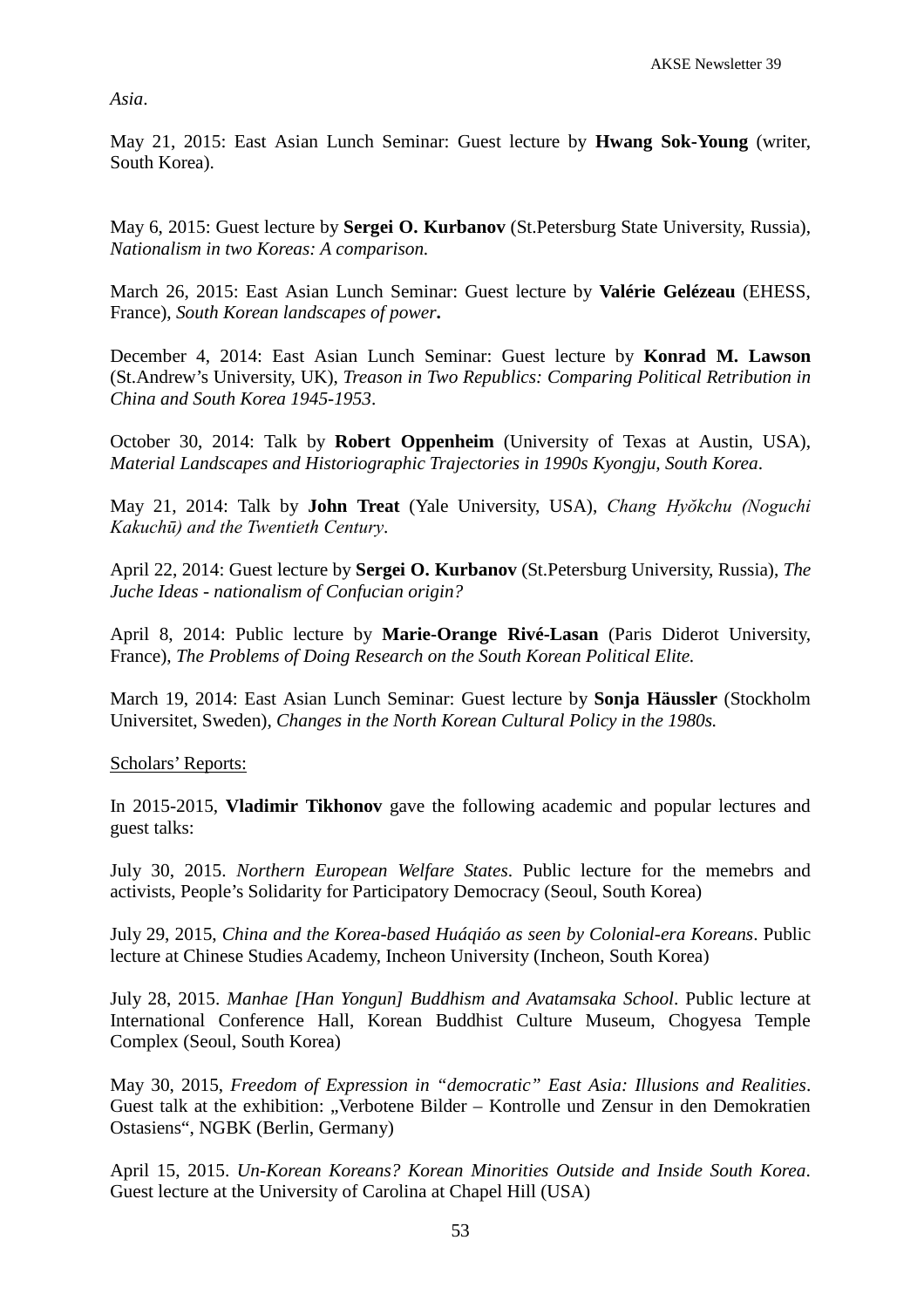*Asia*.

May 21, 2015: East Asian Lunch Seminar: Guest lecture by **Hwang Sok-Young** (writer, South Korea).

May 6, 2015: Guest lecture by **Sergei O. Kurbanov** (St.Petersburg State University, Russia), *Nationalism in two Koreas: A comparison.*

March 26, 2015: East Asian Lunch Seminar: Guest lecture by **Valérie Gelézeau** (EHESS, France), *South Korean landscapes of power***.**

December 4, 2014: East Asian Lunch Seminar: Guest lecture by **Konrad M. Lawson** (St.Andrew's University, UK), *Treason in Two Republics: Comparing Political Retribution in China and South Korea 1945-1953*.

October 30, 2014: Talk by **Robert Oppenheim** (University of Texas at Austin, USA), *Material Landscapes and Historiographic Trajectories in 1990s Kyongju, South Korea*.

May 21, 2014: Talk by **John Treat** (Yale University, USA), *Chang Hyŏkchu (Noguchi Kakuchū) and the Twentieth Century*.

April 22, 2014: Guest lecture by **Sergei O. Kurbanov** (St.Petersburg University, Russia), *The Juche Ideas - nationalism of Confucian origin?*

April 8, 2014: Public lecture by **Marie-Orange Rivé-Lasan** (Paris Diderot University, France), *The Problems of Doing Research on the South Korean Political Elite.*

March 19, 2014: East Asian Lunch Seminar: Guest lecture by **Sonja Häussler** (Stockholm Universitet, Sweden), *Changes in the North Korean Cultural Policy in the 1980s.*

Scholars' Reports:

In 2015-2015, **Vladimir Tikhonov** gave the following academic and popular lectures and guest talks:

July 30, 2015. *Northern European Welfare States*. Public lecture for the memebrs and activists, People's Solidarity for Participatory Democracy (Seoul, South Korea)

July 29, 2015, *China and the Korea-based Huáqiáo as seen by Colonial-era Koreans*. Public lecture at Chinese Studies Academy, Incheon University (Incheon, South Korea)

July 28, 2015. *Manhae [Han Yongun] Buddhism and Avatamsaka School*. Public lecture at International Conference Hall, Korean Buddhist Culture Museum, Chogyesa Temple Complex (Seoul, South Korea)

May 30, 2015, *Freedom of Expression in "democratic" East Asia: Illusions and Realities*. Guest talk at the exhibition: „Verbotene Bilder – Kontrolle und Zensur in den Demokratien Ostasiens", NGBK (Berlin, Germany)

April 15, 2015. *Un-Korean Koreans? Korean Minorities Outside and Inside South Korea*. Guest lecture at the University of Carolina at Chapel Hill (USA)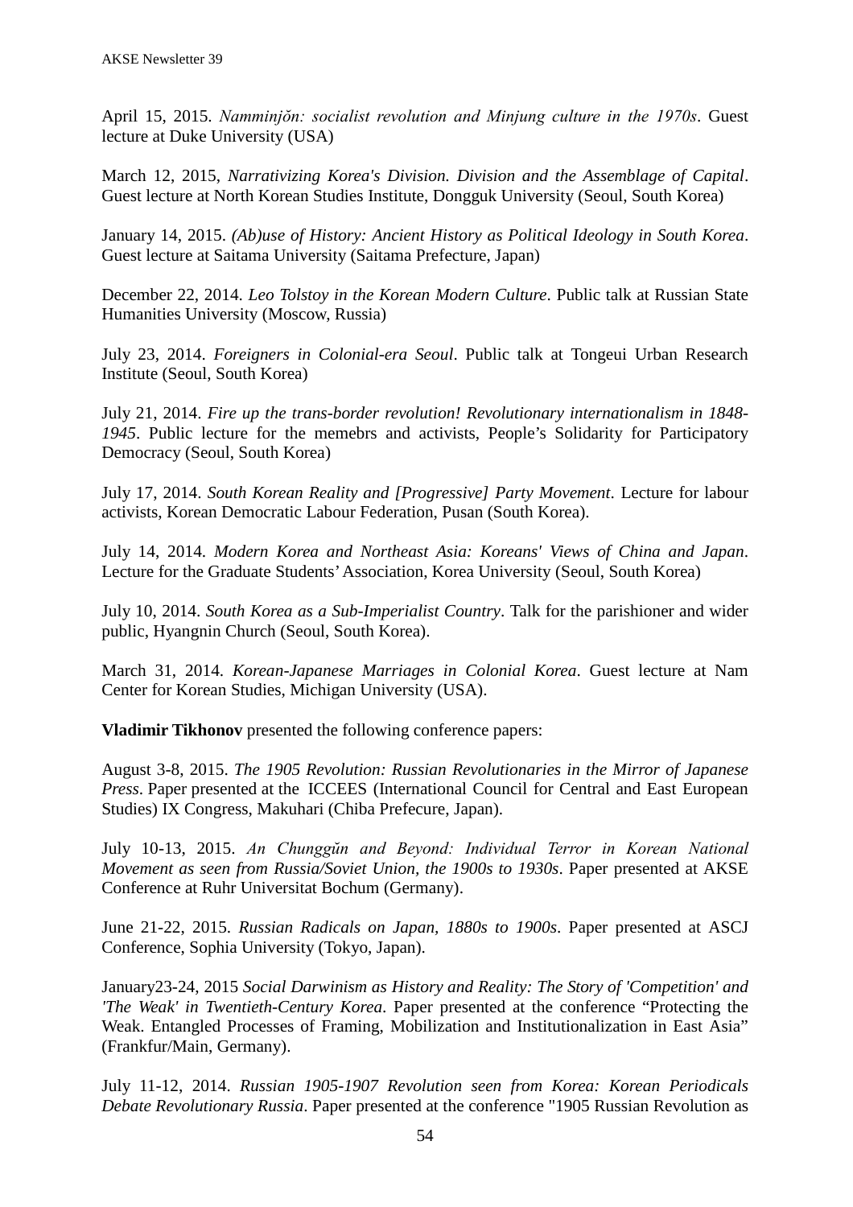April 15, 2015. *Namminjŏn: socialist revolution and Minjung culture in the 1970s*. Guest lecture at Duke University (USA)

March 12, 2015, *Narrativizing Korea's Division. Division and the Assemblage of Capital*. Guest lecture at North Korean Studies Institute, Dongguk University (Seoul, South Korea)

January 14, 2015. *(Ab)use of History: Ancient History as Political Ideology in South Korea*. Guest lecture at Saitama University (Saitama Prefecture, Japan)

December 22, 2014. *Leo Tolstoy in the Korean Modern Culture*. Public talk at Russian State Humanities University (Moscow, Russia)

July 23, 2014. *Foreigners in Colonial-era Seoul*. Public talk at Tongeui Urban Research Institute (Seoul, South Korea)

July 21, 2014. *Fire up the trans-border revolution! Revolutionary internationalism in 1848-1945*. Public lecture for the memebrs and activists, People's Solidarity for Participatory Democracy (Seoul, South Korea)

July 17, 2014. *South Korean Reality and [Progressive] Party Movement*. Lecture for labour activists, Korean Democratic Labour Federation, Pusan (South Korea).

July 14, 2014. *Modern Korea and Northeast Asia: Koreans' Views of China and Japan*. Lecture for the Graduate Students' Association, Korea University (Seoul, South Korea)

July 10, 2014. *South Korea as a Sub-Imperialist Country*. Talk for the parishioner and wider public, Hyangnin Church (Seoul, South Korea).

March 31, 2014. *Korean-Japanese Marriages in Colonial Korea*. Guest lecture at Nam Center for Korean Studies, Michigan University (USA).

**Vladimir Tikhonov** presented the following conference papers:

August 3-8, 2015. *The 1905 Revolution: Russian Revolutionaries in the Mirror of Japanese Press*. Paper presented at the ICCEES (International Council for Central and East European Studies) IX Congress, Makuhari (Chiba Prefecure, Japan).

July 10-13, 2015. *An Chunggŭn and Beyond: Individual Terror in Korean National Movement as seen from Russia/Soviet Union, the 1900s to 1930s*. Paper presented at AKSE Conference at Ruhr Universitat Bochum (Germany).

June 21-22, 2015. *Russian Radicals on Japan, 1880s to 1900s*. Paper presented at ASCJ Conference, Sophia University (Tokyo, Japan).

January23-24, 2015 *Social Darwinism as History and Reality: The Story of 'Competition' and 'The Weak' in Twentieth-Century Korea*. Paper presented at the conference "Protecting the Weak. Entangled Processes of Framing, Mobilization and Institutionalization in East Asia" (Frankfur/Main, Germany).

July 11-12, 2014. *Russian 1905-1907 Revolution seen from Korea: Korean Periodicals Debate Revolutionary Russia*. Paper presented at the conference "1905 Russian Revolution as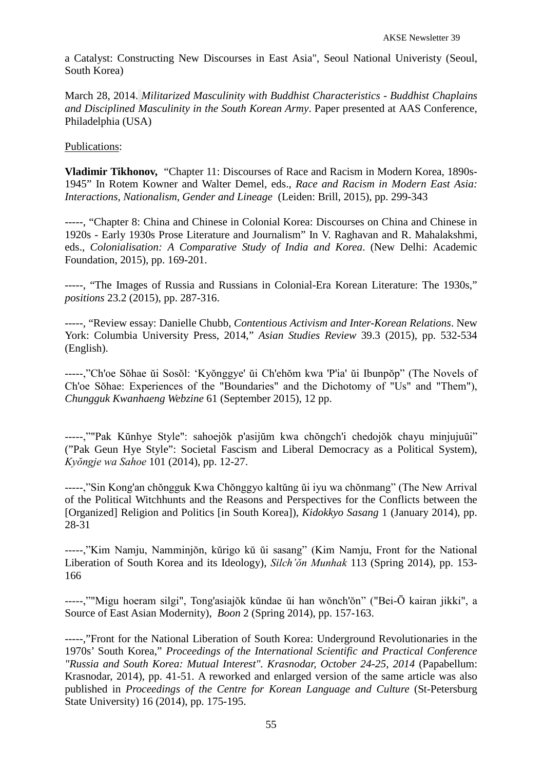a Catalyst: Constructing New Discourses in East Asia", Seoul National Univeristy (Seoul, South Korea)

March 28, 2014. *Militarized Masculinity with Buddhist Characteristics - Buddhist Chaplains and Disciplined Masculinity in the South Korean Army*. Paper presented at AAS Conference, Philadelphia (USA)

Publications:

**Vladimir Tikhonov,** "Chapter 11: Discourses of Race and Racism in Modern Korea, 1890s-1945" In Rotem Kowner and Walter Demel, eds., *Race and Racism in Modern East Asia: Interactions, Nationalism, Gender and Lineage* (Leiden: Brill, 2015), pp. 299-343

-----, "Chapter 8: China and Chinese in Colonial Korea: Discourses on China and Chinese in 1920s - Early 1930s Prose Literature and Journalism" In V. Raghavan and R. Mahalakshmi, eds., *Colonialisation: A Comparative Study of India and Korea*. (New Delhi: Academic Foundation, 2015), pp. 169-201.

-----, "The Images of Russia and Russians in Colonial-Era Korean Literature: The 1930s," *positions* 23.2 (2015), pp. 287-316.

-----, "Review essay: Danielle Chubb, *Contentious Activism and Inter-Korean Relations*. New York: Columbia University Press, 2014," *Asian Studies Review* 39.3 (2015), pp. 532-534 (English).

-----,"Ch'oe Sŏhae ŭi Sosŏl: 'Kyŏnggye' ŭi Ch'ehŏm kwa 'P'ia' ŭi Ibunpŏp" (The Novels of Ch'oe Sŏhae: Experiences of the "Boundaries" and the Dichotomy of "Us" and "Them"), *Chungguk Kwanhaeng Webzine* 61 (September 2015), 12 pp.

-----,""Pak Kŭnhye Style": sahoejŏk p'asijŭm kwa chŏngch'i chedojŏk chayu minjujuŭi" ("Pak Geun Hye Style": Societal Fascism and Liberal Democracy as a Political System), *Kyŏngje wa Sahoe* 101 (2014), pp. 12-27.

-----,"Sin Kong'an chŏngguk Kwa Chŏnggyo kaltŭng ŭi iyu wa chŏnmang" (The New Arrival of the Political Witchhunts and the Reasons and Perspectives for the Conflicts between the [Organized] Religion and Politics [in South Korea]), *Kidokkyo Sasang* 1 (January 2014), pp. 28-31

-----,"Kim Namju, Namminjŏn, kŭrigo kŭ ŭi sasang" (Kim Namju, Front for the National Liberation of South Korea and its Ideology), *Silch'ŏn Munhak* 113 (Spring 2014), pp. 153-166

-----,""Migu hoeram silgi", Tong'asiajŏk kŭndae ŭi han wŏnch'ŏn" ("Bei-Ō kairan jikki", a Source of East Asian Modernity), *Boon* 2 (Spring 2014), pp. 157-163.

-----,"Front for the National Liberation of South Korea: Underground Revolutionaries in the 1970s' South Korea," *Proceedings of the International Scientific and Practical Conference "Russia and South Korea: Mutual Interest". Krasnodar, October 24-25, 2014* (Papabellum: Krasnodar, 2014), pp. 41-51. A reworked and enlarged version of the same article was also published in *Proceedings of the Centre for Korean Language and Culture* (St-Petersburg State University) 16 (2014), pp. 175-195.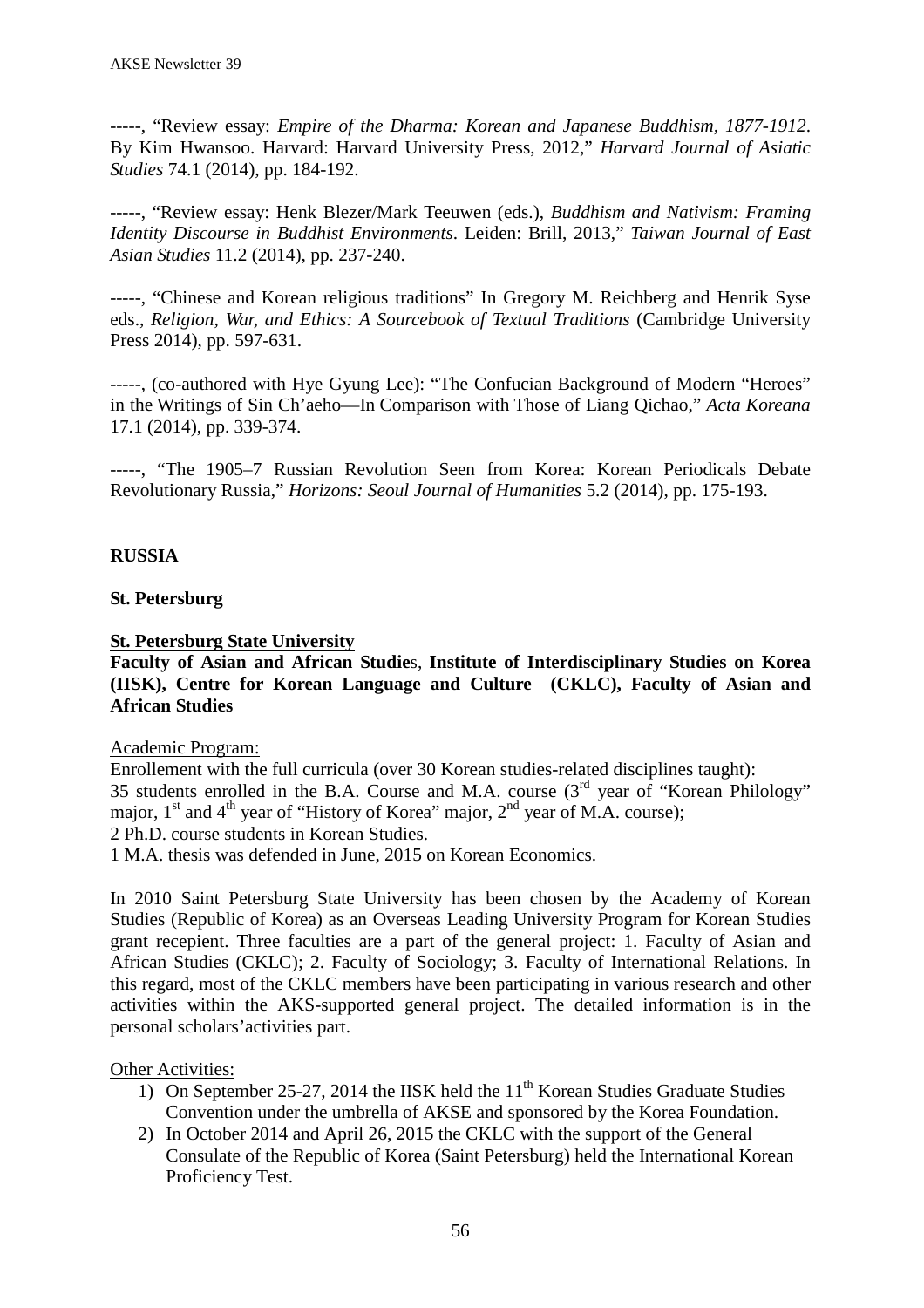-----, "Review essay: *Empire of the Dharma: Korean and Japanese Buddhism, 1877-1912*. By Kim Hwansoo. Harvard: Harvard University Press, 2012," *Harvard Journal of Asiatic Studies* 74.1 (2014), pp. 184-192.

-----, "Review essay: Henk Blezer/Mark Teeuwen (eds.), *Buddhism and Nativism: Framing Identity Discourse in Buddhist Environments*. Leiden: Brill, 2013," *Taiwan Journal of East Asian Studies* 11.2 (2014), pp. 237-240.

-----, "Chinese and Korean religious traditions" In Gregory M. Reichberg and Henrik Syse eds., *Religion, War, and Ethics: A Sourcebook of Textual Traditions* (Cambridge University Press 2014), pp. 597-631.

-----, (co-authored with Hye Gyung Lee): "The Confucian Background of Modern "Heroes" in the Writings of Sin Ch'aeho—In Comparison with Those of Liang Qichao," *Acta Koreana* 17.1 (2014), pp. 339-374.

-----, "The 1905–7 Russian Revolution Seen from Korea: Korean Periodicals Debate Revolutionary Russia," *Horizons: Seoul Journal of Humanities* 5.2 (2014), pp. 175-193.

**RUSSIA**

**St. Petersburg**

**St. Petersburg State University**

**Faculty of Asian and African Studie**s, **Institute of Interdisciplinary Studies on Korea (IISK), Centre for Korean Language and Culture (CKLC), Faculty of Asian and African Studies**

Academic Program:

Enrollement with the full curricula (over 30 Korean studies-related disciplines taught):
35 students enrolled in the B.A. Course and M.A. course (3rd year of "Korean Philology" major, 1st and 4th year of "History of Korea" major, 2nd year of M.A. course);
2 Ph.D. course students in Korean Studies.
1 M.A. thesis was defended in June, 2015 on Korean Economics.

In 2010 Saint Petersburg State University has been chosen by the Academy of Korean Studies (Republic of Korea) as an Overseas Leading University Program for Korean Studies grant recepient. Three faculties are a part of the general project: 1. Faculty of Asian and African Studies (CKLC); 2. Faculty of Sociology; 3. Faculty of International Relations. In this regard, most of the CKLC members have been participating in various research and other activities within the AKS-supported general project. The detailed information is in the personal scholars'activities part.

Other Activities:

1) On September 25-27, 2014 the IISK held the 11th Korean Studies Graduate Studies Convention under the umbrella of AKSE and sponsored by the Korea Foundation.
2) In October 2014 and April 26, 2015 the CKLC with the support of the General Consulate of the Republic of Korea (Saint Petersburg) held the International Korean Proficiency Test.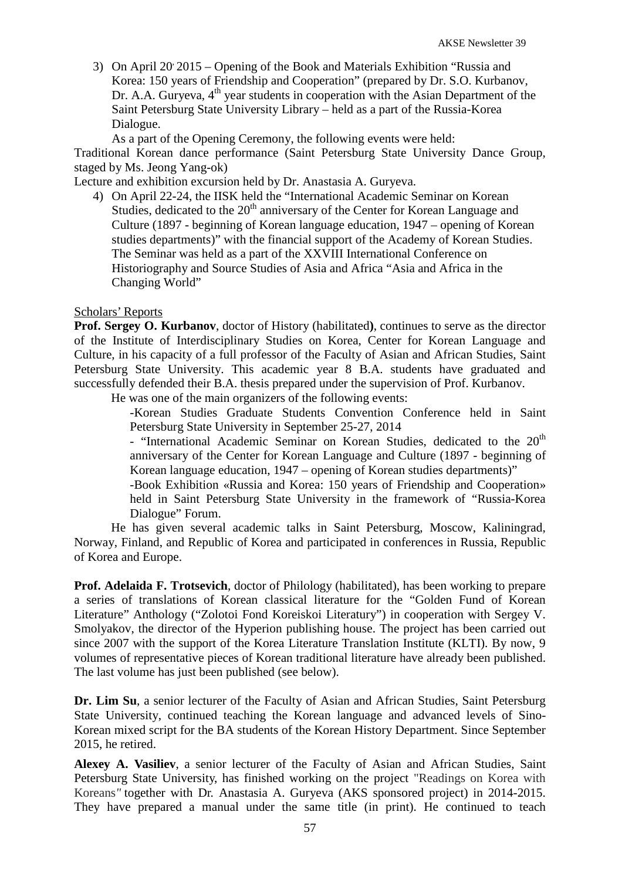3) On April 20, 2015 – Opening of the Book and Materials Exhibition "Russia and Korea: 150 years of Friendship and Cooperation" (prepared by Dr. S.O. Kurbanov, Dr. A.A. Guryeva, 4th year students in cooperation with the Asian Department of the Saint Petersburg State University Library – held as a part of the Russia-Korea Dialogue.

As a part of the Opening Ceremony, the following events were held:

Traditional Korean dance performance (Saint Petersburg State University Dance Group, staged by Ms. Jeong Yang-ok)

Lecture and exhibition excursion held by Dr. Anastasia A. Guryeva.

4) On April 22-24, the IISK held the "International Academic Seminar on Korean Studies, dedicated to the 20th anniversary of the Center for Korean Language and Culture (1897 - beginning of Korean language education, 1947 – opening of Korean studies departments)" with the financial support of the Academy of Korean Studies. The Seminar was held as a part of the XXVIII International Conference on Historiography and Source Studies of Asia and Africa "Asia and Africa in the Changing World"

Scholars' Reports

**Prof. Sergey O. Kurbanov**, doctor of History (habilitated**)**, continues to serve as the director of the Institute of Interdisciplinary Studies on Korea, Center for Korean Language and Culture, in his capacity of a full professor of the Faculty of Asian and African Studies, Saint Petersburg State University. This academic year 8 B.A. students have graduated and successfully defended their B.A. thesis prepared under the supervision of Prof. Kurbanov.

He was one of the main organizers of the following events:

-Korean Studies Graduate Students Convention Conference held in Saint Petersburg State University in September 25-27, 2014

- "International Academic Seminar on Korean Studies, dedicated to the 20th anniversary of the Center for Korean Language and Culture (1897 - beginning of Korean language education, 1947 – opening of Korean studies departments)"

-Book Exhibition «Russia and Korea: 150 years of Friendship and Cooperation» held in Saint Petersburg State University in the framework of "Russia-Korea Dialogue" Forum.

He has given several academic talks in Saint Petersburg, Moscow, Kaliningrad, Norway, Finland, and Republic of Korea and participated in conferences in Russia, Republic of Korea and Europe.

**Prof. Adelaida F. Trotsevich**, doctor of Philology (habilitated), has been working to prepare a series of translations of Korean classical literature for the "Golden Fund of Korean Literature" Anthology ("Zolotoi Fond Koreiskoi Literatury") in cooperation with Sergey V. Smolyakov, the director of the Hyperion publishing house. The project has been carried out since 2007 with the support of the Korea Literature Translation Institute (KLTI). By now, 9 volumes of representative pieces of Korean traditional literature have already been published. The last volume has just been published (see below).

**Dr. Lim Su**, a senior lecturer of the Faculty of Asian and African Studies, Saint Petersburg State University, continued teaching the Korean language and advanced levels of Sino-Korean mixed script for the BA students of the Korean History Department. Since September 2015, he retired.

**Alexey A. Vasiliev**, a senior lecturer of the Faculty of Asian and African Studies, Saint Petersburg State University, has finished working on the project "Readings on Korea with Koreans*"* together with Dr. Anastasia A. Guryeva (AKS sponsored project) in 2014-2015. They have prepared a manual under the same title (in print). He continued to teach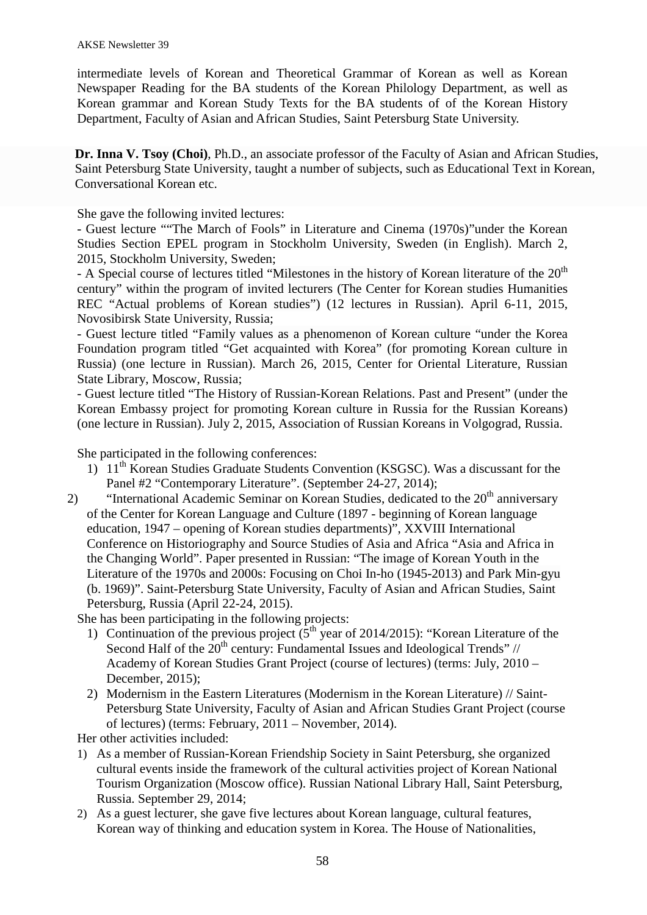intermediate levels of Korean and Theoretical Grammar of Korean as well as Korean Newspaper Reading for the BA students of the Korean Philology Department, as well as Korean grammar and Korean Study Texts for the BA students of of the Korean History Department, Faculty of Asian and African Studies, Saint Petersburg State University.

**Dr. Inna V. Tsoy (Choi)**, Ph.D., an associate professor of the Faculty of Asian and African Studies, Saint Petersburg State University, taught a number of subjects, such as Educational Text in Korean, Conversational Korean etc.

She gave the following invited lectures:

- Guest lecture ""The March of Fools" in Literature and Cinema (1970s)"under the Korean Studies Section EPEL program in Stockholm University, Sweden (in English). March 2, 2015, Stockholm University, Sweden;
- A Special course of lectures titled "Milestones in the history of Korean literature of the 20th century" within the program of invited lecturers (The Center for Korean studies Humanities REC "Actual problems of Korean studies") (12 lectures in Russian). April 6-11, 2015, Novosibirsk State University, Russia;
- Guest lecture titled "Family values as a phenomenon of Korean culture "under the Korea Foundation program titled "Get acquainted with Korea" (for promoting Korean culture in Russia) (one lecture in Russian). March 26, 2015, Center for Oriental Literature, Russian State Library, Moscow, Russia;
- Guest lecture titled "The History of Russian-Korean Relations. Past and Present" (under the Korean Embassy project for promoting Korean culture in Russia for the Russian Koreans) (one lecture in Russian). July 2, 2015, Association of Russian Koreans in Volgograd, Russia.

She participated in the following conferences:

1) 11th Korean Studies Graduate Students Convention (KSGSC). Was a discussant for the Panel #2 "Contemporary Literature". (September 24-27, 2014);
2) "International Academic Seminar on Korean Studies, dedicated to the 20th anniversary of the Center for Korean Language and Culture (1897 - beginning of Korean language education, 1947 – opening of Korean studies departments)", XXVIII International Conference on Historiography and Source Studies of Asia and Africa "Asia and Africa in the Changing World". Paper presented in Russian: "The image of Korean Youth in the Literature of the 1970s and 2000s: Focusing on Choi In-ho (1945-2013) and Park Min-gyu (b. 1969)". Saint-Petersburg State University, Faculty of Asian and African Studies, Saint Petersburg, Russia (April 22-24, 2015).

She has been participating in the following projects:

1) Continuation of the previous project (5th year of 2014/2015): "Korean Literature of the Second Half of the 20th century: Fundamental Issues and Ideological Trends" // Academy of Korean Studies Grant Project (course of lectures) (terms: July, 2010 – December, 2015);
2) Modernism in the Eastern Literatures (Modernism in the Korean Literature) // Saint-Petersburg State University, Faculty of Asian and African Studies Grant Project (course of lectures) (terms: February, 2011 – November, 2014).

Her other activities included:

1) As a member of Russian-Korean Friendship Society in Saint Petersburg, she organized cultural events inside the framework of the cultural activities project of Korean National Tourism Organization (Moscow office). Russian National Library Hall, Saint Petersburg, Russia. September 29, 2014;
2) As a guest lecturer, she gave five lectures about Korean language, cultural features, Korean way of thinking and education system in Korea. The House of Nationalities,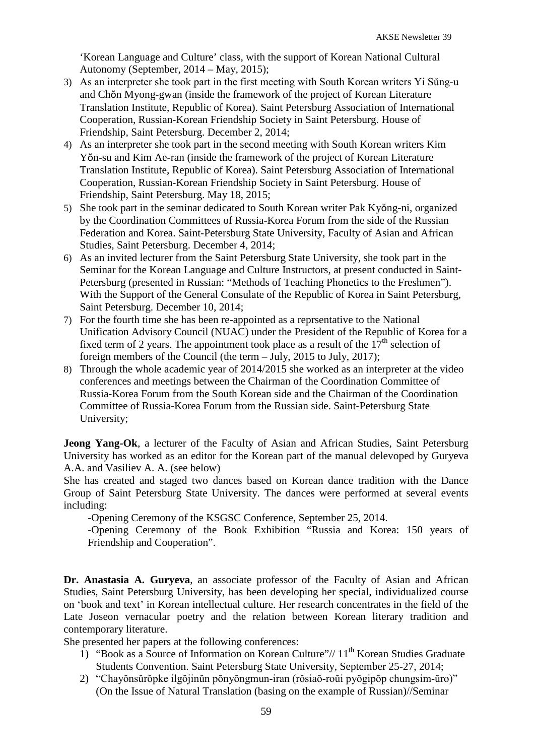'Korean Language and Culture' class, with the support of Korean National Cultural Autonomy (September, 2014 – May, 2015);

3) As an interpreter she took part in the first meeting with South Korean writers Yi Sŭng-u and Chŏn Myong-gwan (inside the framework of the project of Korean Literature Translation Institute, Republic of Korea). Saint Petersburg Association of International Cooperation, Russian-Korean Friendship Society in Saint Petersburg. House of Friendship, Saint Petersburg. December 2, 2014;
4) As an interpreter she took part in the second meeting with South Korean writers Kim Yŏn-su and Kim Ae-ran (inside the framework of the project of Korean Literature Translation Institute, Republic of Korea). Saint Petersburg Association of International Cooperation, Russian-Korean Friendship Society in Saint Petersburg. House of Friendship, Saint Petersburg. May 18, 2015;
5) She took part in the seminar dedicated to South Korean writer Pak Kyŏng-ni, organized by the Coordination Committees of Russia-Korea Forum from the side of the Russian Federation and Korea. Saint-Petersburg State University, Faculty of Asian and African Studies, Saint Petersburg. December 4, 2014;
6) As an invited lecturer from the Saint Petersburg State University, she took part in the Seminar for the Korean Language and Culture Instructors, at present conducted in Saint-Petersburg (presented in Russian: "Methods of Teaching Phonetics to the Freshmen"). With the Support of the General Consulate of the Republic of Korea in Saint Petersburg, Saint Petersburg. December 10, 2014;
7) For the fourth time she has been re-appointed as a reprsentative to the National Unification Advisory Council (NUAC) under the President of the Republic of Korea for a fixed term of 2 years. The appointment took place as a result of the 17th selection of foreign members of the Council (the term – July, 2015 to July, 2017);
8) Through the whole academic year of 2014/2015 she worked as an interpreter at the video conferences and meetings between the Chairman of the Coordination Committee of Russia-Korea Forum from the South Korean side and the Chairman of the Coordination Committee of Russia-Korea Forum from the Russian side. Saint-Petersburg State University;

**Jeong Yang-Ok**, a lecturer of the Faculty of Asian and African Studies, Saint Petersburg University has worked as an editor for the Korean part of the manual delevoped by Guryeva A.A. and Vasiliev A. A. (see below)

She has created and staged two dances based on Korean dance tradition with the Dance Group of Saint Petersburg State University. The dances were performed at several events including:

-Opening Ceremony of the KSGSC Conference, September 25, 2014.

-Opening Ceremony of the Book Exhibition "Russia and Korea: 150 years of Friendship and Cooperation".

**Dr. Anastasia A. Guryeva**, an associate professor of the Faculty of Asian and African Studies, Saint Petersburg University, has been developing her special, individualized course on 'book and text' in Korean intellectual culture. Her research concentrates in the field of the Late Joseon vernacular poetry and the relation between Korean literary tradition and contemporary literature.

She presented her papers at the following conferences:

1) "Book as a Source of Information on Korean Culture"// 11th Korean Studies Graduate Students Convention. Saint Petersburg State University, September 25-27, 2014;
2) "Chayŏnsŭrŏpke ilgŏjinŭn pŏnyŏngmun-iran (rŏsiaŏ-roŭi pyŏgipŏp chungsim-ŭro)" (On the Issue of Natural Translation (basing on the example of Russian)//Seminar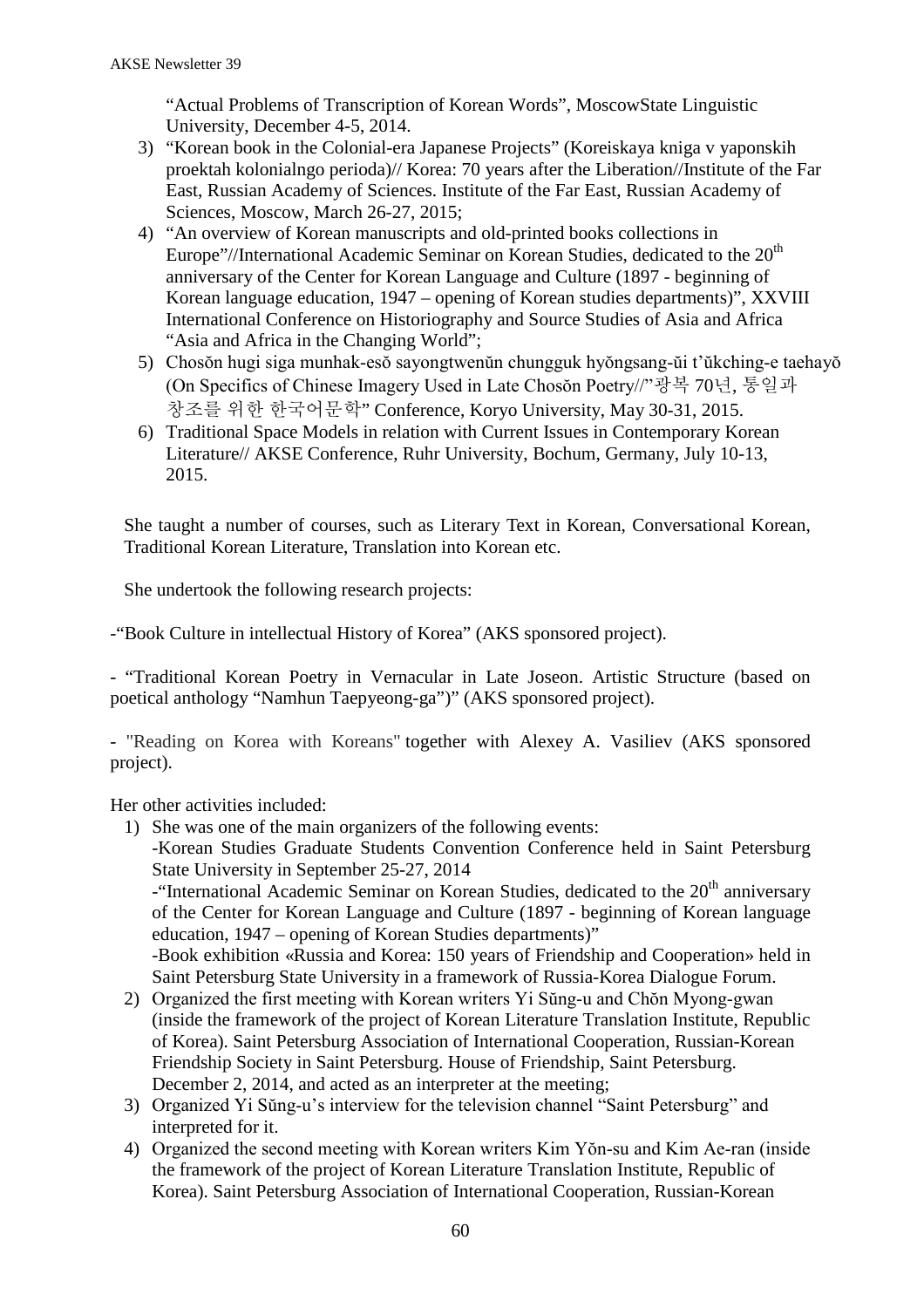"Actual Problems of Transcription of Korean Words", MoscowState Linguistic University, December 4-5, 2014.

3) "Korean book in the Colonial-era Japanese Projects" (Koreiskaya kniga v yaponskih proektah kolonialngo perioda)// Korea: 70 years after the Liberation//Institute of the Far East, Russian Academy of Sciences. Institute of the Far East, Russian Academy of Sciences, Moscow, March 26-27, 2015;
4) "An overview of Korean manuscripts and old-printed books collections in Europe"//International Academic Seminar on Korean Studies, dedicated to the 20th anniversary of the Center for Korean Language and Culture (1897 - beginning of Korean language education, 1947 – opening of Korean studies departments)", XXVIII International Conference on Historiography and Source Studies of Asia and Africa "Asia and Africa in the Changing World";
5) Chosŏn hugi siga munhak-esŏ sayongtwenŭn chungguk hyŏngsang-ŭi t'ŭkching-e taehayŏ (On Specifics of Chinese Imagery Used in Late Chosŏn Poetry//"광복 70년, 통일과 창조를 위한 한국어문학" Conference, Koryo University, May 30-31, 2015.
6) Traditional Space Models in relation with Current Issues in Contemporary Korean Literature// AKSE Conference, Ruhr University, Bochum, Germany, July 10-13, 2015.

She taught a number of courses, such as Literary Text in Korean, Conversational Korean, Traditional Korean Literature, Translation into Korean etc.

She undertook the following research projects:

-"Book Culture in intellectual History of Korea" (AKS sponsored project).

- "Traditional Korean Poetry in Vernacular in Late Joseon. Artistic Structure (based on poetical anthology "Namhun Taepyeong-ga")" (AKS sponsored project).

- "Reading on Korea with Koreans" together with Alexey A. Vasiliev (AKS sponsored project).

Her other activities included:

1) She was one of the main organizers of the following events:
   -Korean Studies Graduate Students Convention Conference held in Saint Petersburg State University in September 25-27, 2014
   -"International Academic Seminar on Korean Studies, dedicated to the 20th anniversary of the Center for Korean Language and Culture (1897 - beginning of Korean language education, 1947 – opening of Korean Studies departments)"
   -Book exhibition «Russia and Korea: 150 years of Friendship and Cooperation» held in Saint Petersburg State University in a framework of Russia-Korea Dialogue Forum.
2) Organized the first meeting with Korean writers Yi Sŭng-u and Chŏn Myong-gwan (inside the framework of the project of Korean Literature Translation Institute, Republic of Korea). Saint Petersburg Association of International Cooperation, Russian-Korean Friendship Society in Saint Petersburg. House of Friendship, Saint Petersburg. December 2, 2014, and acted as an interpreter at the meeting;
3) Organized Yi Sŭng-u's interview for the television channel "Saint Petersburg" and interpreted for it.
4) Organized the second meeting with Korean writers Kim Yŏn-su and Kim Ae-ran (inside the framework of the project of Korean Literature Translation Institute, Republic of Korea). Saint Petersburg Association of International Cooperation, Russian-Korean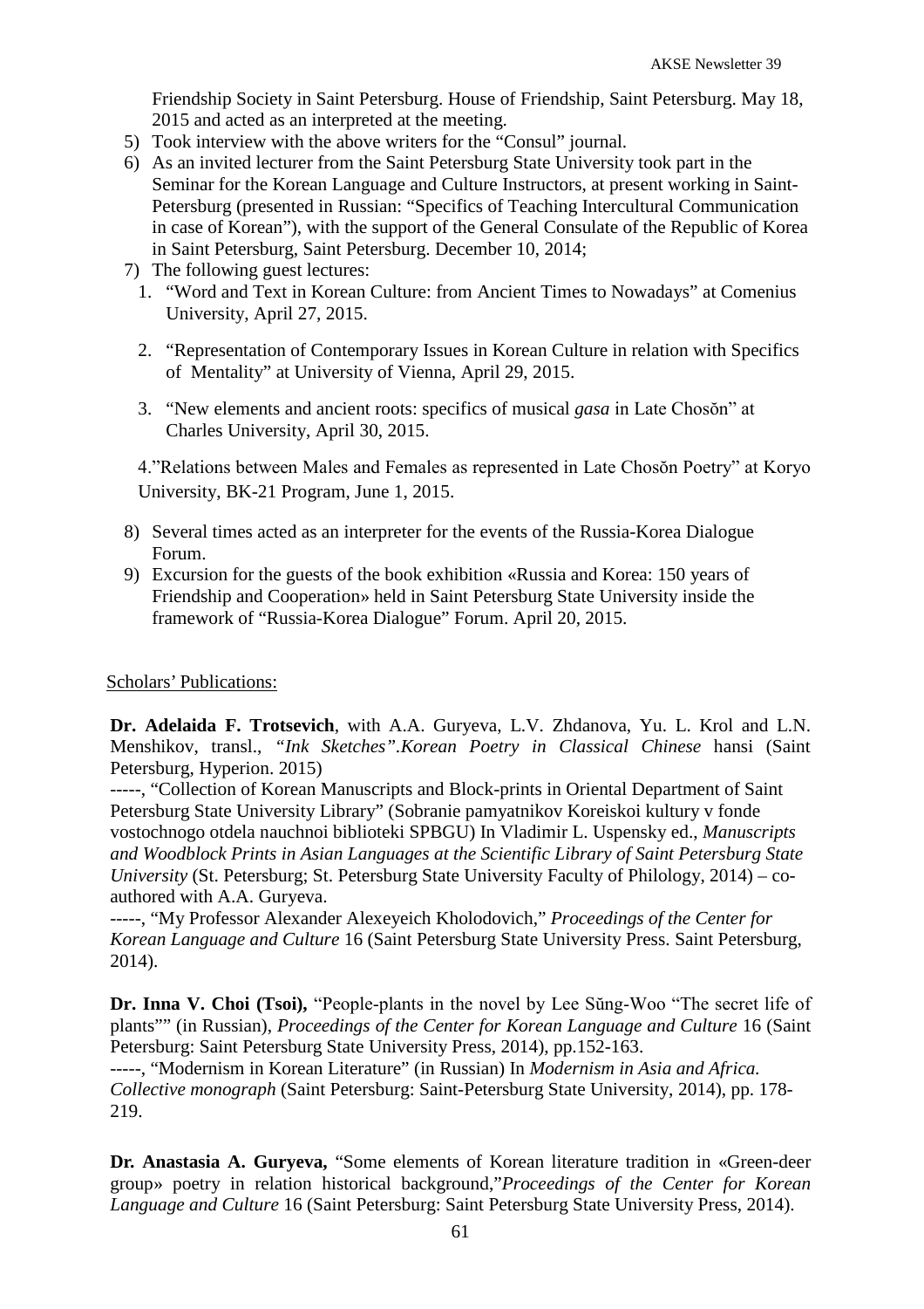Friendship Society in Saint Petersburg. House of Friendship, Saint Petersburg. May 18, 2015 and acted as an interpreted at the meeting.

5) Took interview with the above writers for the "Consul" journal.
6) As an invited lecturer from the Saint Petersburg State University took part in the Seminar for the Korean Language and Culture Instructors, at present working in Saint-Petersburg (presented in Russian: "Specifics of Teaching Intercultural Communication in case of Korean"), with the support of the General Consulate of the Republic of Korea in Saint Petersburg, Saint Petersburg. December 10, 2014;
7) The following guest lectures:
   1. "Word and Text in Korean Culture: from Ancient Times to Nowadays" at Comenius University, April 27, 2015.
   2. "Representation of Contemporary Issues in Korean Culture in relation with Specifics of Mentality" at University of Vienna, April 29, 2015.
   3. "New elements and ancient roots: specifics of musical *gasa* in Late Chosŏn" at Charles University, April 30, 2015.
   4."Relations between Males and Females as represented in Late Chosŏn Poetry" at Koryo University, BK-21 Program, June 1, 2015.
8) Several times acted as an interpreter for the events of the Russia-Korea Dialogue Forum.
9) Excursion for the guests of the book exhibition «Russia and Korea: 150 years of Friendship and Cooperation» held in Saint Petersburg State University inside the framework of "Russia-Korea Dialogue" Forum. April 20, 2015.

Scholars' Publications:

**Dr. Adelaida F. Trotsevich**, with A.A. Guryeva, L.V. Zhdanova, Yu. L. Krol and L.N. Menshikov, transl., *"Ink Sketches".Korean Poetry in Classical Chinese* hansi (Saint Petersburg, Hyperion. 2015)
-----, "Collection of Korean Manuscripts and Block-prints in Oriental Department of Saint Petersburg State University Library" (Sobranie pamyatnikov Koreiskoi kultury v fonde vostochnogo otdela nauchnoi biblioteki SPBGU) In Vladimir L. Uspensky ed., *Manuscripts and Woodblock Prints in Asian Languages at the Scientific Library of Saint Petersburg State University* (St. Petersburg; St. Petersburg State University Faculty of Philology, 2014) – co-authored with A.A. Guryeva.
-----, "My Professor Alexander Alexeyeich Kholodovich," *Proceedings of the Center for Korean Language and Culture* 16 (Saint Petersburg State University Press. Saint Petersburg, 2014).

**Dr. Inna V. Choi (Tsoi),** "People-plants in the novel by Lee Sŭng-Woo "The secret life of plants"" (in Russian), *Proceedings of the Center for Korean Language and Culture* 16 (Saint Petersburg: Saint Petersburg State University Press, 2014), pp.152-163.
-----, "Modernism in Korean Literature" (in Russian) In *Modernism in Asia and Africa. Collective monograph* (Saint Petersburg: Saint-Petersburg State University, 2014), pp. 178-219.

**Dr. Anastasia A. Guryeva,** "Some elements of Korean literature tradition in «Green-deer group» poetry in relation historical background,"*Proceedings of the Center for Korean Language and Culture* 16 (Saint Petersburg: Saint Petersburg State University Press, 2014).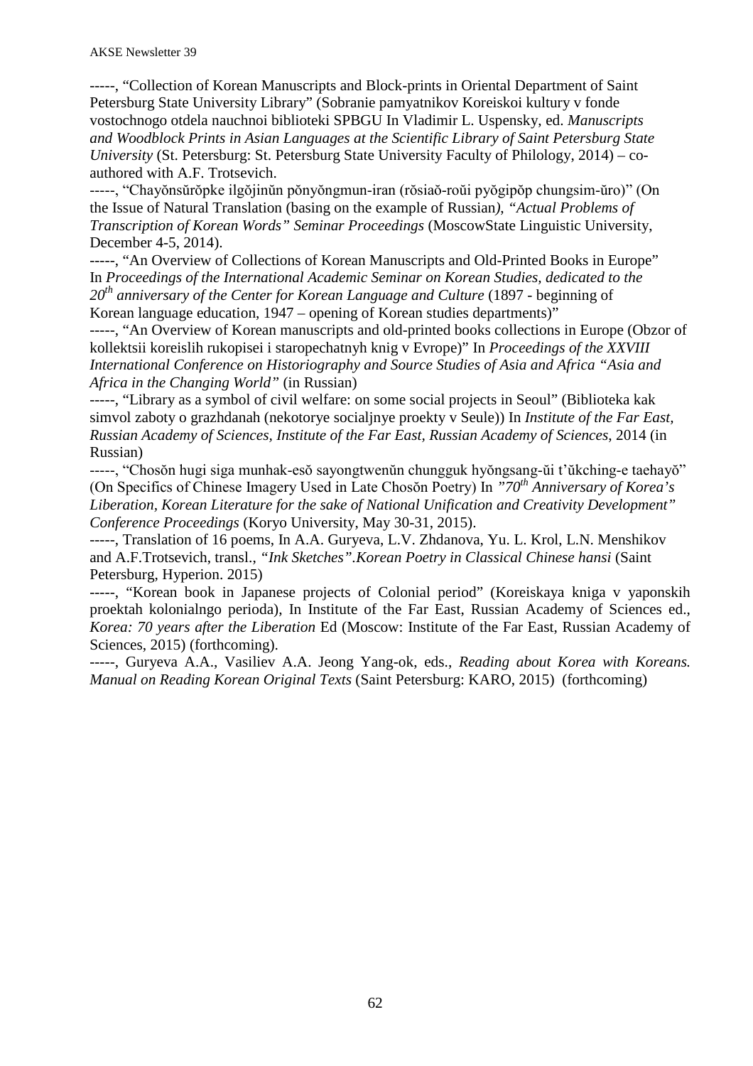-----, “Collection of Korean Manuscripts and Block-prints in Oriental Department of Saint Petersburg State University Library” (Sobranie pamyatnikov Koreiskoi kultury v fonde vostochnogo otdela nauchnoi biblioteki SPBGU In Vladimir L. Uspensky, ed. *Manuscripts and Woodblock Prints in Asian Languages at the Scientific Library of Saint Petersburg State University* (St. Petersburg: St. Petersburg State University Faculty of Philology, 2014) – co-authored with A.F. Trotsevich.

-----, “Chayŏnsŭrŏpke ilgŏjinŭn pŏnyŏngmun-iran (rŏsiaŏ-roŭi pyŏgipŏp chungsim-ŭro)” (On the Issue of Natural Translation (basing on the example of Russian*), “Actual Problems of Transcription of Korean Words” Seminar Proceedings* (MoscowState Linguistic University, December 4-5, 2014).

-----, “An Overview of Collections of Korean Manuscripts and Old-Printed Books in Europe” In *Proceedings of the International Academic Seminar on Korean Studies, dedicated to the 20th anniversary of the Center for Korean Language and Culture* (1897 - beginning of Korean language education, 1947 – opening of Korean studies departments)”

-----, “An Overview of Korean manuscripts and old-printed books collections in Europe (Obzor of kollektsii koreislih rukopisei i staropechatnyh knig v Evrope)” In *Proceedings of the XXVIII International Conference on Historiography and Source Studies of Asia and Africa “Asia and Africa in the Changing World”* (in Russian)

-----, “Library as a symbol of civil welfare: on some social projects in Seoul” (Biblioteka kak simvol zaboty o grazhdanah (nekotorye socialjnye proekty v Seule)) In *Institute of the Far East, Russian Academy of Sciences, Institute of the Far East, Russian Academy of Sciences*, 2014 (in Russian)

-----, “Chosŏn hugi siga munhak-esŏ sayongtwenŭn chungguk hyŏngsang-ŭi t’ŭkching-e taehayŏ” (On Specifics of Chinese Imagery Used in Late Chosŏn Poetry) In *”70th Anniversary of Korea’s Liberation, Korean Literature for the sake of National Unification and Creativity Development” Conference Proceedings* (Koryo University, May 30-31, 2015).

-----, Translation of 16 poems, In A.A. Guryeva, L.V. Zhdanova, Yu. L. Krol, L.N. Menshikov and A.F.Trotsevich, transl., *“Ink Sketches”.Korean Poetry in Classical Chinese hansi* (Saint Petersburg, Hyperion. 2015)

-----, “Korean book in Japanese projects of Colonial period” (Koreiskaya kniga v yaponskih proektah kolonialngo perioda), In Institute of the Far East, Russian Academy of Sciences ed., *Korea: 70 years after the Liberation* Ed (Moscow: Institute of the Far East, Russian Academy of Sciences, 2015) (forthcoming).

-----, Guryeva A.A., Vasiliev A.A. Jeong Yang-ok, eds., *Reading about Korea with Koreans. Manual on Reading Korean Original Texts* (Saint Petersburg: KARO, 2015) (forthcoming)